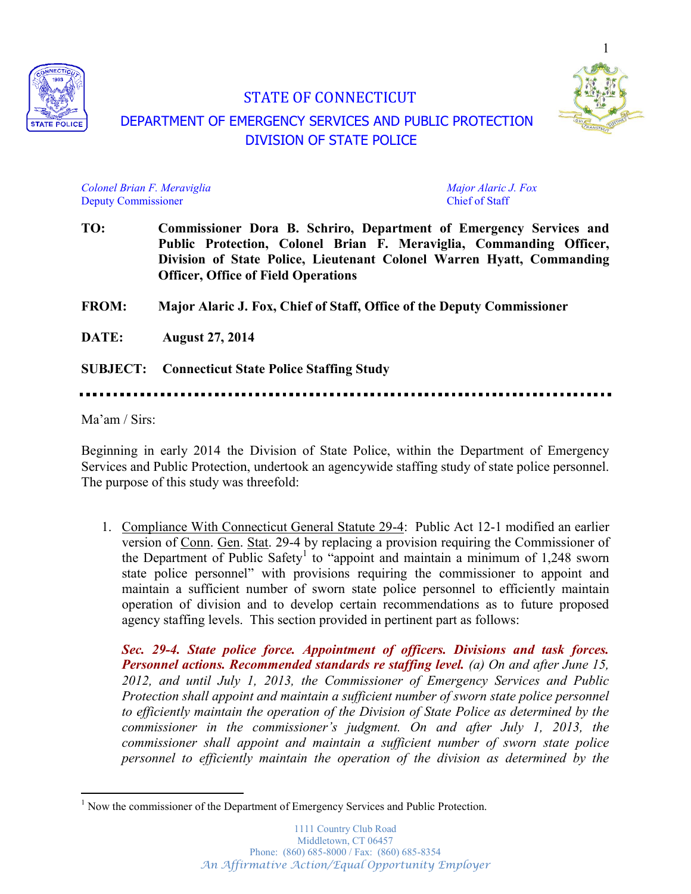# STATE OF CONNECTICUT

## DEPARTMENT OF EMERGENCY SERVICES AND PUBLIC PROTECTION
## DIVISION OF STATE POLICE

*Colonel Brian F. Meraviglia*
Deputy Commissioner

*Major Alaric J. Fox*
Chief of Staff

**TO:** **Commissioner Dora B. Schriro, Department of Emergency Services and Public Protection, Colonel Brian F. Meraviglia, Commanding Officer, Division of State Police, Lieutenant Colonel Warren Hyatt, Commanding Officer, Office of Field Operations**

**FROM:** **Major Alaric J. Fox, Chief of Staff, Office of the Deputy Commissioner**

**DATE:** **August 27, 2014**

**SUBJECT:** **Connecticut State Police Staffing Study**

---

Ma'am / Sirs:

Beginning in early 2014 the Division of State Police, within the Department of Emergency Services and Public Protection, undertook an agencywide staffing study of state police personnel. The purpose of this study was threefold:

1. Compliance With Connecticut General Statute 29-4: Public Act 12-1 modified an earlier version of Conn. Gen. Stat. 29-4 by replacing a provision requiring the Commissioner of the Department of Public Safety[1] to "appoint and maintain a minimum of 1,248 sworn state police personnel" with provisions requiring the commissioner to appoint and maintain a sufficient number of sworn state police personnel to efficiently maintain operation of division and to develop certain recommendations as to future proposed agency staffing levels. This section provided in pertinent part as follows:

   ***Sec. 29-4. State police force. Appointment of officers. Divisions and task forces. Personnel actions. Recommended standards re staffing level.*** *(a) On and after June 15, 2012, and until July 1, 2013, the Commissioner of Emergency Services and Public Protection shall appoint and maintain a sufficient number of sworn state police personnel to efficiently maintain the operation of the Division of State Police as determined by the commissioner in the commissioner's judgment. On and after July 1, 2013, the commissioner shall appoint and maintain a sufficient number of sworn state police personnel to efficiently maintain the operation of the division as determined by the*

[1] Now the commissioner of the Department of Emergency Services and Public Protection.

1111 Country Club Road
Middletown, CT 06457
Phone: (860) 685-8000 / Fax: (860) 685-8354
*An Affirmative Action/Equal Opportunity Employer*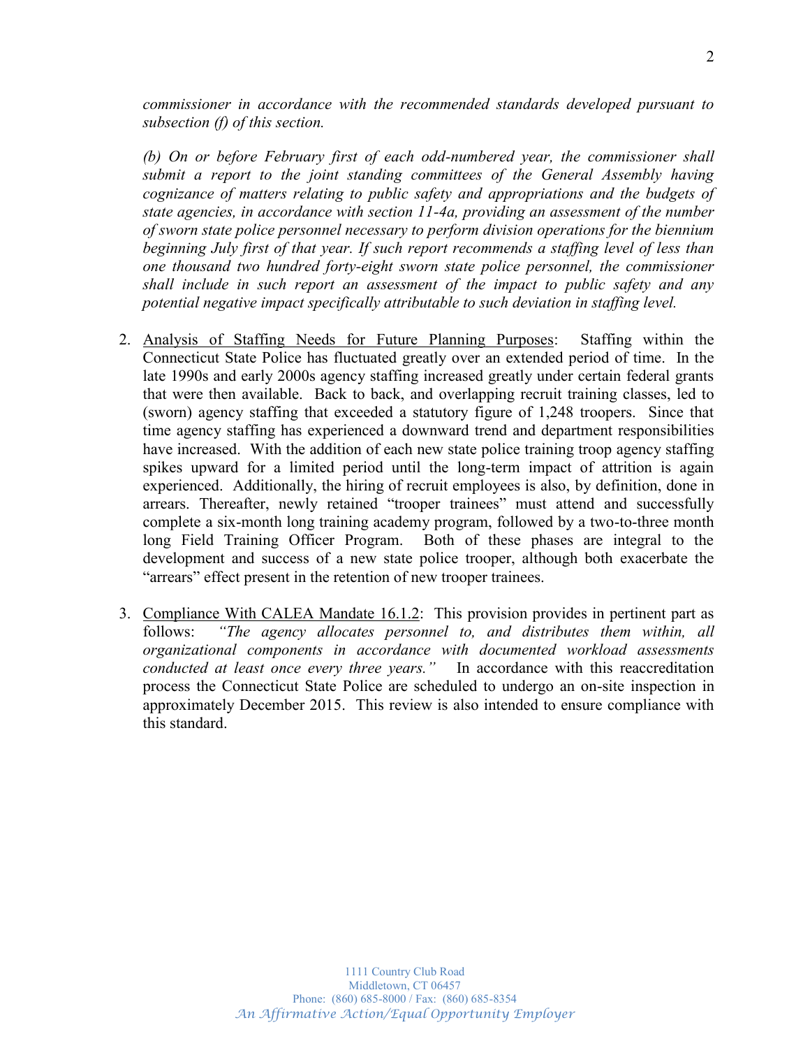*commissioner in accordance with the recommended standards developed pursuant to subsection (f) of this section.*

*(b) On or before February first of each odd-numbered year, the commissioner shall submit a report to the joint standing committees of the General Assembly having cognizance of matters relating to public safety and appropriations and the budgets of state agencies, in accordance with section 11-4a, providing an assessment of the number of sworn state police personnel necessary to perform division operations for the biennium beginning July first of that year. If such report recommends a staffing level of less than one thousand two hundred forty-eight sworn state police personnel, the commissioner shall include in such report an assessment of the impact to public safety and any potential negative impact specifically attributable to such deviation in staffing level.*

2. <u>Analysis of Staffing Needs for Future Planning Purposes</u>: Staffing within the Connecticut State Police has fluctuated greatly over an extended period of time. In the late 1990s and early 2000s agency staffing increased greatly under certain federal grants that were then available. Back to back, and overlapping recruit training classes, led to (sworn) agency staffing that exceeded a statutory figure of 1,248 troopers. Since that time agency staffing has experienced a downward trend and department responsibilities have increased. With the addition of each new state police training troop agency staffing spikes upward for a limited period until the long-term impact of attrition is again experienced. Additionally, the hiring of recruit employees is also, by definition, done in arrears. Thereafter, newly retained "trooper trainees" must attend and successfully complete a six-month long training academy program, followed by a two-to-three month long Field Training Officer Program. Both of these phases are integral to the development and success of a new state police trooper, although both exacerbate the "arrears" effect present in the retention of new trooper trainees.

3. <u>Compliance With CALEA Mandate 16.1.2</u>: This provision provides in pertinent part as follows: *"The agency allocates personnel to, and distributes them within, all organizational components in accordance with documented workload assessments conducted at least once every three years."* In accordance with this reaccreditation process the Connecticut State Police are scheduled to undergo an on-site inspection in approximately December 2015. This review is also intended to ensure compliance with this standard.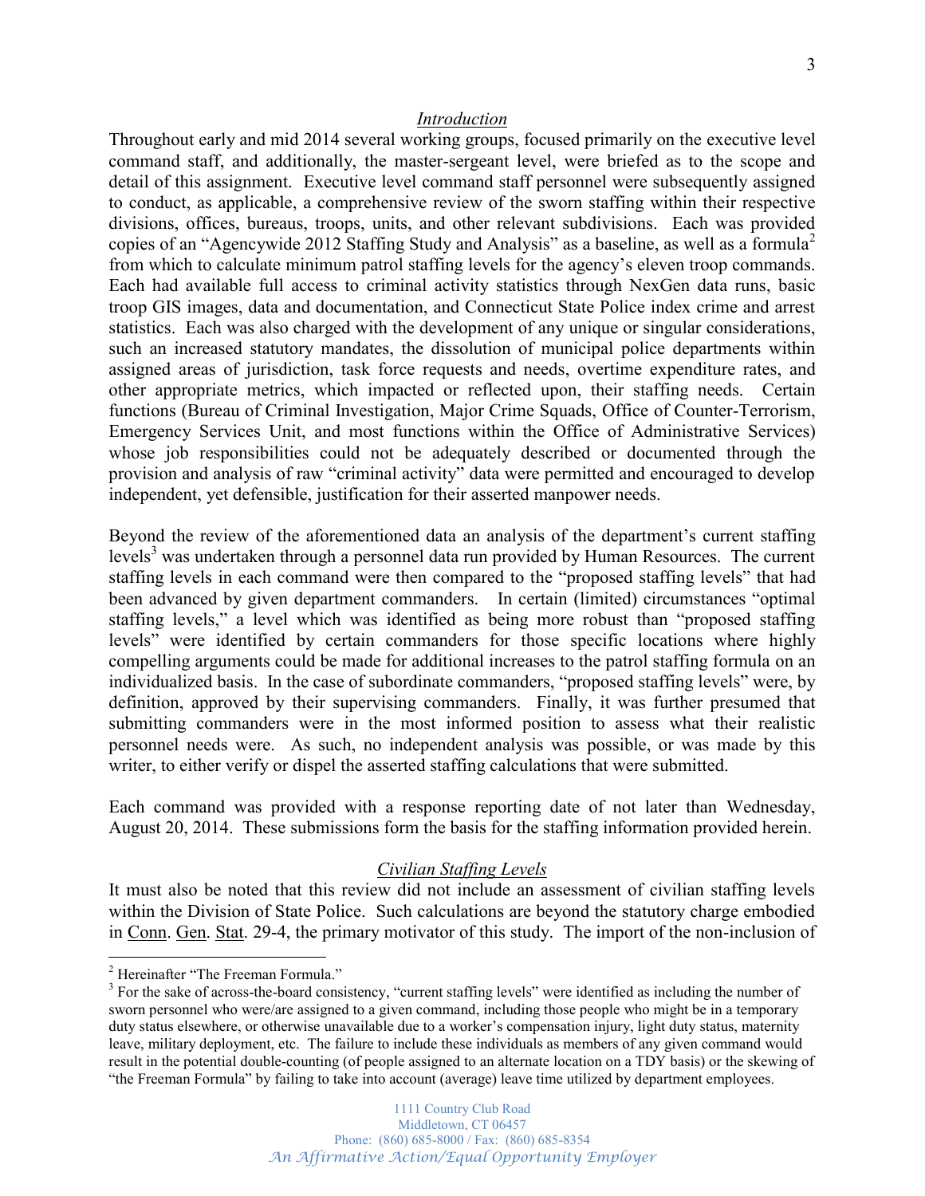## *Introduction*

Throughout early and mid 2014 several working groups, focused primarily on the executive level command staff, and additionally, the master-sergeant level, were briefed as to the scope and detail of this assignment. Executive level command staff personnel were subsequently assigned to conduct, as applicable, a comprehensive review of the sworn staffing within their respective divisions, offices, bureaus, troops, units, and other relevant subdivisions. Each was provided copies of an "Agencywide 2012 Staffing Study and Analysis" as a baseline, as well as a formula[2] from which to calculate minimum patrol staffing levels for the agency's eleven troop commands. Each had available full access to criminal activity statistics through NexGen data runs, basic troop GIS images, data and documentation, and Connecticut State Police index crime and arrest statistics. Each was also charged with the development of any unique or singular considerations, such an increased statutory mandates, the dissolution of municipal police departments within assigned areas of jurisdiction, task force requests and needs, overtime expenditure rates, and other appropriate metrics, which impacted or reflected upon, their staffing needs. Certain functions (Bureau of Criminal Investigation, Major Crime Squads, Office of Counter-Terrorism, Emergency Services Unit, and most functions within the Office of Administrative Services) whose job responsibilities could not be adequately described or documented through the provision and analysis of raw "criminal activity" data were permitted and encouraged to develop independent, yet defensible, justification for their asserted manpower needs.

Beyond the review of the aforementioned data an analysis of the department's current staffing levels[3] was undertaken through a personnel data run provided by Human Resources. The current staffing levels in each command were then compared to the "proposed staffing levels" that had been advanced by given department commanders. In certain (limited) circumstances "optimal staffing levels," a level which was identified as being more robust than "proposed staffing levels" were identified by certain commanders for those specific locations where highly compelling arguments could be made for additional increases to the patrol staffing formula on an individualized basis. In the case of subordinate commanders, "proposed staffing levels" were, by definition, approved by their supervising commanders. Finally, it was further presumed that submitting commanders were in the most informed position to assess what their realistic personnel needs were. As such, no independent analysis was possible, or was made by this writer, to either verify or dispel the asserted staffing calculations that were submitted.

Each command was provided with a response reporting date of not later than Wednesday, August 20, 2014. These submissions form the basis for the staffing information provided herein.

## *Civilian Staffing Levels*

It must also be noted that this review did not include an assessment of civilian staffing levels within the Division of State Police. Such calculations are beyond the statutory charge embodied in Conn. Gen. Stat. 29-4, the primary motivator of this study. The import of the non-inclusion of

---

[2] Hereinafter "The Freeman Formula."

[3] For the sake of across-the-board consistency, "current staffing levels" were identified as including the number of sworn personnel who were/are assigned to a given command, including those people who might be in a temporary duty status elsewhere, or otherwise unavailable due to a worker's compensation injury, light duty status, maternity leave, military deployment, etc. The failure to include these individuals as members of any given command would result in the potential double-counting (of people assigned to an alternate location on a TDY basis) or the skewing of "the Freeman Formula" by failing to take into account (average) leave time utilized by department employees.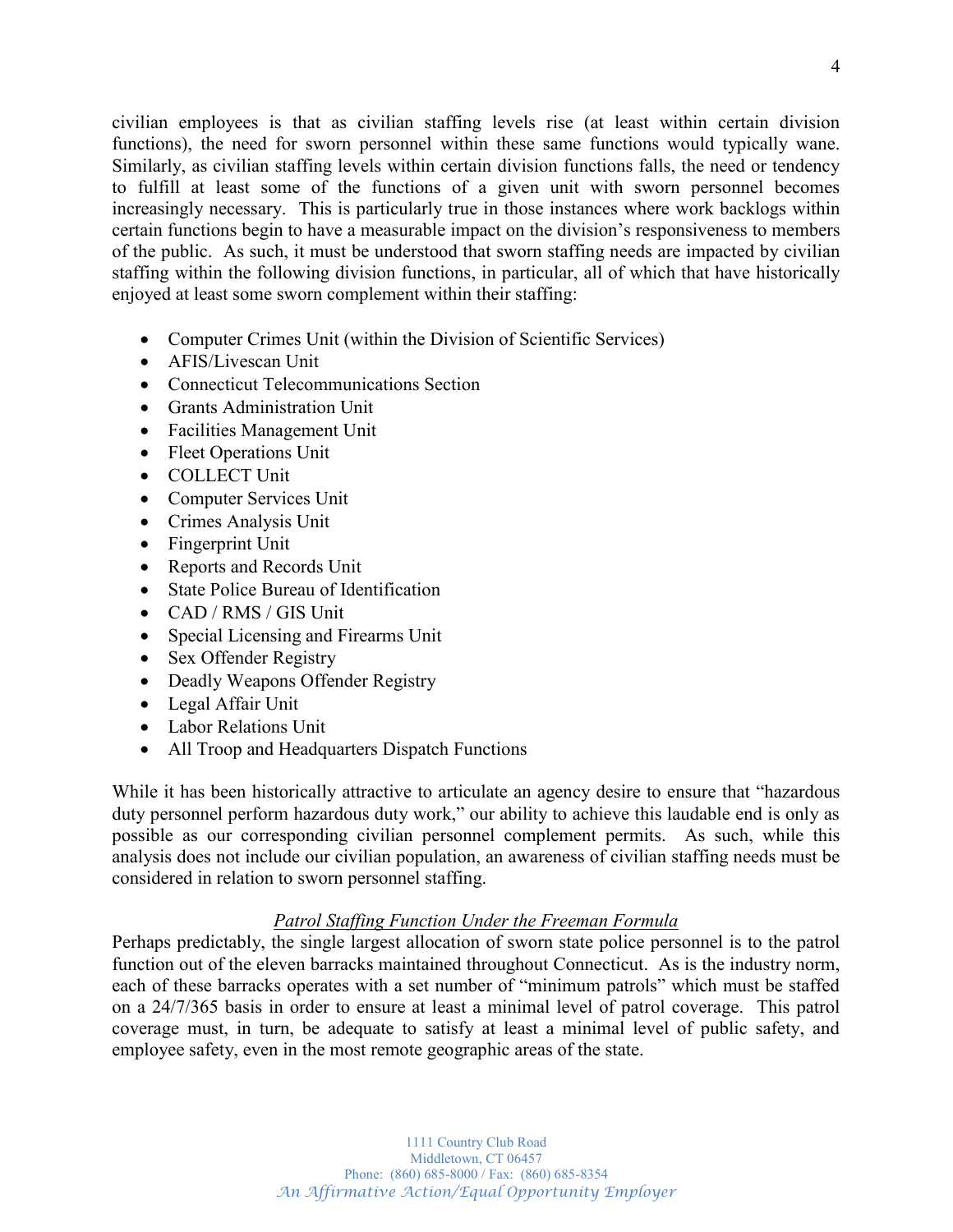civilian employees is that as civilian staffing levels rise (at least within certain division functions), the need for sworn personnel within these same functions would typically wane. Similarly, as civilian staffing levels within certain division functions falls, the need or tendency to fulfill at least some of the functions of a given unit with sworn personnel becomes increasingly necessary. This is particularly true in those instances where work backlogs within certain functions begin to have a measurable impact on the division's responsiveness to members of the public. As such, it must be understood that sworn staffing needs are impacted by civilian staffing within the following division functions, in particular, all of which that have historically enjoyed at least some sworn complement within their staffing:

- Computer Crimes Unit (within the Division of Scientific Services)
- AFIS/Livescan Unit
- Connecticut Telecommunications Section
- Grants Administration Unit
- Facilities Management Unit
- Fleet Operations Unit
- COLLECT Unit
- Computer Services Unit
- Crimes Analysis Unit
- Fingerprint Unit
- Reports and Records Unit
- State Police Bureau of Identification
- CAD / RMS / GIS Unit
- Special Licensing and Firearms Unit
- Sex Offender Registry
- Deadly Weapons Offender Registry
- Legal Affair Unit
- Labor Relations Unit
- All Troop and Headquarters Dispatch Functions

While it has been historically attractive to articulate an agency desire to ensure that "hazardous duty personnel perform hazardous duty work," our ability to achieve this laudable end is only as possible as our corresponding civilian personnel complement permits. As such, while this analysis does not include our civilian population, an awareness of civilian staffing needs must be considered in relation to sworn personnel staffing.

### *Patrol Staffing Function Under the Freeman Formula*

Perhaps predictably, the single largest allocation of sworn state police personnel is to the patrol function out of the eleven barracks maintained throughout Connecticut. As is the industry norm, each of these barracks operates with a set number of "minimum patrols" which must be staffed on a 24/7/365 basis in order to ensure at least a minimal level of patrol coverage. This patrol coverage must, in turn, be adequate to satisfy at least a minimal level of public safety, and employee safety, even in the most remote geographic areas of the state.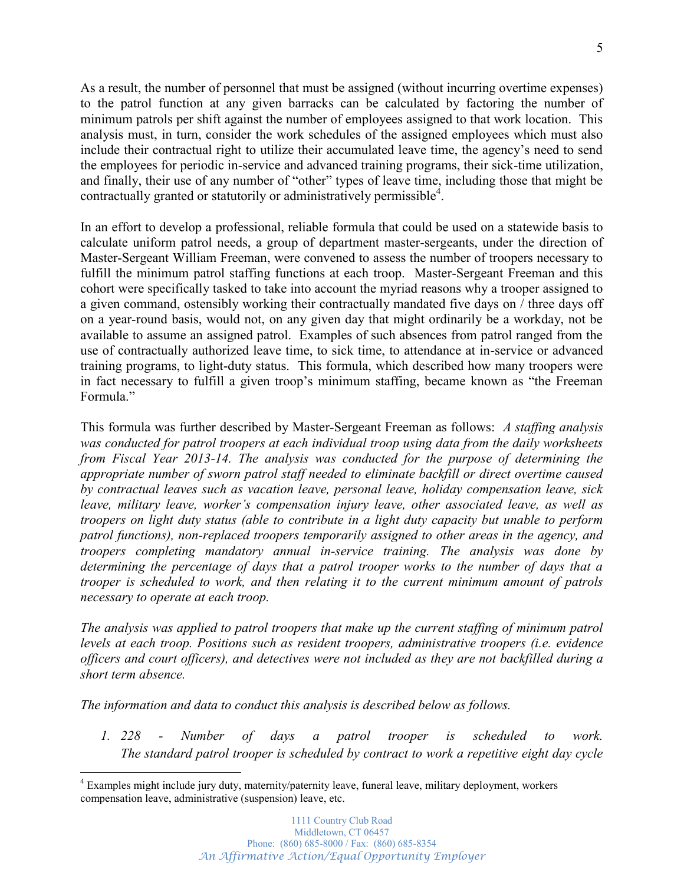As a result, the number of personnel that must be assigned (without incurring overtime expenses) to the patrol function at any given barracks can be calculated by factoring the number of minimum patrols per shift against the number of employees assigned to that work location. This analysis must, in turn, consider the work schedules of the assigned employees which must also include their contractual right to utilize their accumulated leave time, the agency's need to send the employees for periodic in-service and advanced training programs, their sick-time utilization, and finally, their use of any number of "other" types of leave time, including those that might be contractually granted or statutorily or administratively permissible[4].

In an effort to develop a professional, reliable formula that could be used on a statewide basis to calculate uniform patrol needs, a group of department master-sergeants, under the direction of Master-Sergeant William Freeman, were convened to assess the number of troopers necessary to fulfill the minimum patrol staffing functions at each troop. Master-Sergeant Freeman and this cohort were specifically tasked to take into account the myriad reasons why a trooper assigned to a given command, ostensibly working their contractually mandated five days on / three days off on a year-round basis, would not, on any given day that might ordinarily be a workday, not be available to assume an assigned patrol. Examples of such absences from patrol ranged from the use of contractually authorized leave time, to sick time, to attendance at in-service or advanced training programs, to light-duty status. This formula, which described how many troopers were in fact necessary to fulfill a given troop's minimum staffing, became known as "the Freeman Formula."

This formula was further described by Master-Sergeant Freeman as follows: *A staffing analysis was conducted for patrol troopers at each individual troop using data from the daily worksheets from Fiscal Year 2013-14. The analysis was conducted for the purpose of determining the appropriate number of sworn patrol staff needed to eliminate backfill or direct overtime caused by contractual leaves such as vacation leave, personal leave, holiday compensation leave, sick leave, military leave, worker's compensation injury leave, other associated leave, as well as troopers on light duty status (able to contribute in a light duty capacity but unable to perform patrol functions), non-replaced troopers temporarily assigned to other areas in the agency, and troopers completing mandatory annual in-service training. The analysis was done by determining the percentage of days that a patrol trooper works to the number of days that a trooper is scheduled to work, and then relating it to the current minimum amount of patrols necessary to operate at each troop.*

*The analysis was applied to patrol troopers that make up the current staffing of minimum patrol levels at each troop. Positions such as resident troopers, administrative troopers (i.e. evidence officers and court officers), and detectives were not included as they are not backfilled during a short term absence.*

*The information and data to conduct this analysis is described below as follows.*

1. *228 - Number of days a patrol trooper is scheduled to work. The standard patrol trooper is scheduled by contract to work a repetitive eight day cycle*

---

[4] Examples might include jury duty, maternity/paternity leave, funeral leave, military deployment, workers compensation leave, administrative (suspension) leave, etc.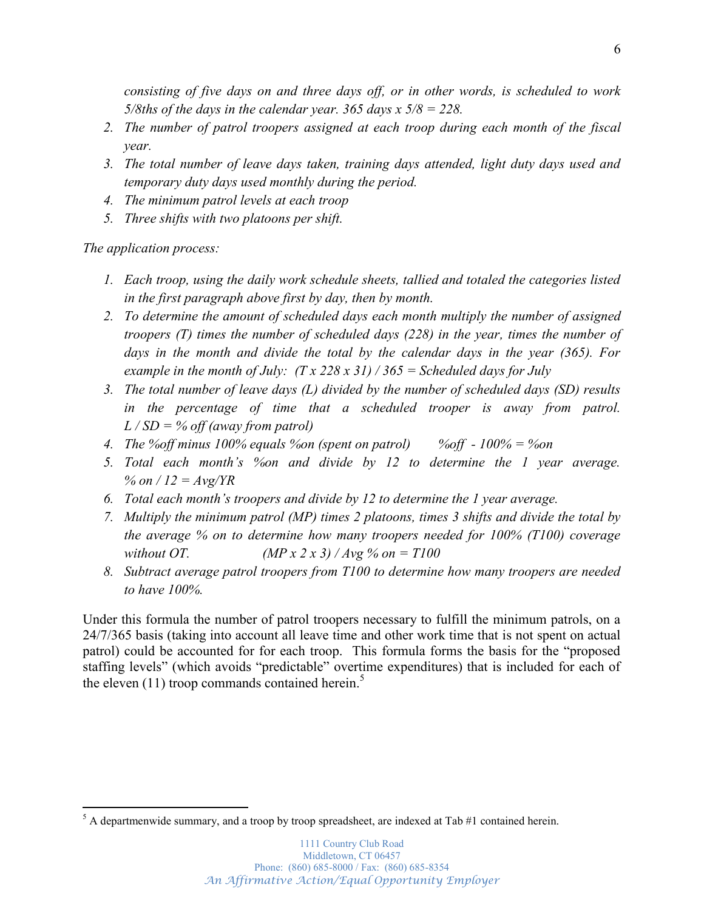*consisting of five days on and three days off, or in other words, is scheduled to work 5/8ths of the days in the calendar year. 365 days x 5/8 = 228.*

2. *The number of patrol troopers assigned at each troop during each month of the fiscal year.*
3. *The total number of leave days taken, training days attended, light duty days used and temporary duty days used monthly during the period.*
4. *The minimum patrol levels at each troop*
5. *Three shifts with two platoons per shift.*

*The application process:*

1. *Each troop, using the daily work schedule sheets, tallied and totaled the categories listed in the first paragraph above first by day, then by month.*
2. *To determine the amount of scheduled days each month multiply the number of assigned troopers (T) times the number of scheduled days (228) in the year, times the number of days in the month and divide the total by the calendar days in the year (365). For example in the month of July: (T x 228 x 31) / 365 = Scheduled days for July*
3. *The total number of leave days (L) divided by the number of scheduled days (SD) results in the percentage of time that a scheduled trooper is away from patrol. L / SD = % off (away from patrol)*
4. *The %off minus 100% equals %on (spent on patrol) %off - 100% = %on*
5. *Total each month's %on and divide by 12 to determine the 1 year average. % on / 12 = Avg/YR*
6. *Total each month's troopers and divide by 12 to determine the 1 year average.*
7. *Multiply the minimum patrol (MP) times 2 platoons, times 3 shifts and divide the total by the average % on to determine how many troopers needed for 100% (T100) coverage without OT. (MP x 2 x 3) / Avg % on = T100*
8. *Subtract average patrol troopers from T100 to determine how many troopers are needed to have 100%.*

Under this formula the number of patrol troopers necessary to fulfill the minimum patrols, on a 24/7/365 basis (taking into account all leave time and other work time that is not spent on actual patrol) could be accounted for for each troop. This formula forms the basis for the "proposed staffing levels" (which avoids "predictable" overtime expenditures) that is included for each of the eleven (11) troop commands contained herein.[5]

[5] A departmenwide summary, and a troop by troop spreadsheet, are indexed at Tab #1 contained herein.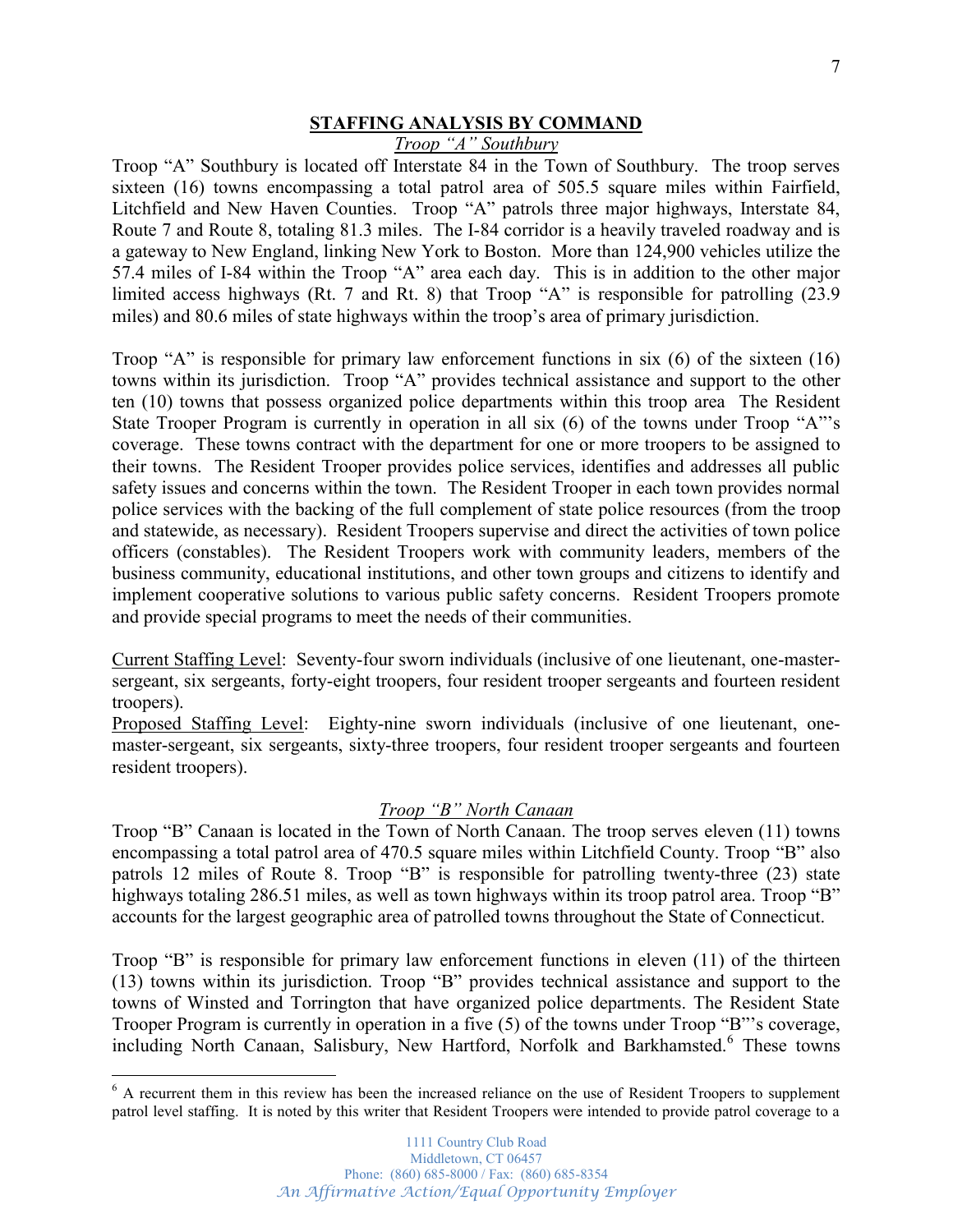## STAFFING ANALYSIS BY COMMAND

### *Troop "A" Southbury*

Troop "A" Southbury is located off Interstate 84 in the Town of Southbury. The troop serves sixteen (16) towns encompassing a total patrol area of 505.5 square miles within Fairfield, Litchfield and New Haven Counties. Troop "A" patrols three major highways, Interstate 84, Route 7 and Route 8, totaling 81.3 miles. The I-84 corridor is a heavily traveled roadway and is a gateway to New England, linking New York to Boston. More than 124,900 vehicles utilize the 57.4 miles of I-84 within the Troop "A" area each day. This is in addition to the other major limited access highways (Rt. 7 and Rt. 8) that Troop "A" is responsible for patrolling (23.9 miles) and 80.6 miles of state highways within the troop's area of primary jurisdiction.

Troop "A" is responsible for primary law enforcement functions in six (6) of the sixteen (16) towns within its jurisdiction. Troop "A" provides technical assistance and support to the other ten (10) towns that possess organized police departments within this troop area The Resident State Trooper Program is currently in operation in all six (6) of the towns under Troop "A"'s coverage. These towns contract with the department for one or more troopers to be assigned to their towns. The Resident Trooper provides police services, identifies and addresses all public safety issues and concerns within the town. The Resident Trooper in each town provides normal police services with the backing of the full complement of state police resources (from the troop and statewide, as necessary). Resident Troopers supervise and direct the activities of town police officers (constables). The Resident Troopers work with community leaders, members of the business community, educational institutions, and other town groups and citizens to identify and implement cooperative solutions to various public safety concerns. Resident Troopers promote and provide special programs to meet the needs of their communities.

Current Staffing Level: Seventy-four sworn individuals (inclusive of one lieutenant, one-master-sergeant, six sergeants, forty-eight troopers, four resident trooper sergeants and fourteen resident troopers).
Proposed Staffing Level: Eighty-nine sworn individuals (inclusive of one lieutenant, one-master-sergeant, six sergeants, sixty-three troopers, four resident trooper sergeants and fourteen resident troopers).

### *Troop "B" North Canaan*

Troop "B" Canaan is located in the Town of North Canaan. The troop serves eleven (11) towns encompassing a total patrol area of 470.5 square miles within Litchfield County. Troop "B" also patrols 12 miles of Route 8. Troop "B" is responsible for patrolling twenty-three (23) state highways totaling 286.51 miles, as well as town highways within its troop patrol area. Troop "B" accounts for the largest geographic area of patrolled towns throughout the State of Connecticut.

Troop "B" is responsible for primary law enforcement functions in eleven (11) of the thirteen (13) towns within its jurisdiction. Troop "B" provides technical assistance and support to the towns of Winsted and Torrington that have organized police departments. The Resident State Trooper Program is currently in operation in a five (5) of the towns under Troop "B"'s coverage, including North Canaan, Salisbury, New Hartford, Norfolk and Barkhamsted.[6] These towns

[6] A recurrent them in this review has been the increased reliance on the use of Resident Troopers to supplement patrol level staffing. It is noted by this writer that Resident Troopers were intended to provide patrol coverage to a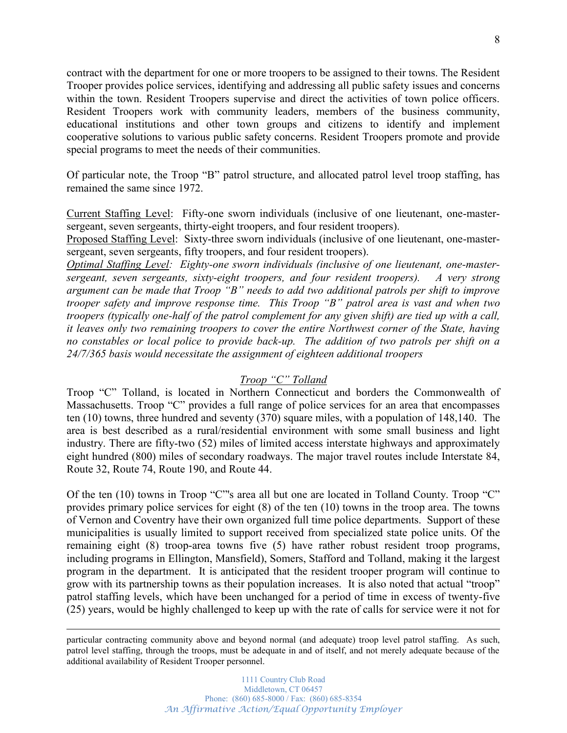contract with the department for one or more troopers to be assigned to their towns. The Resident Trooper provides police services, identifying and addressing all public safety issues and concerns within the town. Resident Troopers supervise and direct the activities of town police officers. Resident Troopers work with community leaders, members of the business community, educational institutions and other town groups and citizens to identify and implement cooperative solutions to various public safety concerns. Resident Troopers promote and provide special programs to meet the needs of their communities.

Of particular note, the Troop "B" patrol structure, and allocated patrol level troop staffing, has remained the same since 1972.

<u>Current Staffing Level</u>: Fifty-one sworn individuals (inclusive of one lieutenant, one-master-sergeant, seven sergeants, thirty-eight troopers, and four resident troopers).
<u>Proposed Staffing Level</u>: Sixty-three sworn individuals (inclusive of one lieutenant, one-master-sergeant, seven sergeants, fifty troopers, and four resident troopers).
*<u>Optimal Staffing Level</u>: Eighty-one sworn individuals (inclusive of one lieutenant, one-master-sergeant, seven sergeants, sixty-eight troopers, and four resident troopers). A very strong argument can be made that Troop "B" needs to add two additional patrols per shift to improve trooper safety and improve response time. This Troop "B" patrol area is vast and when two troopers (typically one-half of the patrol complement for any given shift) are tied up with a call, it leaves only two remaining troopers to cover the entire Northwest corner of the State, having no constables or local police to provide back-up. The addition of two patrols per shift on a 24/7/365 basis would necessitate the assignment of eighteen additional troopers*

## <u>Troop "C" Tolland</u>

Troop "C" Tolland, is located in Northern Connecticut and borders the Commonwealth of Massachusetts. Troop "C" provides a full range of police services for an area that encompasses ten (10) towns, three hundred and seventy (370) square miles, with a population of 148,140. The area is best described as a rural/residential environment with some small business and light industry. There are fifty-two (52) miles of limited access interstate highways and approximately eight hundred (800) miles of secondary roadways. The major travel routes include Interstate 84, Route 32, Route 74, Route 190, and Route 44.

Of the ten (10) towns in Troop "C"'s area all but one are located in Tolland County. Troop "C" provides primary police services for eight (8) of the ten (10) towns in the troop area. The towns of Vernon and Coventry have their own organized full time police departments. Support of these municipalities is usually limited to support received from specialized state police units. Of the remaining eight (8) troop-area towns five (5) have rather robust resident troop programs, including programs in Ellington, Mansfield), Somers, Stafford and Tolland, making it the largest program in the department. It is anticipated that the resident trooper program will continue to grow with its partnership towns as their population increases. It is also noted that actual "troop" patrol staffing levels, which have been unchanged for a period of time in excess of twenty-five (25) years, would be highly challenged to keep up with the rate of calls for service were it not for

---

particular contracting community above and beyond normal (and adequate) troop level patrol staffing. As such, patrol level staffing, through the troops, must be adequate in and of itself, and not merely adequate because of the additional availability of Resident Trooper personnel.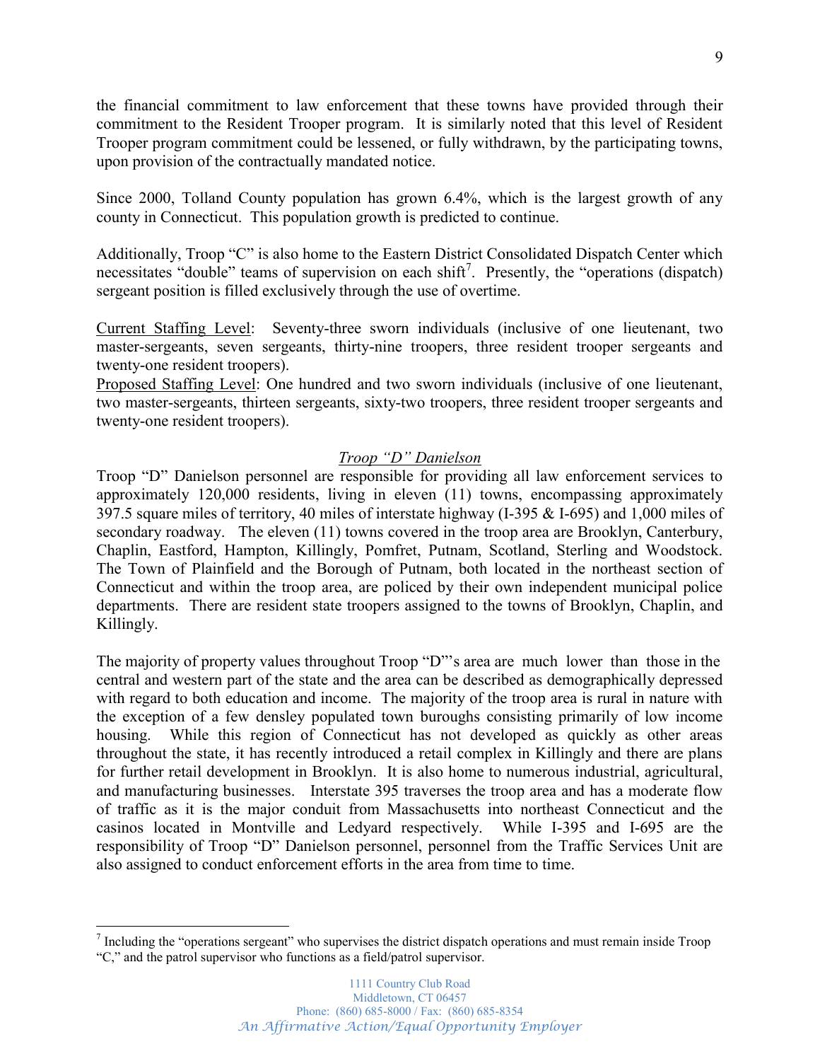the financial commitment to law enforcement that these towns have provided through their commitment to the Resident Trooper program. It is similarly noted that this level of Resident Trooper program commitment could be lessened, or fully withdrawn, by the participating towns, upon provision of the contractually mandated notice.

Since 2000, Tolland County population has grown 6.4%, which is the largest growth of any county in Connecticut. This population growth is predicted to continue.

Additionally, Troop "C" is also home to the Eastern District Consolidated Dispatch Center which necessitates "double" teams of supervision on each shift[7]. Presently, the "operations (dispatch) sergeant position is filled exclusively through the use of overtime.

<u>Current Staffing Level</u>: Seventy-three sworn individuals (inclusive of one lieutenant, two master-sergeants, seven sergeants, thirty-nine troopers, three resident trooper sergeants and twenty-one resident troopers).
<u>Proposed Staffing Level</u>: One hundred and two sworn individuals (inclusive of one lieutenant, two master-sergeants, thirteen sergeants, sixty-two troopers, three resident trooper sergeants and twenty-one resident troopers).

### *Troop "D" Danielson*

Troop "D" Danielson personnel are responsible for providing all law enforcement services to approximately 120,000 residents, living in eleven (11) towns, encompassing approximately 397.5 square miles of territory, 40 miles of interstate highway (I-395 & I-695) and 1,000 miles of secondary roadway. The eleven (11) towns covered in the troop area are Brooklyn, Canterbury, Chaplin, Eastford, Hampton, Killingly, Pomfret, Putnam, Scotland, Sterling and Woodstock. The Town of Plainfield and the Borough of Putnam, both located in the northeast section of Connecticut and within the troop area, are policed by their own independent municipal police departments. There are resident state troopers assigned to the towns of Brooklyn, Chaplin, and Killingly.

The majority of property values throughout Troop "D"'s area are much lower than those in the central and western part of the state and the area can be described as demographically depressed with regard to both education and income. The majority of the troop area is rural in nature with the exception of a few densley populated town buroughs consisting primarily of low income housing. While this region of Connecticut has not developed as quickly as other areas throughout the state, it has recently introduced a retail complex in Killingly and there are plans for further retail development in Brooklyn. It is also home to numerous industrial, agricultural, and manufacturing businesses. Interstate 395 traverses the troop area and has a moderate flow of traffic as it is the major conduit from Massachusetts into northeast Connecticut and the casinos located in Montville and Ledyard respectively. While I-395 and I-695 are the responsibility of Troop "D" Danielson personnel, personnel from the Traffic Services Unit are also assigned to conduct enforcement efforts in the area from time to time.

---

[7] Including the "operations sergeant" who supervises the district dispatch operations and must remain inside Troop "C," and the patrol supervisor who functions as a field/patrol supervisor.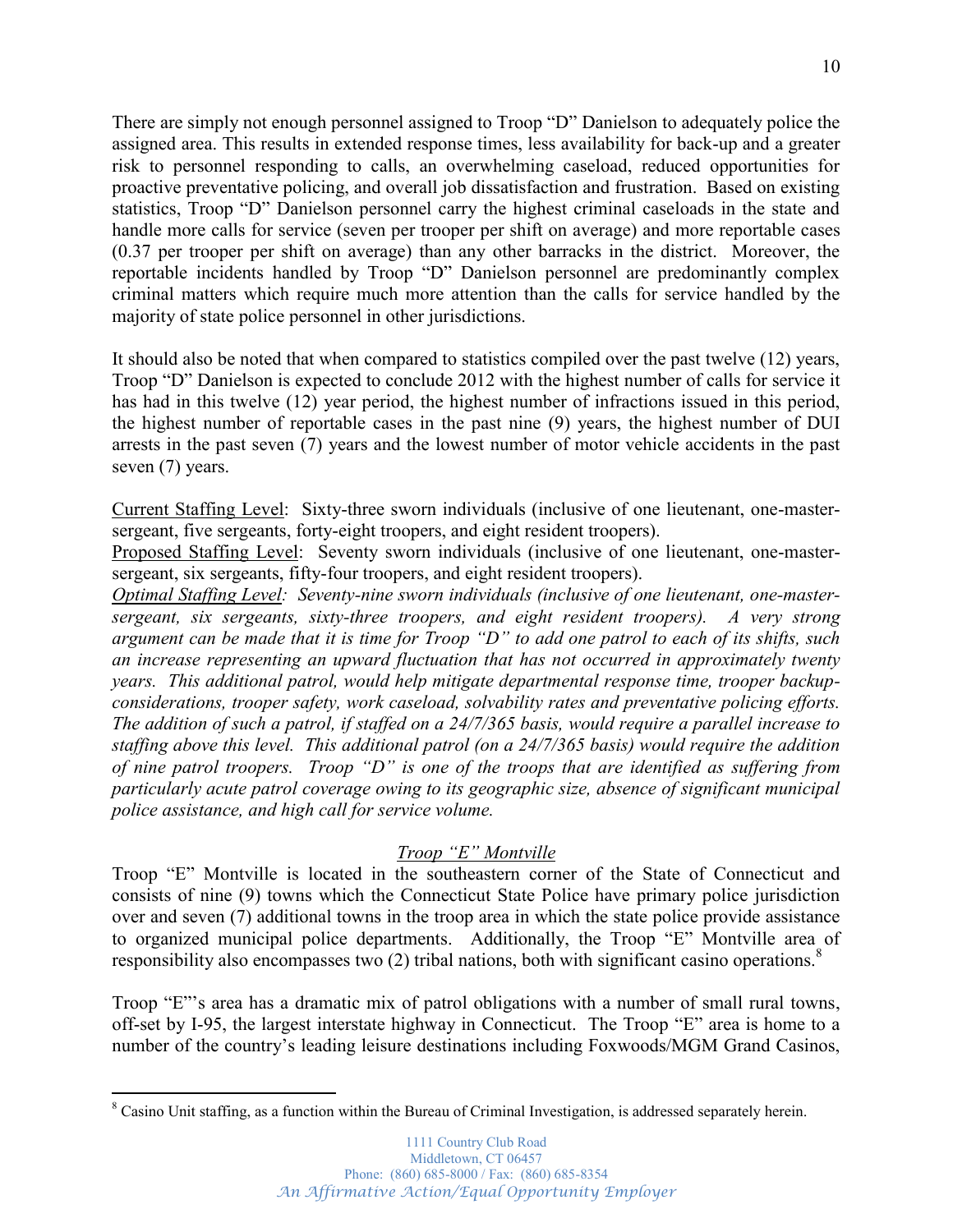There are simply not enough personnel assigned to Troop "D" Danielson to adequately police the assigned area. This results in extended response times, less availability for back-up and a greater risk to personnel responding to calls, an overwhelming caseload, reduced opportunities for proactive preventative policing, and overall job dissatisfaction and frustration. Based on existing statistics, Troop "D" Danielson personnel carry the highest criminal caseloads in the state and handle more calls for service (seven per trooper per shift on average) and more reportable cases (0.37 per trooper per shift on average) than any other barracks in the district. Moreover, the reportable incidents handled by Troop "D" Danielson personnel are predominantly complex criminal matters which require much more attention than the calls for service handled by the majority of state police personnel in other jurisdictions.

It should also be noted that when compared to statistics compiled over the past twelve (12) years, Troop "D" Danielson is expected to conclude 2012 with the highest number of calls for service it has had in this twelve (12) year period, the highest number of infractions issued in this period, the highest number of reportable cases in the past nine (9) years, the highest number of DUI arrests in the past seven (7) years and the lowest number of motor vehicle accidents in the past seven (7) years.

<u>Current Staffing Level</u>: Sixty-three sworn individuals (inclusive of one lieutenant, one-master-sergeant, five sergeants, forty-eight troopers, and eight resident troopers).
<u>Proposed Staffing Level</u>: Seventy sworn individuals (inclusive of one lieutenant, one-master-sergeant, six sergeants, fifty-four troopers, and eight resident troopers).
*<u>Optimal Staffing Level</u>: Seventy-nine sworn individuals (inclusive of one lieutenant, one-master-sergeant, six sergeants, sixty-three troopers, and eight resident troopers). A very strong argument can be made that it is time for Troop "D" to add one patrol to each of its shifts, such an increase representing an upward fluctuation that has not occurred in approximately twenty years. This additional patrol, would help mitigate departmental response time, trooper backup-considerations, trooper safety, work caseload, solvability rates and preventative policing efforts. The addition of such a patrol, if staffed on a 24/7/365 basis, would require a parallel increase to staffing above this level. This additional patrol (on a 24/7/365 basis) would require the addition of nine patrol troopers. Troop "D" is one of the troops that are identified as suffering from particularly acute patrol coverage owing to its geographic size, absence of significant municipal police assistance, and high call for service volume.*

### *<u>Troop "E" Montville</u>*

Troop "E" Montville is located in the southeastern corner of the State of Connecticut and consists of nine (9) towns which the Connecticut State Police have primary police jurisdiction over and seven (7) additional towns in the troop area in which the state police provide assistance to organized municipal police departments. Additionally, the Troop "E" Montville area of responsibility also encompasses two (2) tribal nations, both with significant casino operations.[8]

Troop "E"'s area has a dramatic mix of patrol obligations with a number of small rural towns, off-set by I-95, the largest interstate highway in Connecticut. The Troop "E" area is home to a number of the country's leading leisure destinations including Foxwoods/MGM Grand Casinos,

[8] Casino Unit staffing, as a function within the Bureau of Criminal Investigation, is addressed separately herein.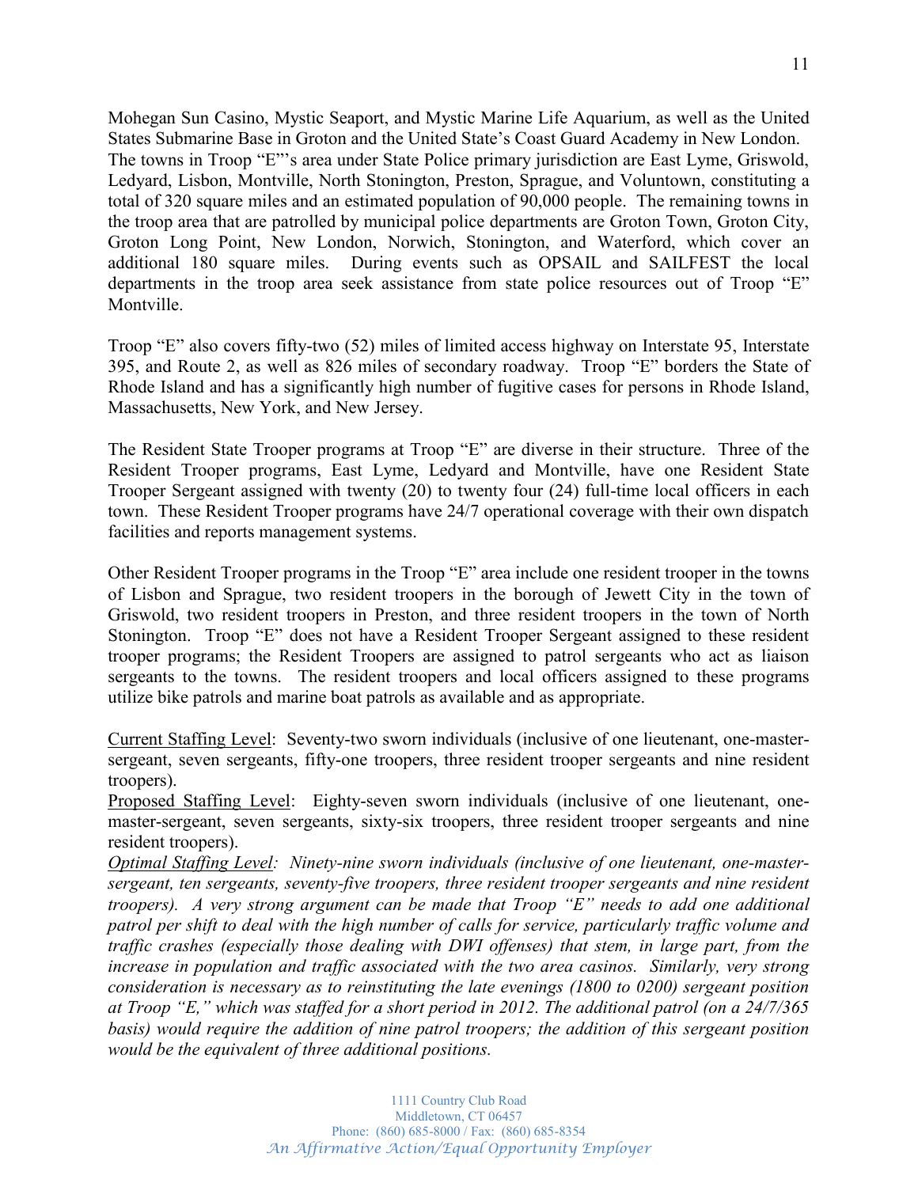Mohegan Sun Casino, Mystic Seaport, and Mystic Marine Life Aquarium, as well as the United States Submarine Base in Groton and the United State's Coast Guard Academy in New London. The towns in Troop "E"'s area under State Police primary jurisdiction are East Lyme, Griswold, Ledyard, Lisbon, Montville, North Stonington, Preston, Sprague, and Voluntown, constituting a total of 320 square miles and an estimated population of 90,000 people. The remaining towns in the troop area that are patrolled by municipal police departments are Groton Town, Groton City, Groton Long Point, New London, Norwich, Stonington, and Waterford, which cover an additional 180 square miles. During events such as OPSAIL and SAILFEST the local departments in the troop area seek assistance from state police resources out of Troop "E" Montville.

Troop "E" also covers fifty-two (52) miles of limited access highway on Interstate 95, Interstate 395, and Route 2, as well as 826 miles of secondary roadway. Troop "E" borders the State of Rhode Island and has a significantly high number of fugitive cases for persons in Rhode Island, Massachusetts, New York, and New Jersey.

The Resident State Trooper programs at Troop "E" are diverse in their structure. Three of the Resident Trooper programs, East Lyme, Ledyard and Montville, have one Resident State Trooper Sergeant assigned with twenty (20) to twenty four (24) full-time local officers in each town. These Resident Trooper programs have 24/7 operational coverage with their own dispatch facilities and reports management systems.

Other Resident Trooper programs in the Troop "E" area include one resident trooper in the towns of Lisbon and Sprague, two resident troopers in the borough of Jewett City in the town of Griswold, two resident troopers in Preston, and three resident troopers in the town of North Stonington. Troop "E" does not have a Resident Trooper Sergeant assigned to these resident trooper programs; the Resident Troopers are assigned to patrol sergeants who act as liaison sergeants to the towns. The resident troopers and local officers assigned to these programs utilize bike patrols and marine boat patrols as available and as appropriate.

Current Staffing Level: Seventy-two sworn individuals (inclusive of one lieutenant, one-master-sergeant, seven sergeants, fifty-one troopers, three resident trooper sergeants and nine resident troopers).
Proposed Staffing Level: Eighty-seven sworn individuals (inclusive of one lieutenant, one-master-sergeant, seven sergeants, sixty-six troopers, three resident trooper sergeants and nine resident troopers).
*Optimal Staffing Level: Ninety-nine sworn individuals (inclusive of one lieutenant, one-master-sergeant, ten sergeants, seventy-five troopers, three resident trooper sergeants and nine resident troopers). A very strong argument can be made that Troop "E" needs to add one additional patrol per shift to deal with the high number of calls for service, particularly traffic volume and traffic crashes (especially those dealing with DWI offenses) that stem, in large part, from the increase in population and traffic associated with the two area casinos. Similarly, very strong consideration is necessary as to reinstituting the late evenings (1800 to 0200) sergeant position at Troop "E," which was staffed for a short period in 2012. The additional patrol (on a 24/7/365 basis) would require the addition of nine patrol troopers; the addition of this sergeant position would be the equivalent of three additional positions.*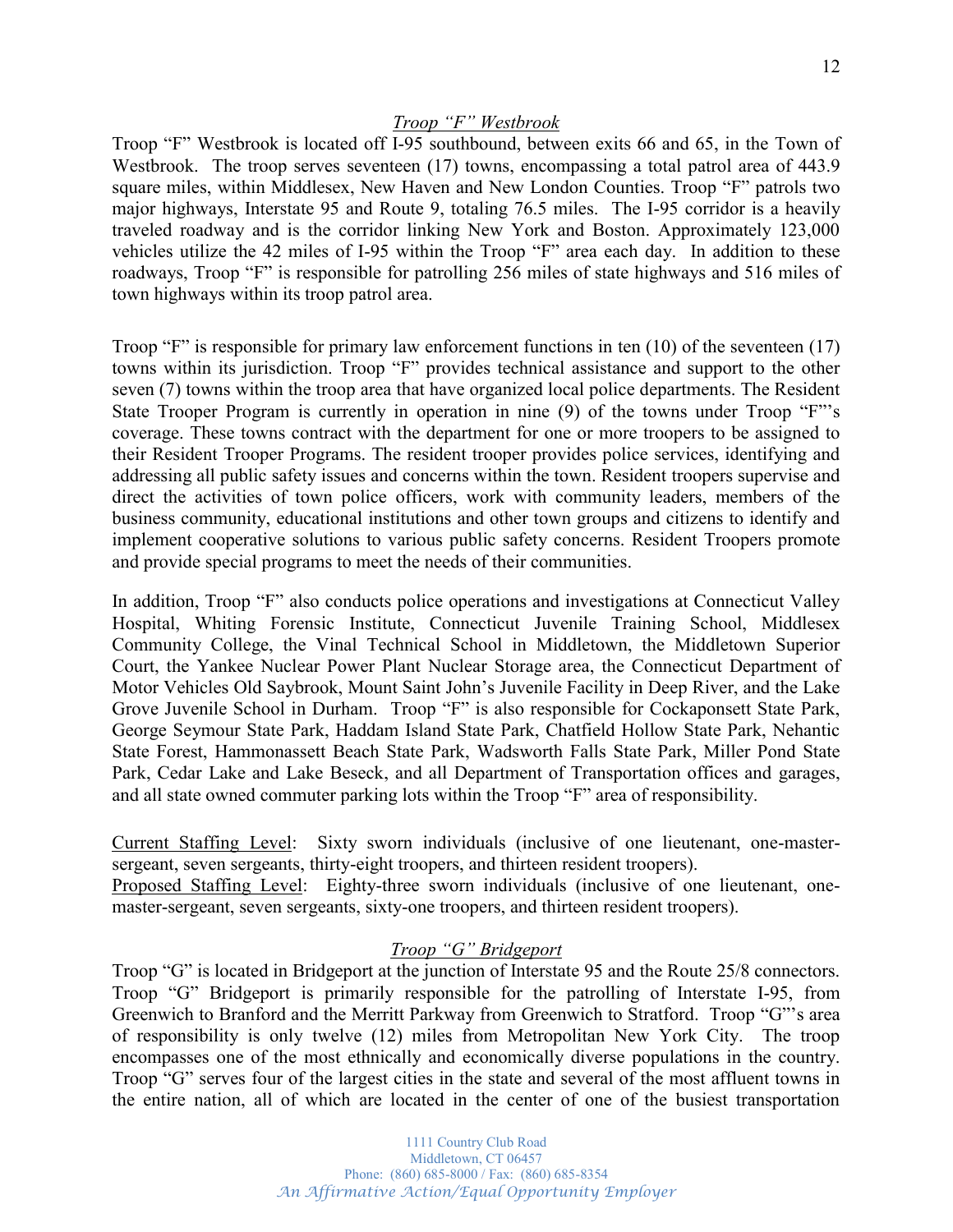### *Troop "F" Westbrook*

Troop "F" Westbrook is located off I-95 southbound, between exits 66 and 65, in the Town of Westbrook. The troop serves seventeen (17) towns, encompassing a total patrol area of 443.9 square miles, within Middlesex, New Haven and New London Counties. Troop "F" patrols two major highways, Interstate 95 and Route 9, totaling 76.5 miles. The I-95 corridor is a heavily traveled roadway and is the corridor linking New York and Boston. Approximately 123,000 vehicles utilize the 42 miles of I-95 within the Troop "F" area each day. In addition to these roadways, Troop "F" is responsible for patrolling 256 miles of state highways and 516 miles of town highways within its troop patrol area.

Troop "F" is responsible for primary law enforcement functions in ten (10) of the seventeen (17) towns within its jurisdiction. Troop "F" provides technical assistance and support to the other seven (7) towns within the troop area that have organized local police departments. The Resident State Trooper Program is currently in operation in nine (9) of the towns under Troop "F"'s coverage. These towns contract with the department for one or more troopers to be assigned to their Resident Trooper Programs. The resident trooper provides police services, identifying and addressing all public safety issues and concerns within the town. Resident troopers supervise and direct the activities of town police officers, work with community leaders, members of the business community, educational institutions and other town groups and citizens to identify and implement cooperative solutions to various public safety concerns. Resident Troopers promote and provide special programs to meet the needs of their communities.

In addition, Troop "F" also conducts police operations and investigations at Connecticut Valley Hospital, Whiting Forensic Institute, Connecticut Juvenile Training School, Middlesex Community College, the Vinal Technical School in Middletown, the Middletown Superior Court, the Yankee Nuclear Power Plant Nuclear Storage area, the Connecticut Department of Motor Vehicles Old Saybrook, Mount Saint John's Juvenile Facility in Deep River, and the Lake Grove Juvenile School in Durham. Troop "F" is also responsible for Cockaponsett State Park, George Seymour State Park, Haddam Island State Park, Chatfield Hollow State Park, Nehantic State Forest, Hammonassett Beach State Park, Wadsworth Falls State Park, Miller Pond State Park, Cedar Lake and Lake Beseck, and all Department of Transportation offices and garages, and all state owned commuter parking lots within the Troop "F" area of responsibility.

Current Staffing Level: Sixty sworn individuals (inclusive of one lieutenant, one-master-sergeant, seven sergeants, thirty-eight troopers, and thirteen resident troopers).
Proposed Staffing Level: Eighty-three sworn individuals (inclusive of one lieutenant, one-master-sergeant, seven sergeants, sixty-one troopers, and thirteen resident troopers).

### *Troop "G" Bridgeport*

Troop "G" is located in Bridgeport at the junction of Interstate 95 and the Route 25/8 connectors. Troop "G" Bridgeport is primarily responsible for the patrolling of Interstate I-95, from Greenwich to Branford and the Merritt Parkway from Greenwich to Stratford. Troop "G"'s area of responsibility is only twelve (12) miles from Metropolitan New York City. The troop encompasses one of the most ethnically and economically diverse populations in the country. Troop "G" serves four of the largest cities in the state and several of the most affluent towns in the entire nation, all of which are located in the center of one of the busiest transportation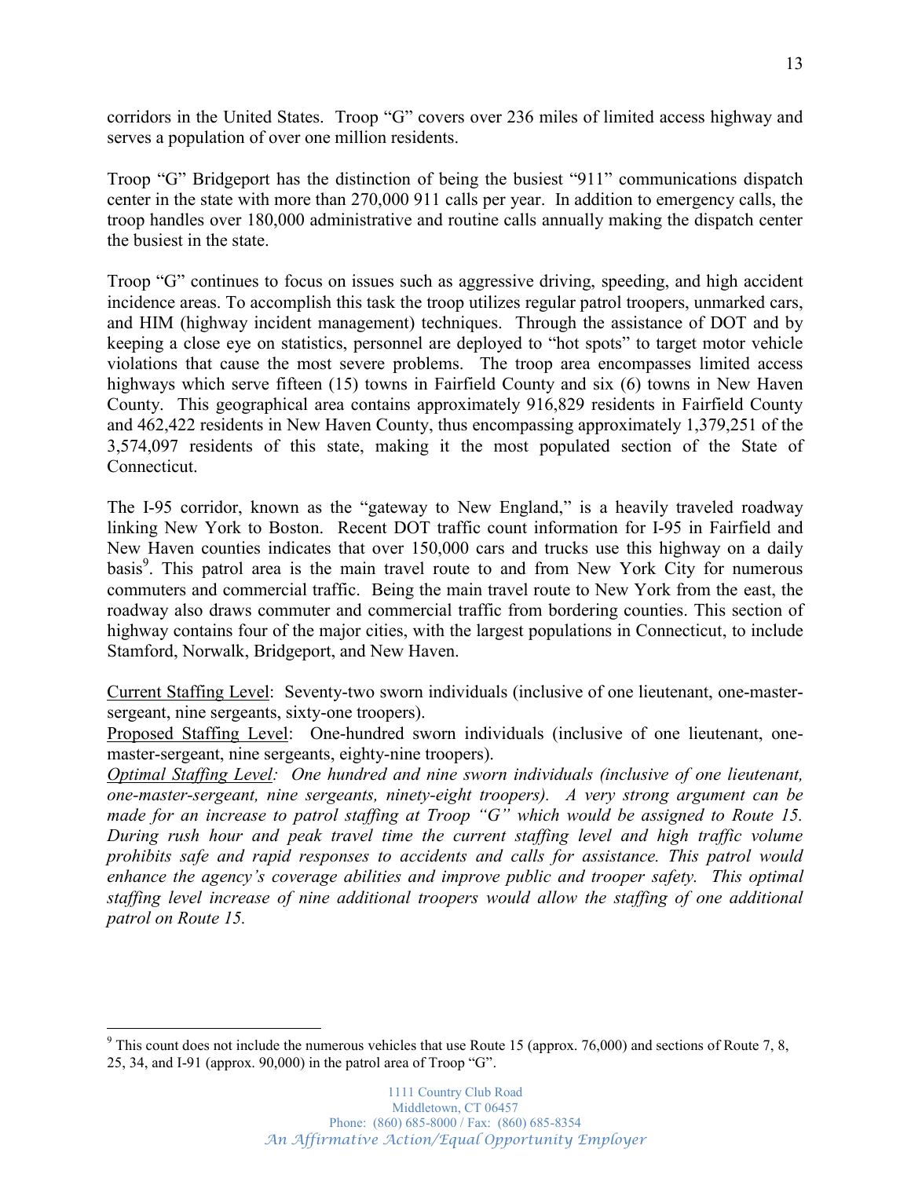corridors in the United States. Troop "G" covers over 236 miles of limited access highway and serves a population of over one million residents.

Troop "G" Bridgeport has the distinction of being the busiest "911" communications dispatch center in the state with more than 270,000 911 calls per year. In addition to emergency calls, the troop handles over 180,000 administrative and routine calls annually making the dispatch center the busiest in the state.

Troop "G" continues to focus on issues such as aggressive driving, speeding, and high accident incidence areas. To accomplish this task the troop utilizes regular patrol troopers, unmarked cars, and HIM (highway incident management) techniques. Through the assistance of DOT and by keeping a close eye on statistics, personnel are deployed to "hot spots" to target motor vehicle violations that cause the most severe problems. The troop area encompasses limited access highways which serve fifteen (15) towns in Fairfield County and six (6) towns in New Haven County. This geographical area contains approximately 916,829 residents in Fairfield County and 462,422 residents in New Haven County, thus encompassing approximately 1,379,251 of the 3,574,097 residents of this state, making it the most populated section of the State of Connecticut.

The I-95 corridor, known as the "gateway to New England," is a heavily traveled roadway linking New York to Boston. Recent DOT traffic count information for I-95 in Fairfield and New Haven counties indicates that over 150,000 cars and trucks use this highway on a daily basis[9]. This patrol area is the main travel route to and from New York City for numerous commuters and commercial traffic. Being the main travel route to New York from the east, the roadway also draws commuter and commercial traffic from bordering counties. This section of highway contains four of the major cities, with the largest populations in Connecticut, to include Stamford, Norwalk, Bridgeport, and New Haven.

<u>Current Staffing Level</u>: Seventy-two sworn individuals (inclusive of one lieutenant, one-master-sergeant, nine sergeants, sixty-one troopers).
<u>Proposed Staffing Level</u>: One-hundred sworn individuals (inclusive of one lieutenant, one-master-sergeant, nine sergeants, eighty-nine troopers).
*<u>Optimal Staffing Level</u>: One hundred and nine sworn individuals (inclusive of one lieutenant, one-master-sergeant, nine sergeants, ninety-eight troopers). A very strong argument can be made for an increase to patrol staffing at Troop "G" which would be assigned to Route 15. During rush hour and peak travel time the current staffing level and high traffic volume prohibits safe and rapid responses to accidents and calls for assistance. This patrol would enhance the agency's coverage abilities and improve public and trooper safety. This optimal staffing level increase of nine additional troopers would allow the staffing of one additional patrol on Route 15.*

[9] This count does not include the numerous vehicles that use Route 15 (approx. 76,000) and sections of Route 7, 8, 25, 34, and I-91 (approx. 90,000) in the patrol area of Troop "G".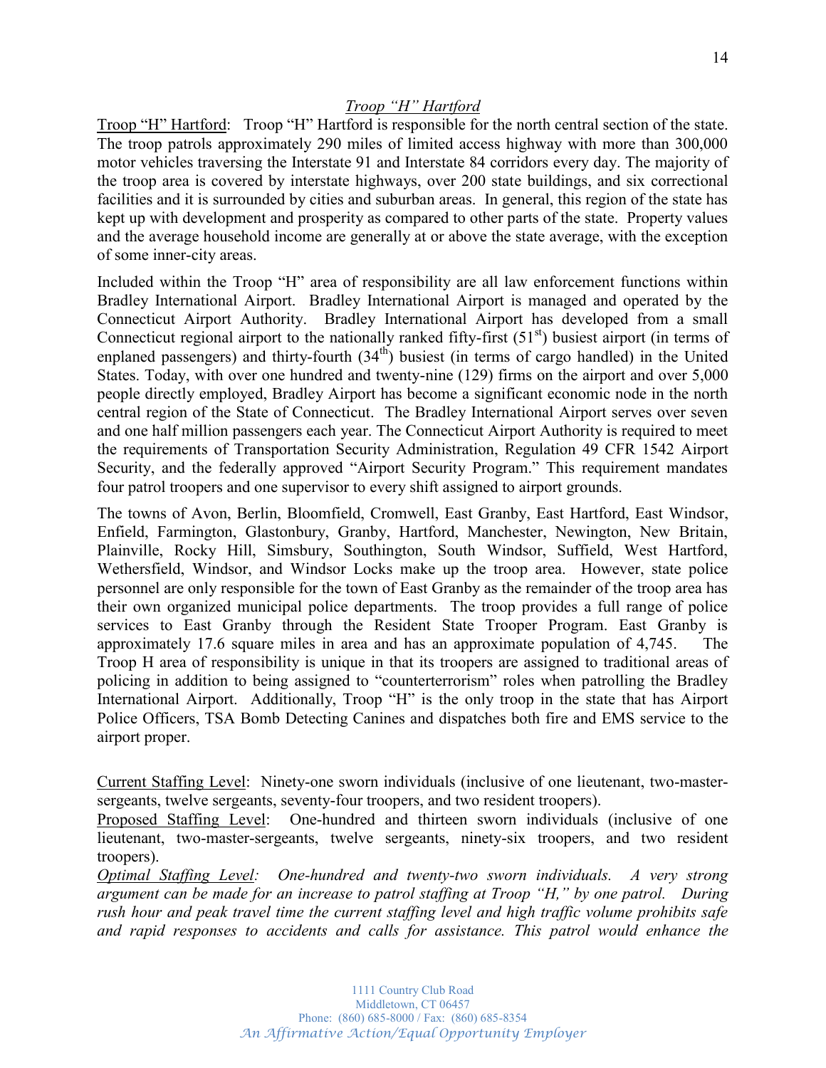## *Troop "H" Hartford*

Troop "H" Hartford: Troop "H" Hartford is responsible for the north central section of the state. The troop patrols approximately 290 miles of limited access highway with more than 300,000 motor vehicles traversing the Interstate 91 and Interstate 84 corridors every day. The majority of the troop area is covered by interstate highways, over 200 state buildings, and six correctional facilities and it is surrounded by cities and suburban areas. In general, this region of the state has kept up with development and prosperity as compared to other parts of the state. Property values and the average household income are generally at or above the state average, with the exception of some inner-city areas.

Included within the Troop "H" area of responsibility are all law enforcement functions within Bradley International Airport. Bradley International Airport is managed and operated by the Connecticut Airport Authority. Bradley International Airport has developed from a small Connecticut regional airport to the nationally ranked fifty-first (51st) busiest airport (in terms of enplaned passengers) and thirty-fourth (34th) busiest (in terms of cargo handled) in the United States. Today, with over one hundred and twenty-nine (129) firms on the airport and over 5,000 people directly employed, Bradley Airport has become a significant economic node in the north central region of the State of Connecticut. The Bradley International Airport serves over seven and one half million passengers each year. The Connecticut Airport Authority is required to meet the requirements of Transportation Security Administration, Regulation 49 CFR 1542 Airport Security, and the federally approved "Airport Security Program." This requirement mandates four patrol troopers and one supervisor to every shift assigned to airport grounds.

The towns of Avon, Berlin, Bloomfield, Cromwell, East Granby, East Hartford, East Windsor, Enfield, Farmington, Glastonbury, Granby, Hartford, Manchester, Newington, New Britain, Plainville, Rocky Hill, Simsbury, Southington, South Windsor, Suffield, West Hartford, Wethersfield, Windsor, and Windsor Locks make up the troop area. However, state police personnel are only responsible for the town of East Granby as the remainder of the troop area has their own organized municipal police departments. The troop provides a full range of police services to East Granby through the Resident State Trooper Program. East Granby is approximately 17.6 square miles in area and has an approximate population of 4,745. The Troop H area of responsibility is unique in that its troopers are assigned to traditional areas of policing in addition to being assigned to "counterterrorism" roles when patrolling the Bradley International Airport. Additionally, Troop "H" is the only troop in the state that has Airport Police Officers, TSA Bomb Detecting Canines and dispatches both fire and EMS service to the airport proper.

Current Staffing Level: Ninety-one sworn individuals (inclusive of one lieutenant, two-master-sergeants, twelve sergeants, seventy-four troopers, and two resident troopers).
Proposed Staffing Level: One-hundred and thirteen sworn individuals (inclusive of one lieutenant, two-master-sergeants, twelve sergeants, ninety-six troopers, and two resident troopers).
*Optimal Staffing Level: One-hundred and twenty-two sworn individuals. A very strong argument can be made for an increase to patrol staffing at Troop "H," by one patrol. During rush hour and peak travel time the current staffing level and high traffic volume prohibits safe and rapid responses to accidents and calls for assistance. This patrol would enhance the*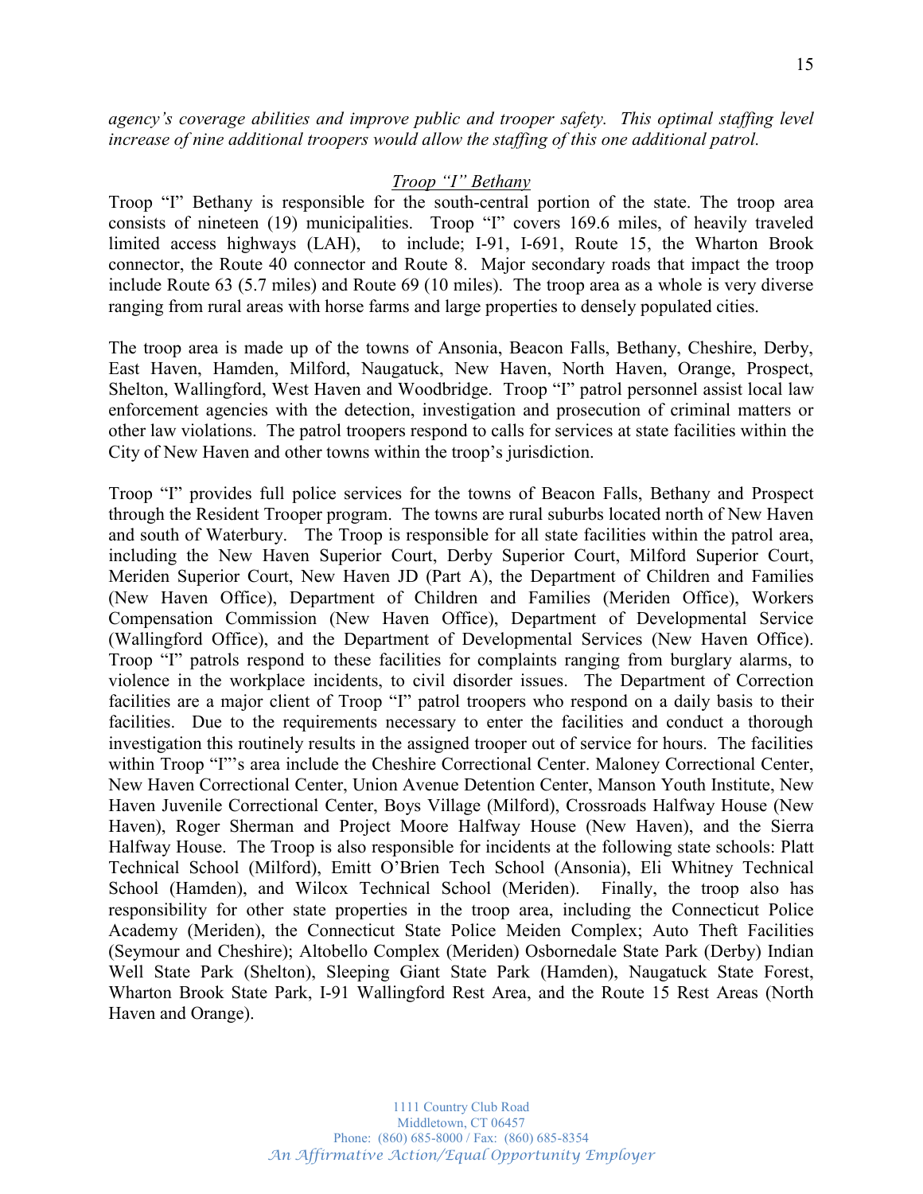*agency's coverage abilities and improve public and trooper safety. This optimal staffing level increase of nine additional troopers would allow the staffing of this one additional patrol.*

## *Troop "I" Bethany*

Troop "I" Bethany is responsible for the south-central portion of the state. The troop area consists of nineteen (19) municipalities. Troop "I" covers 169.6 miles, of heavily traveled limited access highways (LAH), to include; I-91, I-691, Route 15, the Wharton Brook connector, the Route 40 connector and Route 8. Major secondary roads that impact the troop include Route 63 (5.7 miles) and Route 69 (10 miles). The troop area as a whole is very diverse ranging from rural areas with horse farms and large properties to densely populated cities.

The troop area is made up of the towns of Ansonia, Beacon Falls, Bethany, Cheshire, Derby, East Haven, Hamden, Milford, Naugatuck, New Haven, North Haven, Orange, Prospect, Shelton, Wallingford, West Haven and Woodbridge. Troop "I" patrol personnel assist local law enforcement agencies with the detection, investigation and prosecution of criminal matters or other law violations. The patrol troopers respond to calls for services at state facilities within the City of New Haven and other towns within the troop's jurisdiction.

Troop "I" provides full police services for the towns of Beacon Falls, Bethany and Prospect through the Resident Trooper program. The towns are rural suburbs located north of New Haven and south of Waterbury. The Troop is responsible for all state facilities within the patrol area, including the New Haven Superior Court, Derby Superior Court, Milford Superior Court, Meriden Superior Court, New Haven JD (Part A), the Department of Children and Families (New Haven Office), Department of Children and Families (Meriden Office), Workers Compensation Commission (New Haven Office), Department of Developmental Service (Wallingford Office), and the Department of Developmental Services (New Haven Office). Troop "I" patrols respond to these facilities for complaints ranging from burglary alarms, to violence in the workplace incidents, to civil disorder issues. The Department of Correction facilities are a major client of Troop "I" patrol troopers who respond on a daily basis to their facilities. Due to the requirements necessary to enter the facilities and conduct a thorough investigation this routinely results in the assigned trooper out of service for hours. The facilities within Troop "I"'s area include the Cheshire Correctional Center. Maloney Correctional Center, New Haven Correctional Center, Union Avenue Detention Center, Manson Youth Institute, New Haven Juvenile Correctional Center, Boys Village (Milford), Crossroads Halfway House (New Haven), Roger Sherman and Project Moore Halfway House (New Haven), and the Sierra Halfway House. The Troop is also responsible for incidents at the following state schools: Platt Technical School (Milford), Emitt O'Brien Tech School (Ansonia), Eli Whitney Technical School (Hamden), and Wilcox Technical School (Meriden). Finally, the troop also has responsibility for other state properties in the troop area, including the Connecticut Police Academy (Meriden), the Connecticut State Police Meiden Complex; Auto Theft Facilities (Seymour and Cheshire); Altobello Complex (Meriden) Osbornedale State Park (Derby) Indian Well State Park (Shelton), Sleeping Giant State Park (Hamden), Naugatuck State Forest, Wharton Brook State Park, I-91 Wallingford Rest Area, and the Route 15 Rest Areas (North Haven and Orange).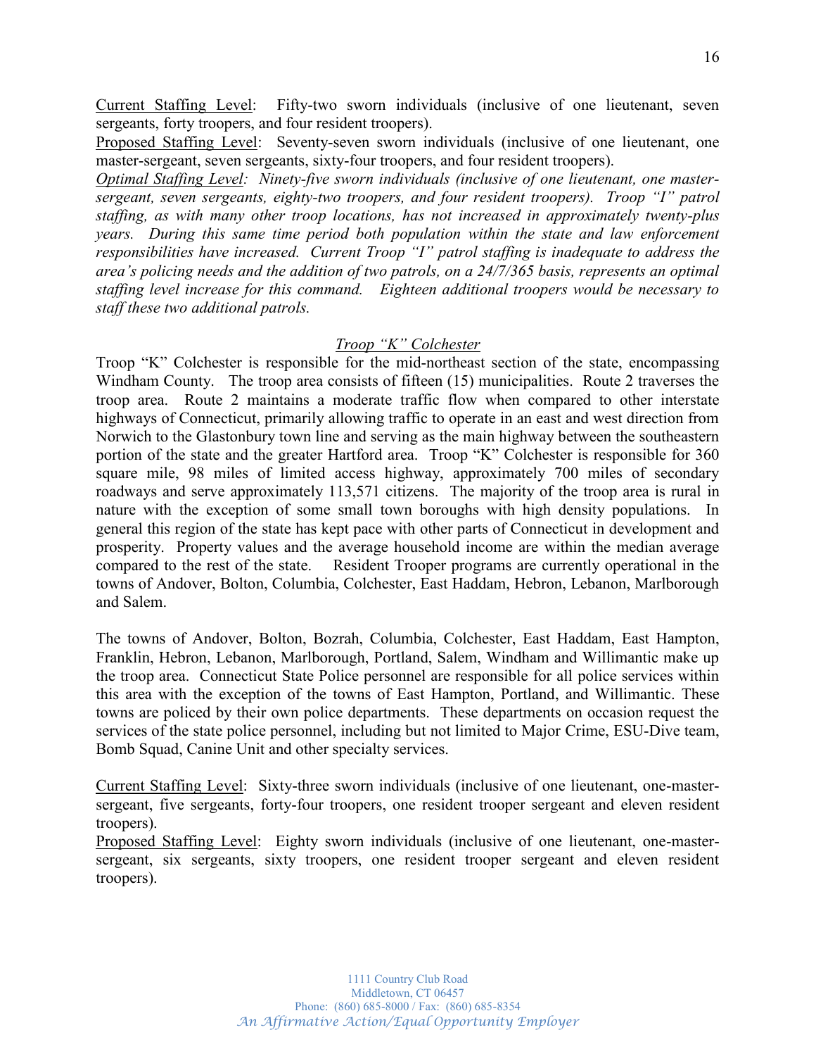<u>Current Staffing Level</u>: Fifty-two sworn individuals (inclusive of one lieutenant, seven sergeants, forty troopers, and four resident troopers).

<u>Proposed Staffing Level</u>: Seventy-seven sworn individuals (inclusive of one lieutenant, one master-sergeant, seven sergeants, sixty-four troopers, and four resident troopers).

*<u>Optimal Staffing Level</u>: Ninety-five sworn individuals (inclusive of one lieutenant, one master-sergeant, seven sergeants, eighty-two troopers, and four resident troopers). Troop "I" patrol staffing, as with many other troop locations, has not increased in approximately twenty-plus years. During this same time period both population within the state and law enforcement responsibilities have increased. Current Troop "I" patrol staffing is inadequate to address the area's policing needs and the addition of two patrols, on a 24/7/365 basis, represents an optimal staffing level increase for this command. Eighteen additional troopers would be necessary to staff these two additional patrols.*

### *<u>Troop "K" Colchester</u>*

Troop "K" Colchester is responsible for the mid-northeast section of the state, encompassing Windham County. The troop area consists of fifteen (15) municipalities. Route 2 traverses the troop area. Route 2 maintains a moderate traffic flow when compared to other interstate highways of Connecticut, primarily allowing traffic to operate in an east and west direction from Norwich to the Glastonbury town line and serving as the main highway between the southeastern portion of the state and the greater Hartford area. Troop "K" Colchester is responsible for 360 square mile, 98 miles of limited access highway, approximately 700 miles of secondary roadways and serve approximately 113,571 citizens. The majority of the troop area is rural in nature with the exception of some small town boroughs with high density populations. In general this region of the state has kept pace with other parts of Connecticut in development and prosperity. Property values and the average household income are within the median average compared to the rest of the state. Resident Trooper programs are currently operational in the towns of Andover, Bolton, Columbia, Colchester, East Haddam, Hebron, Lebanon, Marlborough and Salem.

The towns of Andover, Bolton, Bozrah, Columbia, Colchester, East Haddam, East Hampton, Franklin, Hebron, Lebanon, Marlborough, Portland, Salem, Windham and Willimantic make up the troop area. Connecticut State Police personnel are responsible for all police services within this area with the exception of the towns of East Hampton, Portland, and Willimantic. These towns are policed by their own police departments. These departments on occasion request the services of the state police personnel, including but not limited to Major Crime, ESU-Dive team, Bomb Squad, Canine Unit and other specialty services.

<u>Current Staffing Level</u>: Sixty-three sworn individuals (inclusive of one lieutenant, one-master-sergeant, five sergeants, forty-four troopers, one resident trooper sergeant and eleven resident troopers).

<u>Proposed Staffing Level</u>: Eighty sworn individuals (inclusive of one lieutenant, one-master-sergeant, six sergeants, sixty troopers, one resident trooper sergeant and eleven resident troopers).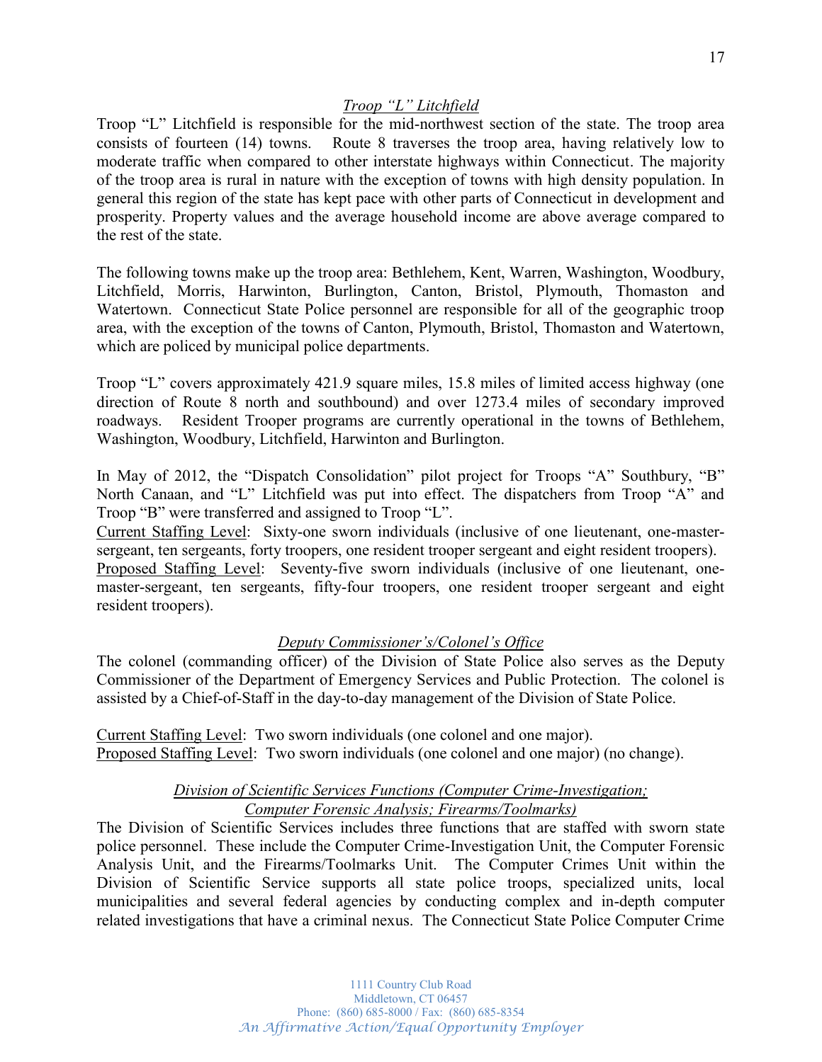### *Troop "L" Litchfield*

Troop "L" Litchfield is responsible for the mid-northwest section of the state. The troop area consists of fourteen (14) towns. Route 8 traverses the troop area, having relatively low to moderate traffic when compared to other interstate highways within Connecticut. The majority of the troop area is rural in nature with the exception of towns with high density population. In general this region of the state has kept pace with other parts of Connecticut in development and prosperity. Property values and the average household income are above average compared to the rest of the state.

The following towns make up the troop area: Bethlehem, Kent, Warren, Washington, Woodbury, Litchfield, Morris, Harwinton, Burlington, Canton, Bristol, Plymouth, Thomaston and Watertown. Connecticut State Police personnel are responsible for all of the geographic troop area, with the exception of the towns of Canton, Plymouth, Bristol, Thomaston and Watertown, which are policed by municipal police departments.

Troop "L" covers approximately 421.9 square miles, 15.8 miles of limited access highway (one direction of Route 8 north and southbound) and over 1273.4 miles of secondary improved roadways. Resident Trooper programs are currently operational in the towns of Bethlehem, Washington, Woodbury, Litchfield, Harwinton and Burlington.

In May of 2012, the "Dispatch Consolidation" pilot project for Troops "A" Southbury, "B" North Canaan, and "L" Litchfield was put into effect. The dispatchers from Troop "A" and Troop "B" were transferred and assigned to Troop "L".

Current Staffing Level: Sixty-one sworn individuals (inclusive of one lieutenant, one-master-sergeant, ten sergeants, forty troopers, one resident trooper sergeant and eight resident troopers).

Proposed Staffing Level: Seventy-five sworn individuals (inclusive of one lieutenant, one-master-sergeant, ten sergeants, fifty-four troopers, one resident trooper sergeant and eight resident troopers).

### *Deputy Commissioner's/Colonel's Office*

The colonel (commanding officer) of the Division of State Police also serves as the Deputy Commissioner of the Department of Emergency Services and Public Protection. The colonel is assisted by a Chief-of-Staff in the day-to-day management of the Division of State Police.

Current Staffing Level: Two sworn individuals (one colonel and one major).

Proposed Staffing Level: Two sworn individuals (one colonel and one major) (no change).

### *Division of Scientific Services Functions (Computer Crime-Investigation; Computer Forensic Analysis; Firearms/Toolmarks)*

The Division of Scientific Services includes three functions that are staffed with sworn state police personnel. These include the Computer Crime-Investigation Unit, the Computer Forensic Analysis Unit, and the Firearms/Toolmarks Unit. The Computer Crimes Unit within the Division of Scientific Service supports all state police troops, specialized units, local municipalities and several federal agencies by conducting complex and in-depth computer related investigations that have a criminal nexus. The Connecticut State Police Computer Crime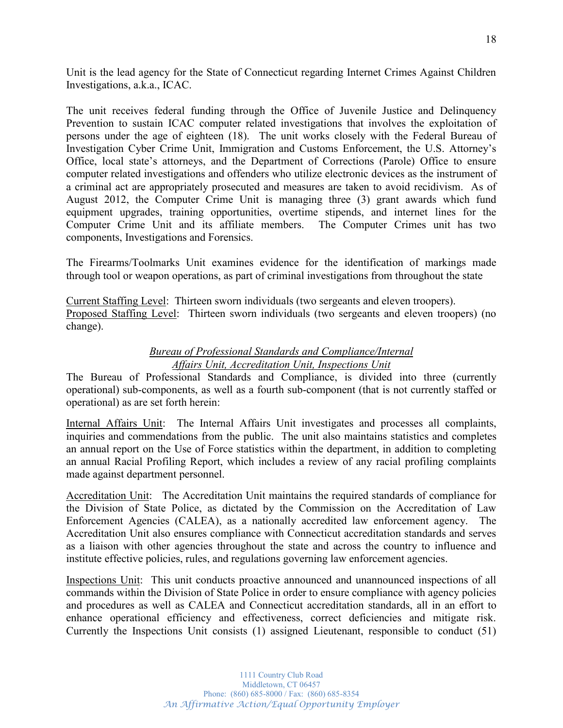Unit is the lead agency for the State of Connecticut regarding Internet Crimes Against Children Investigations, a.k.a., ICAC.

The unit receives federal funding through the Office of Juvenile Justice and Delinquency Prevention to sustain ICAC computer related investigations that involves the exploitation of persons under the age of eighteen (18). The unit works closely with the Federal Bureau of Investigation Cyber Crime Unit, Immigration and Customs Enforcement, the U.S. Attorney's Office, local state's attorneys, and the Department of Corrections (Parole) Office to ensure computer related investigations and offenders who utilize electronic devices as the instrument of a criminal act are appropriately prosecuted and measures are taken to avoid recidivism. As of August 2012, the Computer Crime Unit is managing three (3) grant awards which fund equipment upgrades, training opportunities, overtime stipends, and internet lines for the Computer Crime Unit and its affiliate members. The Computer Crimes unit has two components, Investigations and Forensics.

The Firearms/Toolmarks Unit examines evidence for the identification of markings made through tool or weapon operations, as part of criminal investigations from throughout the state

Current Staffing Level: Thirteen sworn individuals (two sergeants and eleven troopers).
Proposed Staffing Level: Thirteen sworn individuals (two sergeants and eleven troopers) (no change).

*Bureau of Professional Standards and Compliance/Internal Affairs Unit, Accreditation Unit, Inspections Unit*

The Bureau of Professional Standards and Compliance, is divided into three (currently operational) sub-components, as well as a fourth sub-component (that is not currently staffed or operational) as are set forth herein:

Internal Affairs Unit: The Internal Affairs Unit investigates and processes all complaints, inquiries and commendations from the public. The unit also maintains statistics and completes an annual report on the Use of Force statistics within the department, in addition to completing an annual Racial Profiling Report, which includes a review of any racial profiling complaints made against department personnel.

Accreditation Unit: The Accreditation Unit maintains the required standards of compliance for the Division of State Police, as dictated by the Commission on the Accreditation of Law Enforcement Agencies (CALEA), as a nationally accredited law enforcement agency. The Accreditation Unit also ensures compliance with Connecticut accreditation standards and serves as a liaison with other agencies throughout the state and across the country to influence and institute effective policies, rules, and regulations governing law enforcement agencies.

Inspections Unit: This unit conducts proactive announced and unannounced inspections of all commands within the Division of State Police in order to ensure compliance with agency policies and procedures as well as CALEA and Connecticut accreditation standards, all in an effort to enhance operational efficiency and effectiveness, correct deficiencies and mitigate risk. Currently the Inspections Unit consists (1) assigned Lieutenant, responsible to conduct (51)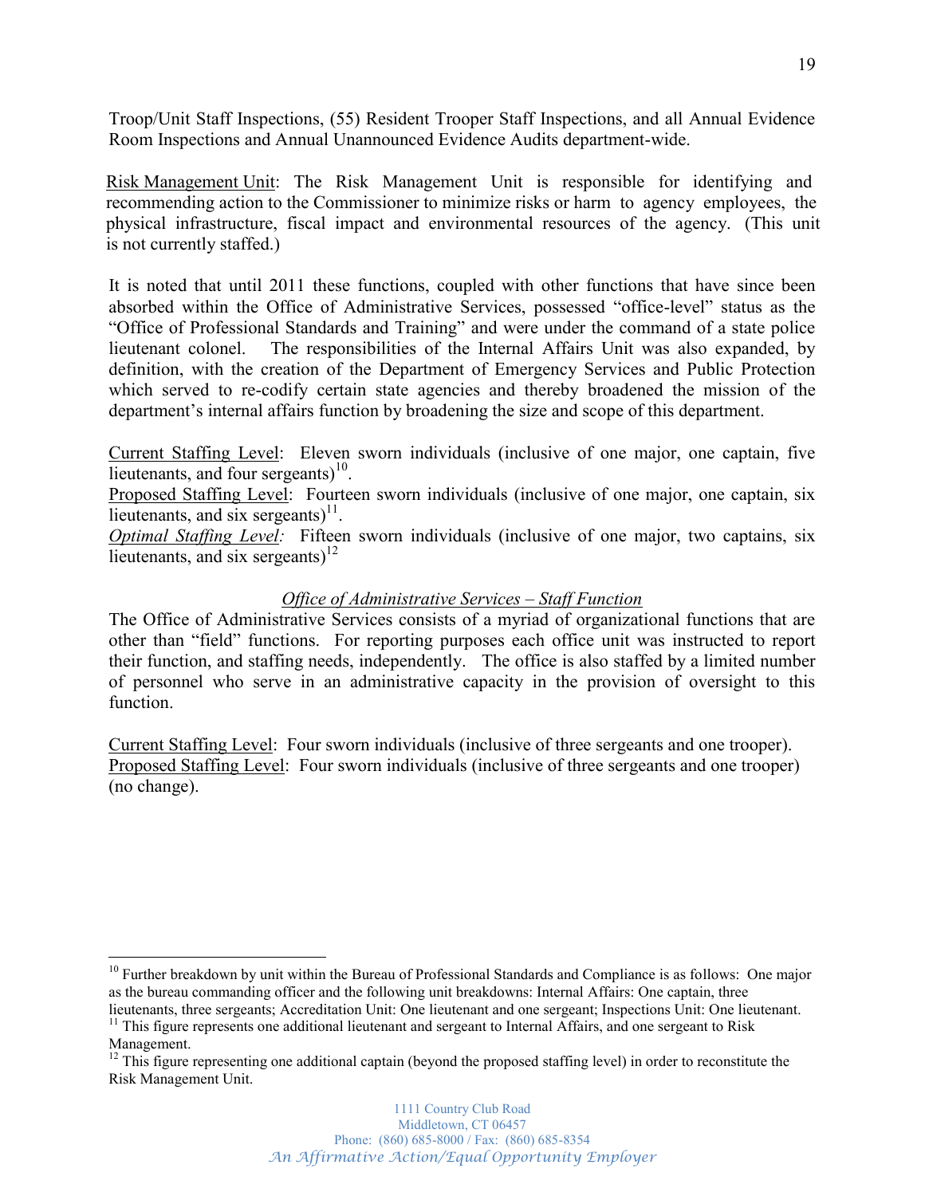Troop/Unit Staff Inspections, (55) Resident Trooper Staff Inspections, and all Annual Evidence Room Inspections and Annual Unannounced Evidence Audits department-wide.

Risk Management Unit: The Risk Management Unit is responsible for identifying and recommending action to the Commissioner to minimize risks or harm to agency employees, the physical infrastructure, fiscal impact and environmental resources of the agency. (This unit is not currently staffed.)

It is noted that until 2011 these functions, coupled with other functions that have since been absorbed within the Office of Administrative Services, possessed "office-level" status as the "Office of Professional Standards and Training" and were under the command of a state police lieutenant colonel. The responsibilities of the Internal Affairs Unit was also expanded, by definition, with the creation of the Department of Emergency Services and Public Protection which served to re-codify certain state agencies and thereby broadened the mission of the department's internal affairs function by broadening the size and scope of this department.

Current Staffing Level: Eleven sworn individuals (inclusive of one major, one captain, five lieutenants, and four sergeants)[10].
Proposed Staffing Level: Fourteen sworn individuals (inclusive of one major, one captain, six lieutenants, and six sergeants)[11].
*Optimal Staffing Level:* Fifteen sworn individuals (inclusive of one major, two captains, six lieutenants, and six sergeants)[12]

### *Office of Administrative Services – Staff Function*

The Office of Administrative Services consists of a myriad of organizational functions that are other than "field" functions. For reporting purposes each office unit was instructed to report their function, and staffing needs, independently. The office is also staffed by a limited number of personnel who serve in an administrative capacity in the provision of oversight to this function.

Current Staffing Level: Four sworn individuals (inclusive of three sergeants and one trooper).
Proposed Staffing Level: Four sworn individuals (inclusive of three sergeants and one trooper) (no change).

---

[10] Further breakdown by unit within the Bureau of Professional Standards and Compliance is as follows: One major as the bureau commanding officer and the following unit breakdowns: Internal Affairs: One captain, three lieutenants, three sergeants; Accreditation Unit: One lieutenant and one sergeant; Inspections Unit: One lieutenant.
[11] This figure represents one additional lieutenant and sergeant to Internal Affairs, and one sergeant to Risk Management.
[12] This figure representing one additional captain (beyond the proposed staffing level) in order to reconstitute the Risk Management Unit.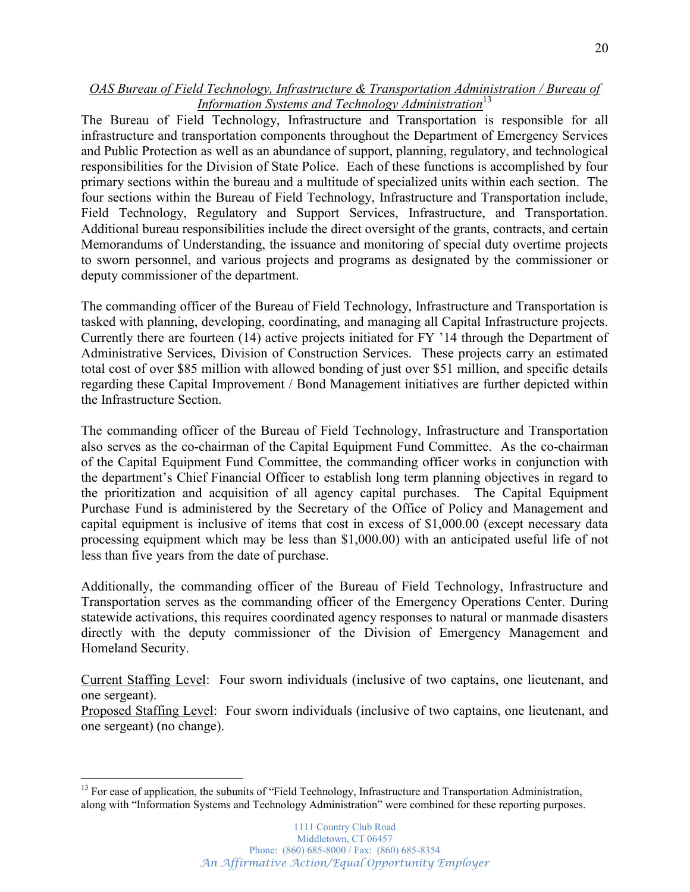*<u>OAS Bureau of Field Technology, Infrastructure & Transportation Administration / Bureau of Information Systems and Technology Administration</u>*[13]

The Bureau of Field Technology, Infrastructure and Transportation is responsible for all infrastructure and transportation components throughout the Department of Emergency Services and Public Protection as well as an abundance of support, planning, regulatory, and technological responsibilities for the Division of State Police. Each of these functions is accomplished by four primary sections within the bureau and a multitude of specialized units within each section. The four sections within the Bureau of Field Technology, Infrastructure and Transportation include, Field Technology, Regulatory and Support Services, Infrastructure, and Transportation. Additional bureau responsibilities include the direct oversight of the grants, contracts, and certain Memorandums of Understanding, the issuance and monitoring of special duty overtime projects to sworn personnel, and various projects and programs as designated by the commissioner or deputy commissioner of the department.

The commanding officer of the Bureau of Field Technology, Infrastructure and Transportation is tasked with planning, developing, coordinating, and managing all Capital Infrastructure projects. Currently there are fourteen (14) active projects initiated for FY '14 through the Department of Administrative Services, Division of Construction Services. These projects carry an estimated total cost of over $85 million with allowed bonding of just over $51 million, and specific details regarding these Capital Improvement / Bond Management initiatives are further depicted within the Infrastructure Section.

The commanding officer of the Bureau of Field Technology, Infrastructure and Transportation also serves as the co-chairman of the Capital Equipment Fund Committee. As the co-chairman of the Capital Equipment Fund Committee, the commanding officer works in conjunction with the department's Chief Financial Officer to establish long term planning objectives in regard to the prioritization and acquisition of all agency capital purchases. The Capital Equipment Purchase Fund is administered by the Secretary of the Office of Policy and Management and capital equipment is inclusive of items that cost in excess of $1,000.00 (except necessary data processing equipment which may be less than $1,000.00) with an anticipated useful life of not less than five years from the date of purchase.

Additionally, the commanding officer of the Bureau of Field Technology, Infrastructure and Transportation serves as the commanding officer of the Emergency Operations Center. During statewide activations, this requires coordinated agency responses to natural or manmade disasters directly with the deputy commissioner of the Division of Emergency Management and Homeland Security.

<u>Current Staffing Level</u>: Four sworn individuals (inclusive of two captains, one lieutenant, and one sergeant).
<u>Proposed Staffing Level</u>: Four sworn individuals (inclusive of two captains, one lieutenant, and one sergeant) (no change).

---

[13] For ease of application, the subunits of "Field Technology, Infrastructure and Transportation Administration, along with "Information Systems and Technology Administration" were combined for these reporting purposes.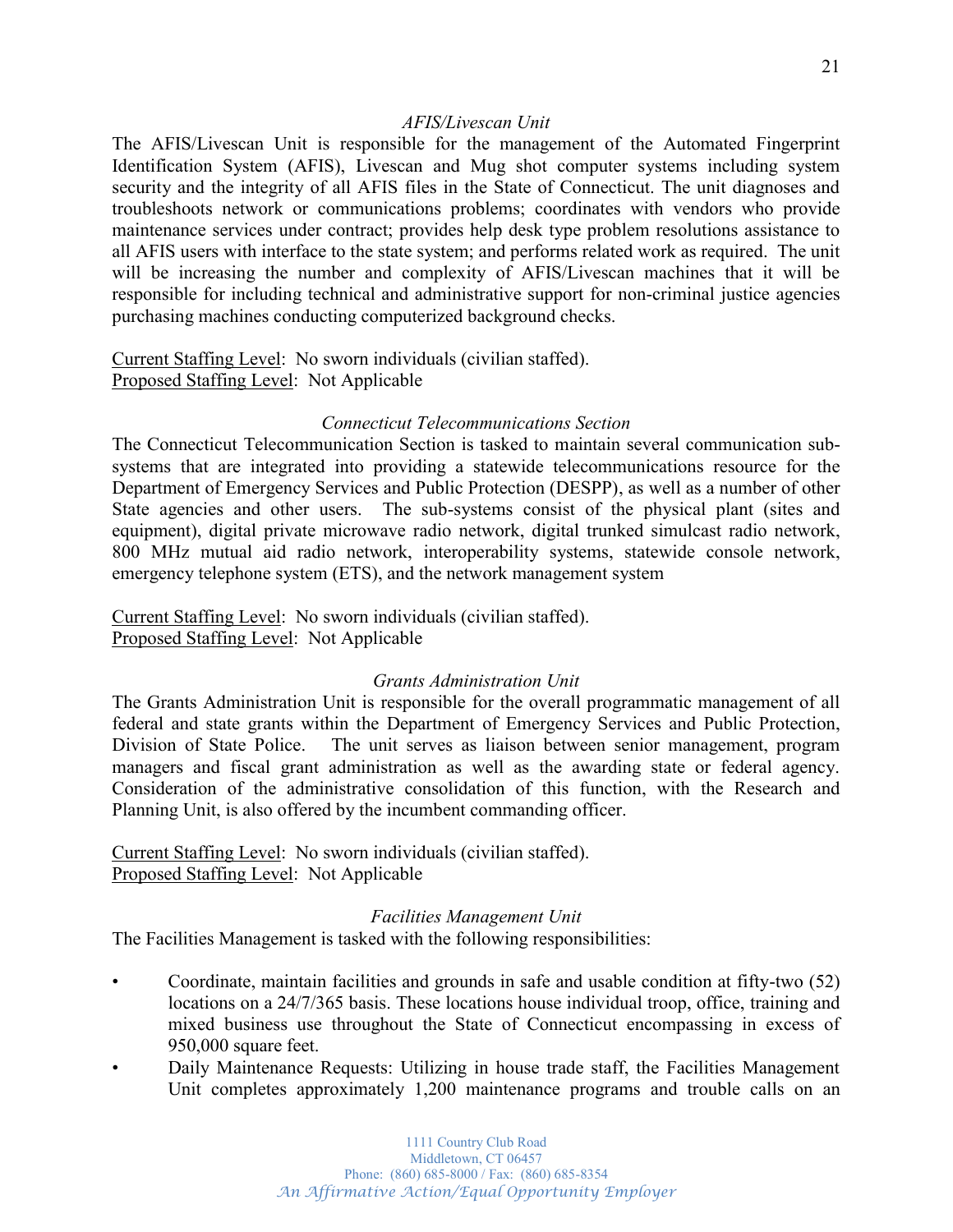*AFIS/Livescan Unit*

The AFIS/Livescan Unit is responsible for the management of the Automated Fingerprint Identification System (AFIS), Livescan and Mug shot computer systems including system security and the integrity of all AFIS files in the State of Connecticut. The unit diagnoses and troubleshoots network or communications problems; coordinates with vendors who provide maintenance services under contract; provides help desk type problem resolutions assistance to all AFIS users with interface to the state system; and performs related work as required. The unit will be increasing the number and complexity of AFIS/Livescan machines that it will be responsible for including technical and administrative support for non-criminal justice agencies purchasing machines conducting computerized background checks.

Current Staffing Level: No sworn individuals (civilian staffed).
Proposed Staffing Level: Not Applicable

*Connecticut Telecommunications Section*

The Connecticut Telecommunication Section is tasked to maintain several communication sub-systems that are integrated into providing a statewide telecommunications resource for the Department of Emergency Services and Public Protection (DESPP), as well as a number of other State agencies and other users. The sub-systems consist of the physical plant (sites and equipment), digital private microwave radio network, digital trunked simulcast radio network, 800 MHz mutual aid radio network, interoperability systems, statewide console network, emergency telephone system (ETS), and the network management system

Current Staffing Level: No sworn individuals (civilian staffed).
Proposed Staffing Level: Not Applicable

*Grants Administration Unit*

The Grants Administration Unit is responsible for the overall programmatic management of all federal and state grants within the Department of Emergency Services and Public Protection, Division of State Police. The unit serves as liaison between senior management, program managers and fiscal grant administration as well as the awarding state or federal agency. Consideration of the administrative consolidation of this function, with the Research and Planning Unit, is also offered by the incumbent commanding officer.

Current Staffing Level: No sworn individuals (civilian staffed).
Proposed Staffing Level: Not Applicable

*Facilities Management Unit*

The Facilities Management is tasked with the following responsibilities:

- Coordinate, maintain facilities and grounds in safe and usable condition at fifty-two (52) locations on a 24/7/365 basis. These locations house individual troop, office, training and mixed business use throughout the State of Connecticut encompassing in excess of 950,000 square feet.
- Daily Maintenance Requests: Utilizing in house trade staff, the Facilities Management Unit completes approximately 1,200 maintenance programs and trouble calls on an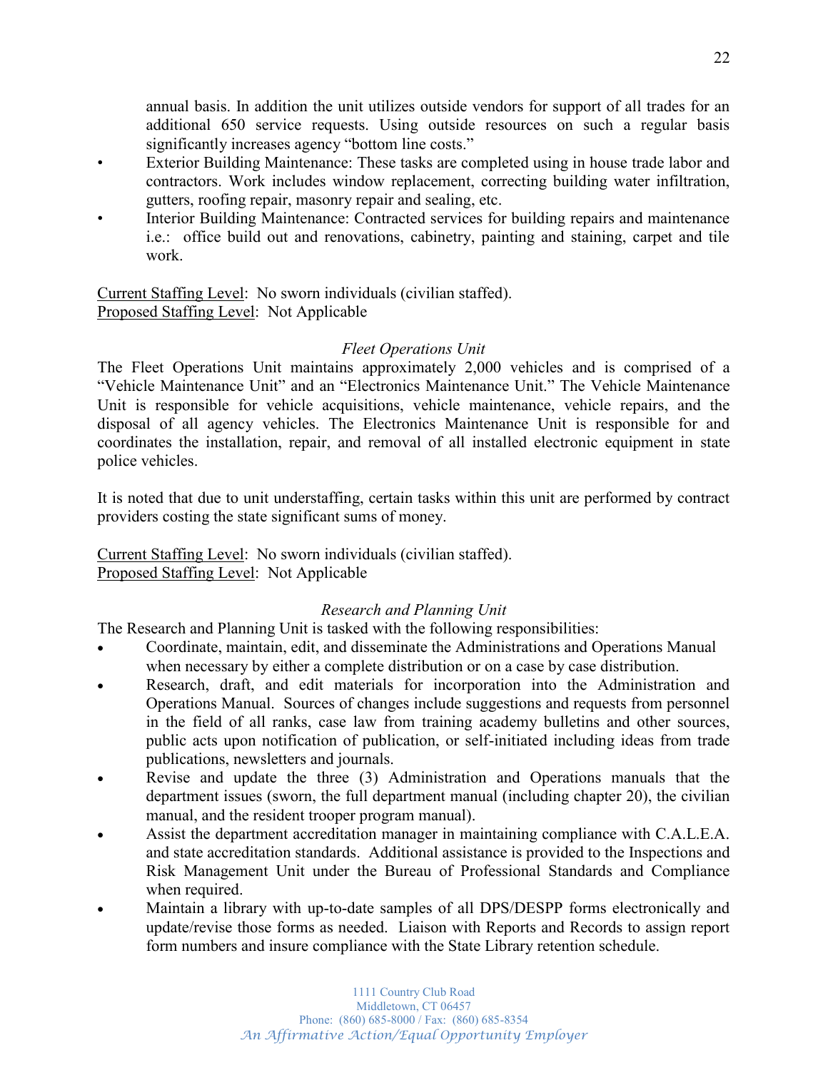annual basis. In addition the unit utilizes outside vendors for support of all trades for an additional 650 service requests. Using outside resources on such a regular basis significantly increases agency "bottom line costs."

- Exterior Building Maintenance: These tasks are completed using in house trade labor and contractors. Work includes window replacement, correcting building water infiltration, gutters, roofing repair, masonry repair and sealing, etc.
- Interior Building Maintenance: Contracted services for building repairs and maintenance i.e.: office build out and renovations, cabinetry, painting and staining, carpet and tile work.

<u>Current Staffing Level</u>: No sworn individuals (civilian staffed).
<u>Proposed Staffing Level</u>: Not Applicable

*Fleet Operations Unit*

The Fleet Operations Unit maintains approximately 2,000 vehicles and is comprised of a "Vehicle Maintenance Unit" and an "Electronics Maintenance Unit." The Vehicle Maintenance Unit is responsible for vehicle acquisitions, vehicle maintenance, vehicle repairs, and the disposal of all agency vehicles. The Electronics Maintenance Unit is responsible for and coordinates the installation, repair, and removal of all installed electronic equipment in state police vehicles.

It is noted that due to unit understaffing, certain tasks within this unit are performed by contract providers costing the state significant sums of money.

<u>Current Staffing Level</u>: No sworn individuals (civilian staffed).
<u>Proposed Staffing Level</u>: Not Applicable

*Research and Planning Unit*

The Research and Planning Unit is tasked with the following responsibilities:

- Coordinate, maintain, edit, and disseminate the Administrations and Operations Manual when necessary by either a complete distribution or on a case by case distribution.
- Research, draft, and edit materials for incorporation into the Administration and Operations Manual. Sources of changes include suggestions and requests from personnel in the field of all ranks, case law from training academy bulletins and other sources, public acts upon notification of publication, or self-initiated including ideas from trade publications, newsletters and journals.
- Revise and update the three (3) Administration and Operations manuals that the department issues (sworn, the full department manual (including chapter 20), the civilian manual, and the resident trooper program manual).
- Assist the department accreditation manager in maintaining compliance with C.A.L.E.A. and state accreditation standards. Additional assistance is provided to the Inspections and Risk Management Unit under the Bureau of Professional Standards and Compliance when required.
- Maintain a library with up-to-date samples of all DPS/DESPP forms electronically and update/revise those forms as needed. Liaison with Reports and Records to assign report form numbers and insure compliance with the State Library retention schedule.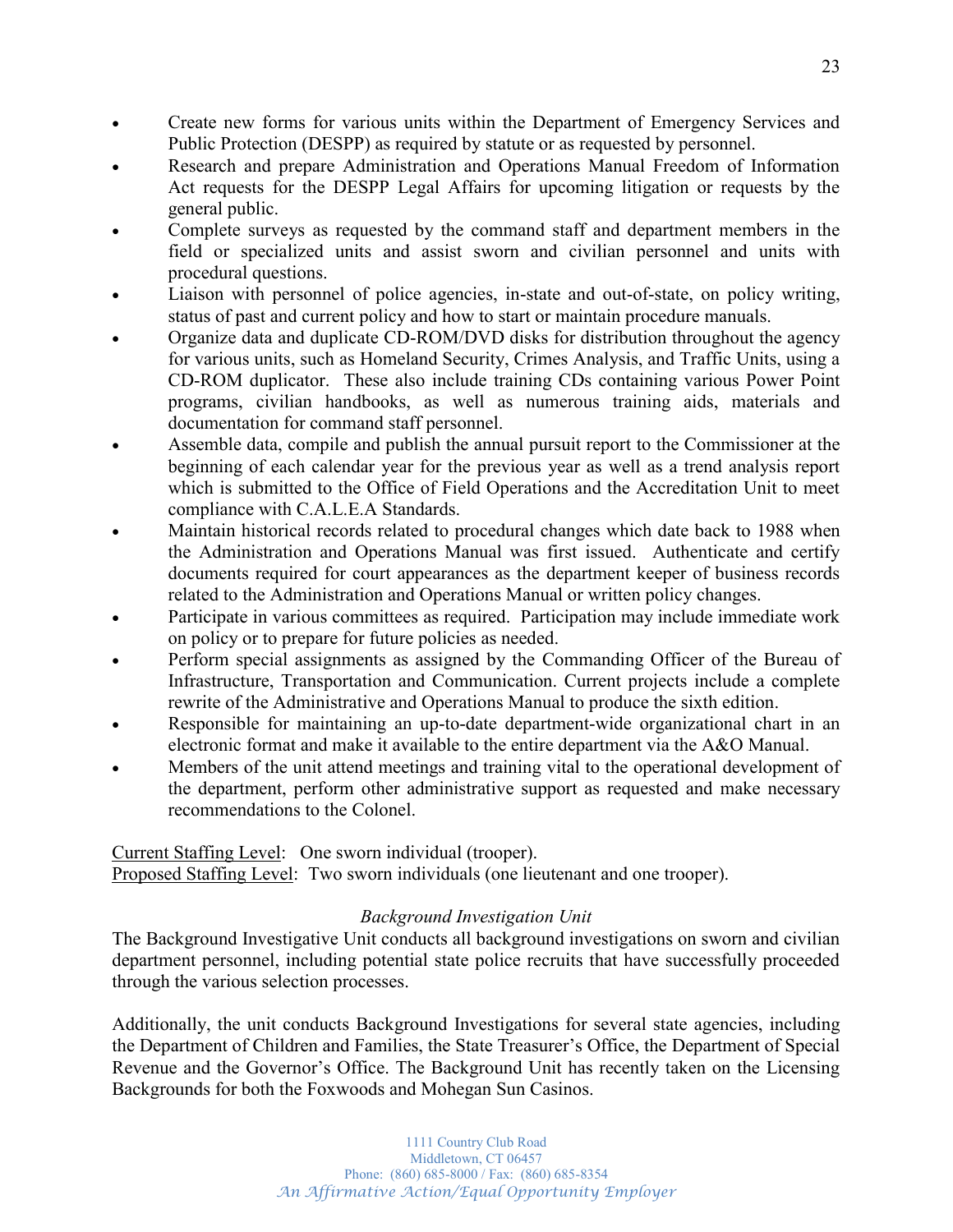- Create new forms for various units within the Department of Emergency Services and Public Protection (DESPP) as required by statute or as requested by personnel.
- Research and prepare Administration and Operations Manual Freedom of Information Act requests for the DESPP Legal Affairs for upcoming litigation or requests by the general public.
- Complete surveys as requested by the command staff and department members in the field or specialized units and assist sworn and civilian personnel and units with procedural questions.
- Liaison with personnel of police agencies, in-state and out-of-state, on policy writing, status of past and current policy and how to start or maintain procedure manuals.
- Organize data and duplicate CD-ROM/DVD disks for distribution throughout the agency for various units, such as Homeland Security, Crimes Analysis, and Traffic Units, using a CD-ROM duplicator. These also include training CDs containing various Power Point programs, civilian handbooks, as well as numerous training aids, materials and documentation for command staff personnel.
- Assemble data, compile and publish the annual pursuit report to the Commissioner at the beginning of each calendar year for the previous year as well as a trend analysis report which is submitted to the Office of Field Operations and the Accreditation Unit to meet compliance with C.A.L.E.A Standards.
- Maintain historical records related to procedural changes which date back to 1988 when the Administration and Operations Manual was first issued. Authenticate and certify documents required for court appearances as the department keeper of business records related to the Administration and Operations Manual or written policy changes.
- Participate in various committees as required. Participation may include immediate work on policy or to prepare for future policies as needed.
- Perform special assignments as assigned by the Commanding Officer of the Bureau of Infrastructure, Transportation and Communication. Current projects include a complete rewrite of the Administrative and Operations Manual to produce the sixth edition.
- Responsible for maintaining an up-to-date department-wide organizational chart in an electronic format and make it available to the entire department via the A&O Manual.
- Members of the unit attend meetings and training vital to the operational development of the department, perform other administrative support as requested and make necessary recommendations to the Colonel.

<u>Current Staffing Level</u>: One sworn individual (trooper).
<u>Proposed Staffing Level</u>: Two sworn individuals (one lieutenant and one trooper).

### *Background Investigation Unit*

The Background Investigative Unit conducts all background investigations on sworn and civilian department personnel, including potential state police recruits that have successfully proceeded through the various selection processes.

Additionally, the unit conducts Background Investigations for several state agencies, including the Department of Children and Families, the State Treasurer's Office, the Department of Special Revenue and the Governor's Office. The Background Unit has recently taken on the Licensing Backgrounds for both the Foxwoods and Mohegan Sun Casinos.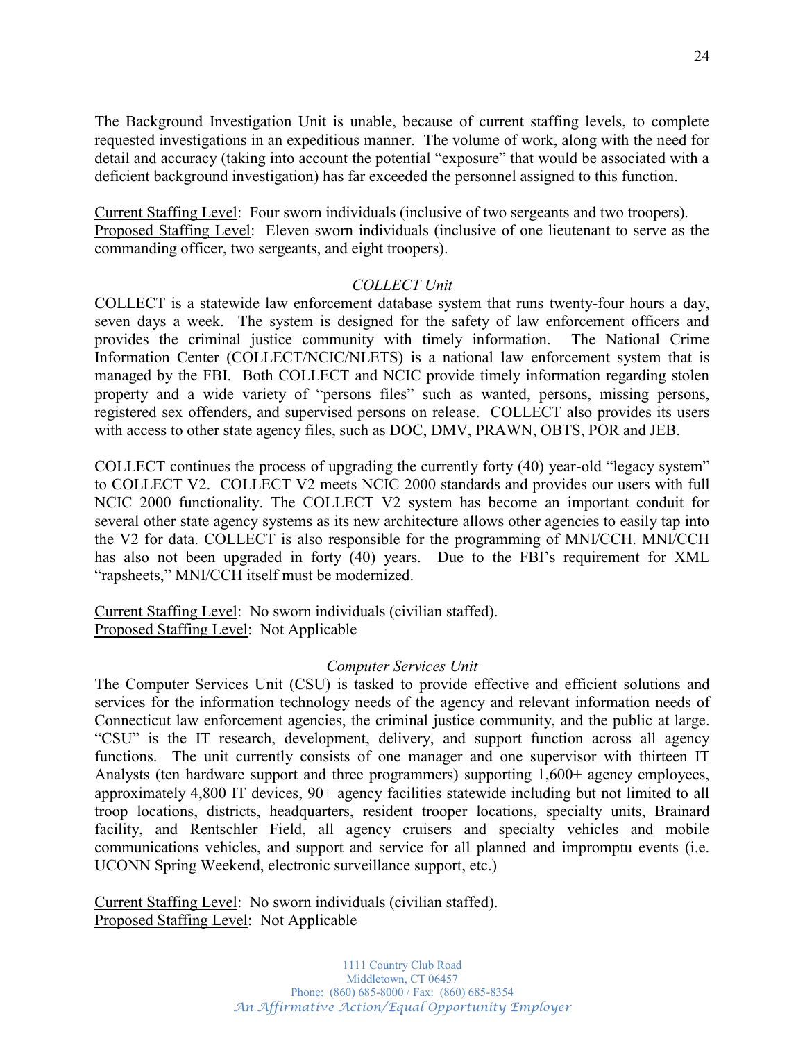The Background Investigation Unit is unable, because of current staffing levels, to complete requested investigations in an expeditious manner. The volume of work, along with the need for detail and accuracy (taking into account the potential "exposure" that would be associated with a deficient background investigation) has far exceeded the personnel assigned to this function.

Current Staffing Level: Four sworn individuals (inclusive of two sergeants and two troopers).
Proposed Staffing Level: Eleven sworn individuals (inclusive of one lieutenant to serve as the commanding officer, two sergeants, and eight troopers).

*COLLECT Unit*

COLLECT is a statewide law enforcement database system that runs twenty-four hours a day, seven days a week. The system is designed for the safety of law enforcement officers and provides the criminal justice community with timely information. The National Crime Information Center (COLLECT/NCIC/NLETS) is a national law enforcement system that is managed by the FBI. Both COLLECT and NCIC provide timely information regarding stolen property and a wide variety of "persons files" such as wanted, persons, missing persons, registered sex offenders, and supervised persons on release. COLLECT also provides its users with access to other state agency files, such as DOC, DMV, PRAWN, OBTS, POR and JEB.

COLLECT continues the process of upgrading the currently forty (40) year-old "legacy system" to COLLECT V2. COLLECT V2 meets NCIC 2000 standards and provides our users with full NCIC 2000 functionality. The COLLECT V2 system has become an important conduit for several other state agency systems as its new architecture allows other agencies to easily tap into the V2 for data. COLLECT is also responsible for the programming of MNI/CCH. MNI/CCH has also not been upgraded in forty (40) years. Due to the FBI's requirement for XML "rapsheets," MNI/CCH itself must be modernized.

Current Staffing Level: No sworn individuals (civilian staffed).
Proposed Staffing Level: Not Applicable

*Computer Services Unit*

The Computer Services Unit (CSU) is tasked to provide effective and efficient solutions and services for the information technology needs of the agency and relevant information needs of Connecticut law enforcement agencies, the criminal justice community, and the public at large. "CSU" is the IT research, development, delivery, and support function across all agency functions. The unit currently consists of one manager and one supervisor with thirteen IT Analysts (ten hardware support and three programmers) supporting 1,600+ agency employees, approximately 4,800 IT devices, 90+ agency facilities statewide including but not limited to all troop locations, districts, headquarters, resident trooper locations, specialty units, Brainard facility, and Rentschler Field, all agency cruisers and specialty vehicles and mobile communications vehicles, and support and service for all planned and impromptu events (i.e. UCONN Spring Weekend, electronic surveillance support, etc.)

Current Staffing Level: No sworn individuals (civilian staffed).
Proposed Staffing Level: Not Applicable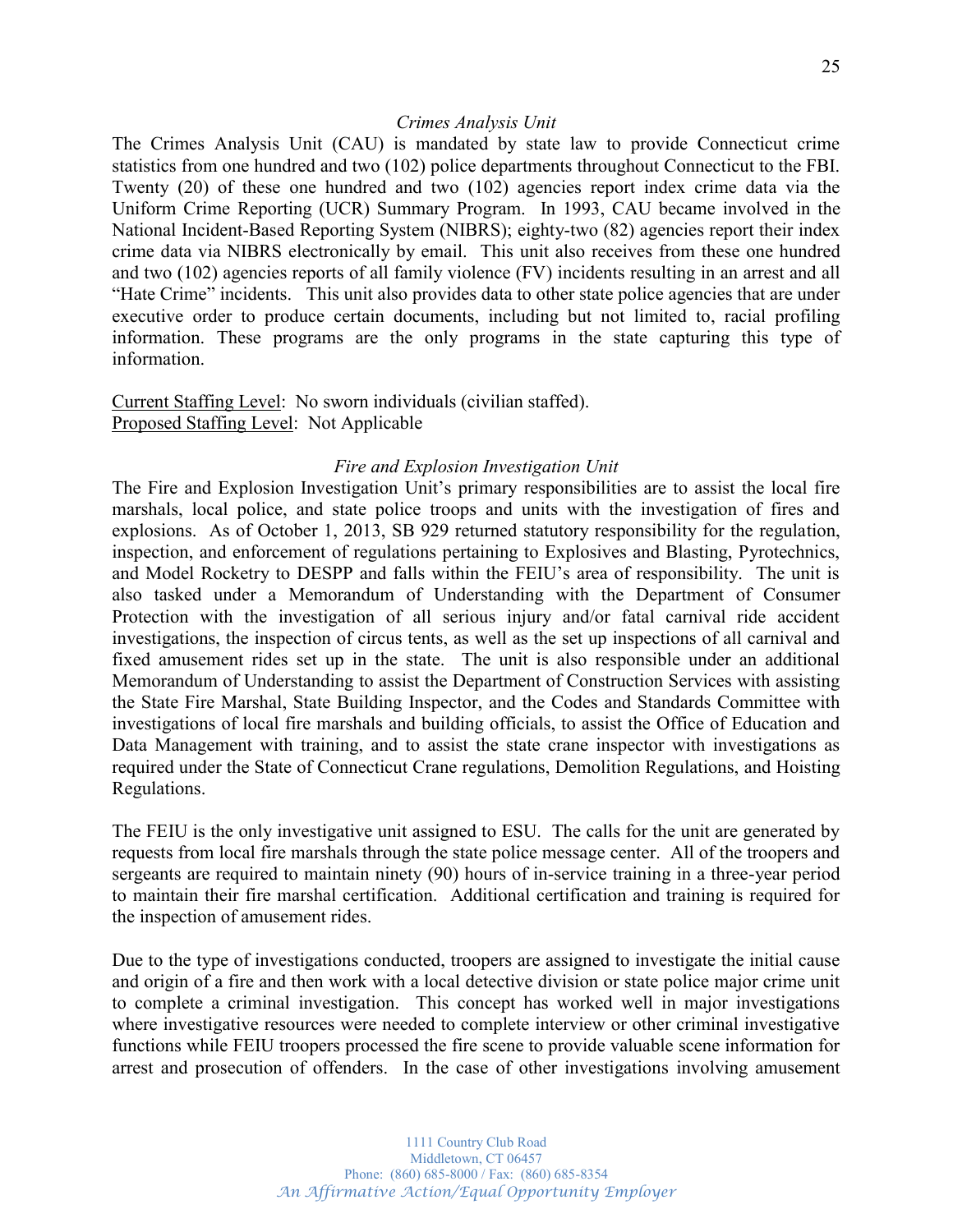*Crimes Analysis Unit*

The Crimes Analysis Unit (CAU) is mandated by state law to provide Connecticut crime statistics from one hundred and two (102) police departments throughout Connecticut to the FBI. Twenty (20) of these one hundred and two (102) agencies report index crime data via the Uniform Crime Reporting (UCR) Summary Program. In 1993, CAU became involved in the National Incident-Based Reporting System (NIBRS); eighty-two (82) agencies report their index crime data via NIBRS electronically by email. This unit also receives from these one hundred and two (102) agencies reports of all family violence (FV) incidents resulting in an arrest and all "Hate Crime" incidents. This unit also provides data to other state police agencies that are under executive order to produce certain documents, including but not limited to, racial profiling information. These programs are the only programs in the state capturing this type of information.

Current Staffing Level: No sworn individuals (civilian staffed).
Proposed Staffing Level: Not Applicable

*Fire and Explosion Investigation Unit*

The Fire and Explosion Investigation Unit's primary responsibilities are to assist the local fire marshals, local police, and state police troops and units with the investigation of fires and explosions. As of October 1, 2013, SB 929 returned statutory responsibility for the regulation, inspection, and enforcement of regulations pertaining to Explosives and Blasting, Pyrotechnics, and Model Rocketry to DESPP and falls within the FEIU's area of responsibility. The unit is also tasked under a Memorandum of Understanding with the Department of Consumer Protection with the investigation of all serious injury and/or fatal carnival ride accident investigations, the inspection of circus tents, as well as the set up inspections of all carnival and fixed amusement rides set up in the state. The unit is also responsible under an additional Memorandum of Understanding to assist the Department of Construction Services with assisting the State Fire Marshal, State Building Inspector, and the Codes and Standards Committee with investigations of local fire marshals and building officials, to assist the Office of Education and Data Management with training, and to assist the state crane inspector with investigations as required under the State of Connecticut Crane regulations, Demolition Regulations, and Hoisting Regulations.

The FEIU is the only investigative unit assigned to ESU. The calls for the unit are generated by requests from local fire marshals through the state police message center. All of the troopers and sergeants are required to maintain ninety (90) hours of in-service training in a three-year period to maintain their fire marshal certification. Additional certification and training is required for the inspection of amusement rides.

Due to the type of investigations conducted, troopers are assigned to investigate the initial cause and origin of a fire and then work with a local detective division or state police major crime unit to complete a criminal investigation. This concept has worked well in major investigations where investigative resources were needed to complete interview or other criminal investigative functions while FEIU troopers processed the fire scene to provide valuable scene information for arrest and prosecution of offenders. In the case of other investigations involving amusement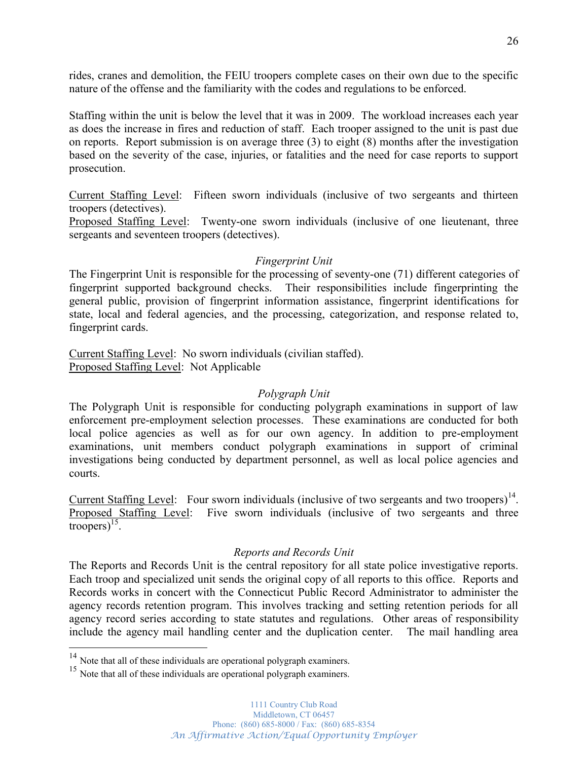rides, cranes and demolition, the FEIU troopers complete cases on their own due to the specific nature of the offense and the familiarity with the codes and regulations to be enforced.

Staffing within the unit is below the level that it was in 2009. The workload increases each year as does the increase in fires and reduction of staff. Each trooper assigned to the unit is past due on reports. Report submission is on average three (3) to eight (8) months after the investigation based on the severity of the case, injuries, or fatalities and the need for case reports to support prosecution.

Current Staffing Level: Fifteen sworn individuals (inclusive of two sergeants and thirteen troopers (detectives).
Proposed Staffing Level: Twenty-one sworn individuals (inclusive of one lieutenant, three sergeants and seventeen troopers (detectives).

*Fingerprint Unit*

The Fingerprint Unit is responsible for the processing of seventy-one (71) different categories of fingerprint supported background checks. Their responsibilities include fingerprinting the general public, provision of fingerprint information assistance, fingerprint identifications for state, local and federal agencies, and the processing, categorization, and response related to, fingerprint cards.

Current Staffing Level: No sworn individuals (civilian staffed).
Proposed Staffing Level: Not Applicable

*Polygraph Unit*

The Polygraph Unit is responsible for conducting polygraph examinations in support of law enforcement pre-employment selection processes. These examinations are conducted for both local police agencies as well as for our own agency. In addition to pre-employment examinations, unit members conduct polygraph examinations in support of criminal investigations being conducted by department personnel, as well as local police agencies and courts.

Current Staffing Level: Four sworn individuals (inclusive of two sergeants and two troopers)[14].
Proposed Staffing Level: Five sworn individuals (inclusive of two sergeants and three troopers)[15].

*Reports and Records Unit*

The Reports and Records Unit is the central repository for all state police investigative reports. Each troop and specialized unit sends the original copy of all reports to this office. Reports and Records works in concert with the Connecticut Public Record Administrator to administer the agency records retention program. This involves tracking and setting retention periods for all agency record series according to state statutes and regulations. Other areas of responsibility include the agency mail handling center and the duplication center. The mail handling area

[14] Note that all of these individuals are operational polygraph examiners.
[15] Note that all of these individuals are operational polygraph examiners.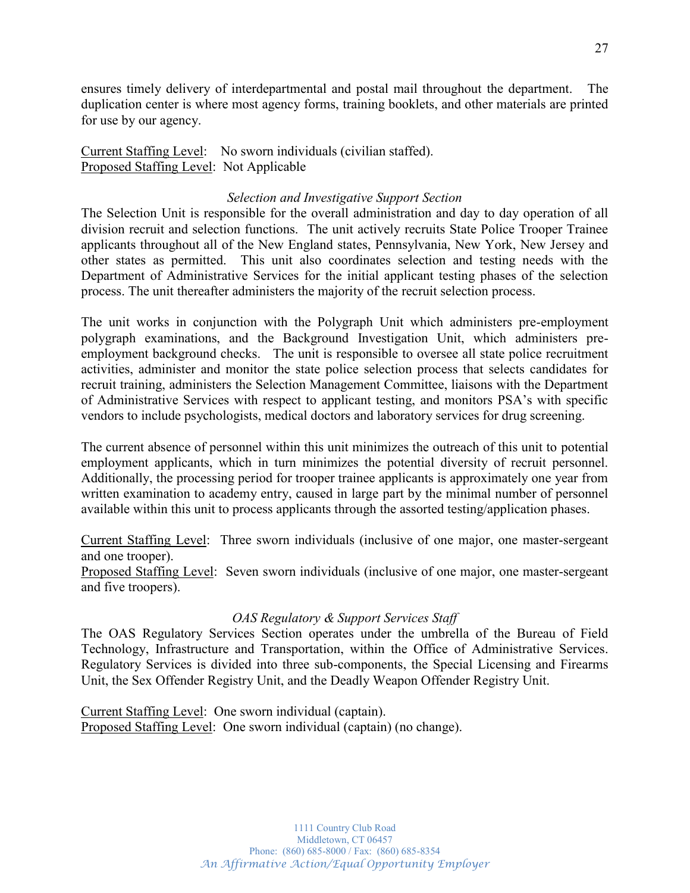ensures timely delivery of interdepartmental and postal mail throughout the department. The duplication center is where most agency forms, training booklets, and other materials are printed for use by our agency.

Current Staffing Level: No sworn individuals (civilian staffed).
Proposed Staffing Level: Not Applicable

*Selection and Investigative Support Section*

The Selection Unit is responsible for the overall administration and day to day operation of all division recruit and selection functions. The unit actively recruits State Police Trooper Trainee applicants throughout all of the New England states, Pennsylvania, New York, New Jersey and other states as permitted. This unit also coordinates selection and testing needs with the Department of Administrative Services for the initial applicant testing phases of the selection process. The unit thereafter administers the majority of the recruit selection process.

The unit works in conjunction with the Polygraph Unit which administers pre-employment polygraph examinations, and the Background Investigation Unit, which administers pre-employment background checks. The unit is responsible to oversee all state police recruitment activities, administer and monitor the state police selection process that selects candidates for recruit training, administers the Selection Management Committee, liaisons with the Department of Administrative Services with respect to applicant testing, and monitors PSA's with specific vendors to include psychologists, medical doctors and laboratory services for drug screening.

The current absence of personnel within this unit minimizes the outreach of this unit to potential employment applicants, which in turn minimizes the potential diversity of recruit personnel. Additionally, the processing period for trooper trainee applicants is approximately one year from written examination to academy entry, caused in large part by the minimal number of personnel available within this unit to process applicants through the assorted testing/application phases.

Current Staffing Level: Three sworn individuals (inclusive of one major, one master-sergeant and one trooper).
Proposed Staffing Level: Seven sworn individuals (inclusive of one major, one master-sergeant and five troopers).

*OAS Regulatory & Support Services Staff*

The OAS Regulatory Services Section operates under the umbrella of the Bureau of Field Technology, Infrastructure and Transportation, within the Office of Administrative Services. Regulatory Services is divided into three sub-components, the Special Licensing and Firearms Unit, the Sex Offender Registry Unit, and the Deadly Weapon Offender Registry Unit.

Current Staffing Level: One sworn individual (captain).
Proposed Staffing Level: One sworn individual (captain) (no change).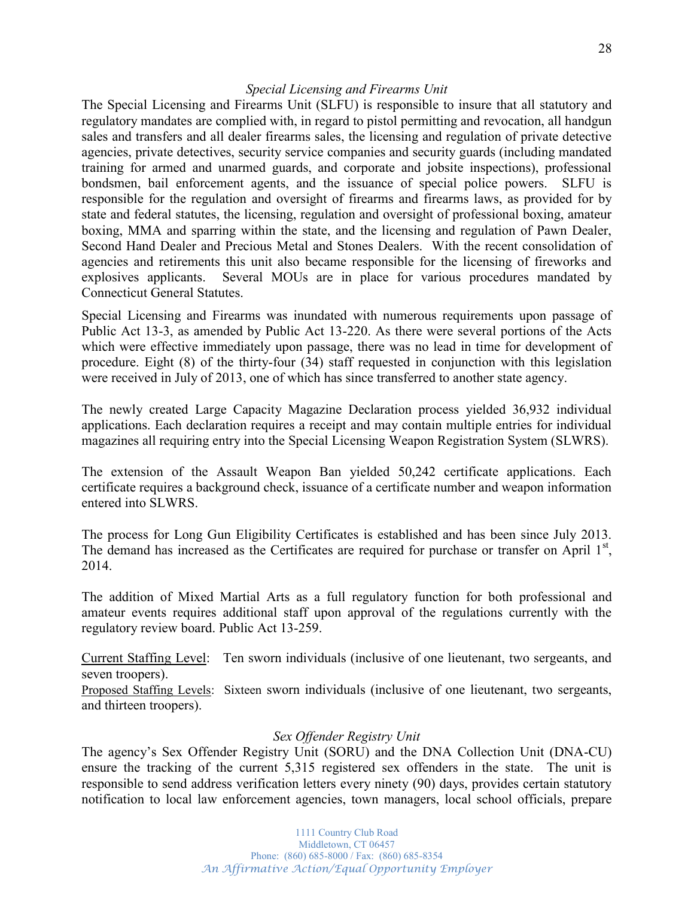### *Special Licensing and Firearms Unit*

The Special Licensing and Firearms Unit (SLFU) is responsible to insure that all statutory and regulatory mandates are complied with, in regard to pistol permitting and revocation, all handgun sales and transfers and all dealer firearms sales, the licensing and regulation of private detective agencies, private detectives, security service companies and security guards (including mandated training for armed and unarmed guards, and corporate and jobsite inspections), professional bondsmen, bail enforcement agents, and the issuance of special police powers. SLFU is responsible for the regulation and oversight of firearms and firearms laws, as provided for by state and federal statutes, the licensing, regulation and oversight of professional boxing, amateur boxing, MMA and sparring within the state, and the licensing and regulation of Pawn Dealer, Second Hand Dealer and Precious Metal and Stones Dealers. With the recent consolidation of agencies and retirements this unit also became responsible for the licensing of fireworks and explosives applicants. Several MOUs are in place for various procedures mandated by Connecticut General Statutes.

Special Licensing and Firearms was inundated with numerous requirements upon passage of Public Act 13-3, as amended by Public Act 13-220. As there were several portions of the Acts which were effective immediately upon passage, there was no lead in time for development of procedure. Eight (8) of the thirty-four (34) staff requested in conjunction with this legislation were received in July of 2013, one of which has since transferred to another state agency.

The newly created Large Capacity Magazine Declaration process yielded 36,932 individual applications. Each declaration requires a receipt and may contain multiple entries for individual magazines all requiring entry into the Special Licensing Weapon Registration System (SLWRS).

The extension of the Assault Weapon Ban yielded 50,242 certificate applications. Each certificate requires a background check, issuance of a certificate number and weapon information entered into SLWRS.

The process for Long Gun Eligibility Certificates is established and has been since July 2013. The demand has increased as the Certificates are required for purchase or transfer on April 1st, 2014.

The addition of Mixed Martial Arts as a full regulatory function for both professional and amateur events requires additional staff upon approval of the regulations currently with the regulatory review board. Public Act 13-259.

<u>Current Staffing Level</u>: Ten sworn individuals (inclusive of one lieutenant, two sergeants, and seven troopers).
<u>Proposed Staffing Levels</u>: Sixteen sworn individuals (inclusive of one lieutenant, two sergeants, and thirteen troopers).

### *Sex Offender Registry Unit*

The agency's Sex Offender Registry Unit (SORU) and the DNA Collection Unit (DNA-CU) ensure the tracking of the current 5,315 registered sex offenders in the state. The unit is responsible to send address verification letters every ninety (90) days, provides certain statutory notification to local law enforcement agencies, town managers, local school officials, prepare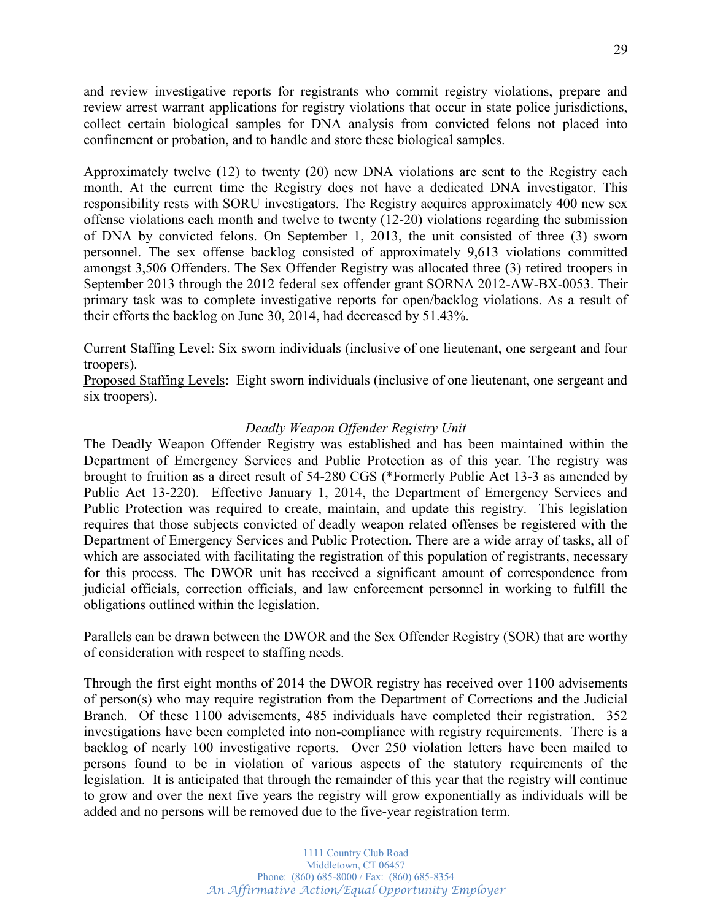and review investigative reports for registrants who commit registry violations, prepare and review arrest warrant applications for registry violations that occur in state police jurisdictions, collect certain biological samples for DNA analysis from convicted felons not placed into confinement or probation, and to handle and store these biological samples.

Approximately twelve (12) to twenty (20) new DNA violations are sent to the Registry each month. At the current time the Registry does not have a dedicated DNA investigator. This responsibility rests with SORU investigators. The Registry acquires approximately 400 new sex offense violations each month and twelve to twenty (12-20) violations regarding the submission of DNA by convicted felons. On September 1, 2013, the unit consisted of three (3) sworn personnel. The sex offense backlog consisted of approximately 9,613 violations committed amongst 3,506 Offenders. The Sex Offender Registry was allocated three (3) retired troopers in September 2013 through the 2012 federal sex offender grant SORNA 2012-AW-BX-0053. Their primary task was to complete investigative reports for open/backlog violations. As a result of their efforts the backlog on June 30, 2014, had decreased by 51.43%.

<u>Current Staffing Level</u>: Six sworn individuals (inclusive of one lieutenant, one sergeant and four troopers).
<u>Proposed Staffing Levels</u>: Eight sworn individuals (inclusive of one lieutenant, one sergeant and six troopers).

*Deadly Weapon Offender Registry Unit*

The Deadly Weapon Offender Registry was established and has been maintained within the Department of Emergency Services and Public Protection as of this year. The registry was brought to fruition as a direct result of 54-280 CGS (*Formerly Public Act 13-3 as amended by Public Act 13-220). Effective January 1, 2014, the Department of Emergency Services and Public Protection was required to create, maintain, and update this registry. This legislation requires that those subjects convicted of deadly weapon related offenses be registered with the Department of Emergency Services and Public Protection. There are a wide array of tasks, all of which are associated with facilitating the registration of this population of registrants, necessary for this process. The DWOR unit has received a significant amount of correspondence from judicial officials, correction officials, and law enforcement personnel in working to fulfill the obligations outlined within the legislation.

Parallels can be drawn between the DWOR and the Sex Offender Registry (SOR) that are worthy of consideration with respect to staffing needs.

Through the first eight months of 2014 the DWOR registry has received over 1100 advisements of person(s) who may require registration from the Department of Corrections and the Judicial Branch. Of these 1100 advisements, 485 individuals have completed their registration. 352 investigations have been completed into non-compliance with registry requirements. There is a backlog of nearly 100 investigative reports. Over 250 violation letters have been mailed to persons found to be in violation of various aspects of the statutory requirements of the legislation. It is anticipated that through the remainder of this year that the registry will continue to grow and over the next five years the registry will grow exponentially as individuals will be added and no persons will be removed due to the five-year registration term.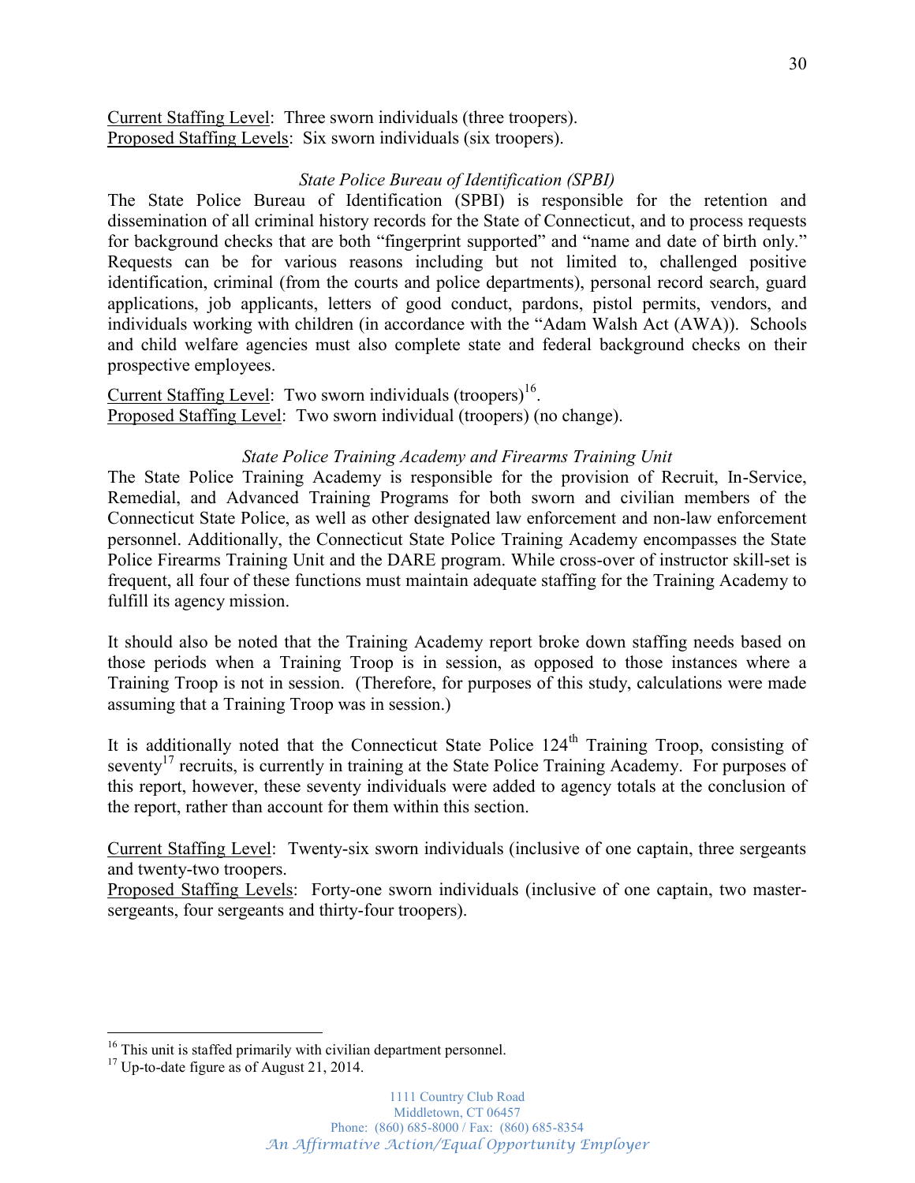Current Staffing Level: Three sworn individuals (three troopers).
Proposed Staffing Levels: Six sworn individuals (six troopers).

*State Police Bureau of Identification (SPBI)*

The State Police Bureau of Identification (SPBI) is responsible for the retention and dissemination of all criminal history records for the State of Connecticut, and to process requests for background checks that are both "fingerprint supported" and "name and date of birth only." Requests can be for various reasons including but not limited to, challenged positive identification, criminal (from the courts and police departments), personal record search, guard applications, job applicants, letters of good conduct, pardons, pistol permits, vendors, and individuals working with children (in accordance with the "Adam Walsh Act (AWA)). Schools and child welfare agencies must also complete state and federal background checks on their prospective employees.

Current Staffing Level: Two sworn individuals (troopers)[16].
Proposed Staffing Level: Two sworn individual (troopers) (no change).

*State Police Training Academy and Firearms Training Unit*

The State Police Training Academy is responsible for the provision of Recruit, In-Service, Remedial, and Advanced Training Programs for both sworn and civilian members of the Connecticut State Police, as well as other designated law enforcement and non-law enforcement personnel. Additionally, the Connecticut State Police Training Academy encompasses the State Police Firearms Training Unit and the DARE program. While cross-over of instructor skill-set is frequent, all four of these functions must maintain adequate staffing for the Training Academy to fulfill its agency mission.

It should also be noted that the Training Academy report broke down staffing needs based on those periods when a Training Troop is in session, as opposed to those instances where a Training Troop is not in session. (Therefore, for purposes of this study, calculations were made assuming that a Training Troop was in session.)

It is additionally noted that the Connecticut State Police 124th Training Troop, consisting of seventy[17] recruits, is currently in training at the State Police Training Academy. For purposes of this report, however, these seventy individuals were added to agency totals at the conclusion of the report, rather than account for them within this section.

Current Staffing Level: Twenty-six sworn individuals (inclusive of one captain, three sergeants and twenty-two troopers.
Proposed Staffing Levels: Forty-one sworn individuals (inclusive of one captain, two master-sergeants, four sergeants and thirty-four troopers).

---

[16] This unit is staffed primarily with civilian department personnel.
[17] Up-to-date figure as of August 21, 2014.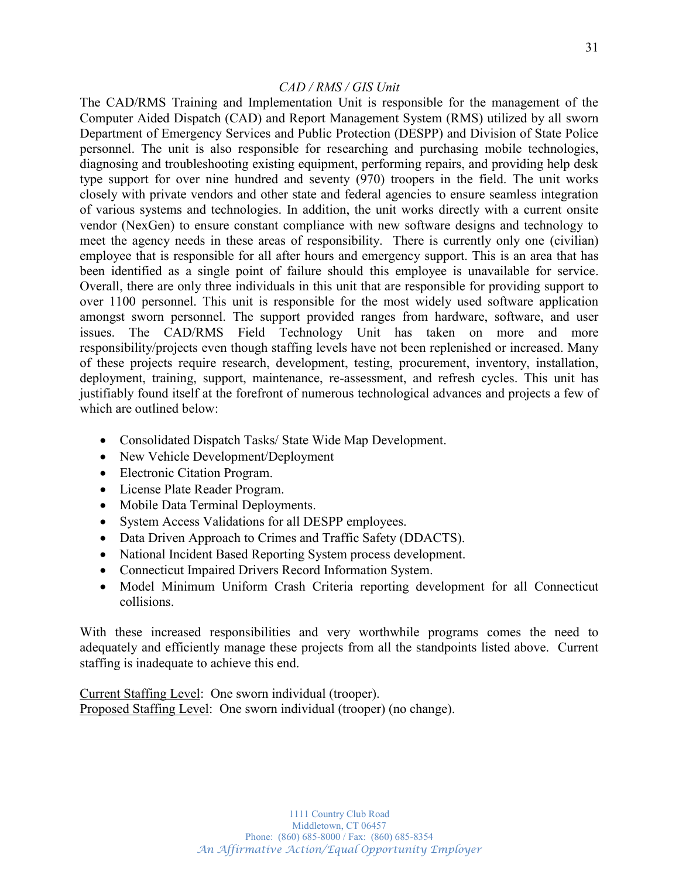*CAD / RMS / GIS Unit*

The CAD/RMS Training and Implementation Unit is responsible for the management of the Computer Aided Dispatch (CAD) and Report Management System (RMS) utilized by all sworn Department of Emergency Services and Public Protection (DESPP) and Division of State Police personnel. The unit is also responsible for researching and purchasing mobile technologies, diagnosing and troubleshooting existing equipment, performing repairs, and providing help desk type support for over nine hundred and seventy (970) troopers in the field. The unit works closely with private vendors and other state and federal agencies to ensure seamless integration of various systems and technologies. In addition, the unit works directly with a current onsite vendor (NexGen) to ensure constant compliance with new software designs and technology to meet the agency needs in these areas of responsibility. There is currently only one (civilian) employee that is responsible for all after hours and emergency support. This is an area that has been identified as a single point of failure should this employee is unavailable for service. Overall, there are only three individuals in this unit that are responsible for providing support to over 1100 personnel. This unit is responsible for the most widely used software application amongst sworn personnel. The support provided ranges from hardware, software, and user issues. The CAD/RMS Field Technology Unit has taken on more and more responsibility/projects even though staffing levels have not been replenished or increased. Many of these projects require research, development, testing, procurement, inventory, installation, deployment, training, support, maintenance, re-assessment, and refresh cycles. This unit has justifiably found itself at the forefront of numerous technological advances and projects a few of which are outlined below:

- Consolidated Dispatch Tasks/ State Wide Map Development.
- New Vehicle Development/Deployment
- Electronic Citation Program.
- License Plate Reader Program.
- Mobile Data Terminal Deployments.
- System Access Validations for all DESPP employees.
- Data Driven Approach to Crimes and Traffic Safety (DDACTS).
- National Incident Based Reporting System process development.
- Connecticut Impaired Drivers Record Information System.
- Model Minimum Uniform Crash Criteria reporting development for all Connecticut collisions.

With these increased responsibilities and very worthwhile programs comes the need to adequately and efficiently manage these projects from all the standpoints listed above. Current staffing is inadequate to achieve this end.

Current Staffing Level: One sworn individual (trooper).
Proposed Staffing Level: One sworn individual (trooper) (no change).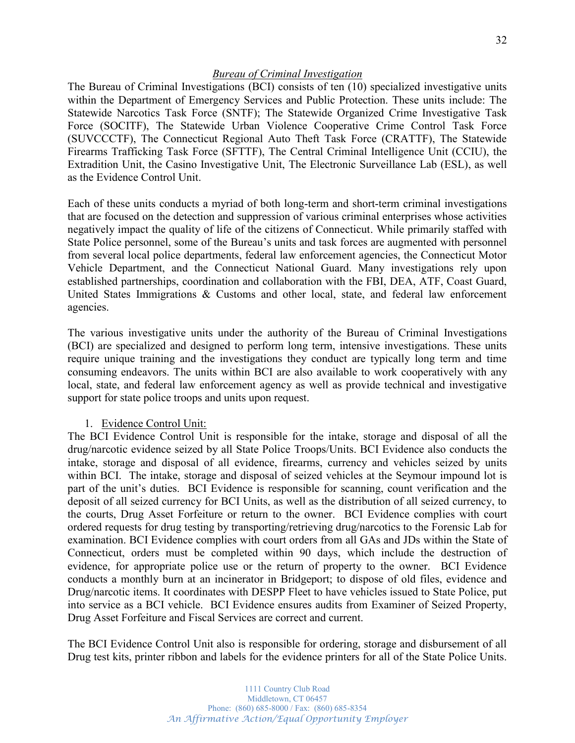## *Bureau of Criminal Investigation*

The Bureau of Criminal Investigations (BCI) consists of ten (10) specialized investigative units within the Department of Emergency Services and Public Protection. These units include: The Statewide Narcotics Task Force (SNTF); The Statewide Organized Crime Investigative Task Force (SOCITF), The Statewide Urban Violence Cooperative Crime Control Task Force (SUVCCCTF), The Connecticut Regional Auto Theft Task Force (CRATTF), The Statewide Firearms Trafficking Task Force (SFTTF), The Central Criminal Intelligence Unit (CCIU), the Extradition Unit, the Casino Investigative Unit, The Electronic Surveillance Lab (ESL), as well as the Evidence Control Unit.

Each of these units conducts a myriad of both long-term and short-term criminal investigations that are focused on the detection and suppression of various criminal enterprises whose activities negatively impact the quality of life of the citizens of Connecticut. While primarily staffed with State Police personnel, some of the Bureau's units and task forces are augmented with personnel from several local police departments, federal law enforcement agencies, the Connecticut Motor Vehicle Department, and the Connecticut National Guard. Many investigations rely upon established partnerships, coordination and collaboration with the FBI, DEA, ATF, Coast Guard, United States Immigrations & Customs and other local, state, and federal law enforcement agencies.

The various investigative units under the authority of the Bureau of Criminal Investigations (BCI) are specialized and designed to perform long term, intensive investigations. These units require unique training and the investigations they conduct are typically long term and time consuming endeavors. The units within BCI are also available to work cooperatively with any local, state, and federal law enforcement agency as well as provide technical and investigative support for state police troops and units upon request.

1. Evidence Control Unit:

The BCI Evidence Control Unit is responsible for the intake, storage and disposal of all the drug/narcotic evidence seized by all State Police Troops/Units. BCI Evidence also conducts the intake, storage and disposal of all evidence, firearms, currency and vehicles seized by units within BCI. The intake, storage and disposal of seized vehicles at the Seymour impound lot is part of the unit's duties. BCI Evidence is responsible for scanning, count verification and the deposit of all seized currency for BCI Units, as well as the distribution of all seized currency, to the courts, Drug Asset Forfeiture or return to the owner. BCI Evidence complies with court ordered requests for drug testing by transporting/retrieving drug/narcotics to the Forensic Lab for examination. BCI Evidence complies with court orders from all GAs and JDs within the State of Connecticut, orders must be completed within 90 days, which include the destruction of evidence, for appropriate police use or the return of property to the owner. BCI Evidence conducts a monthly burn at an incinerator in Bridgeport; to dispose of old files, evidence and Drug/narcotic items. It coordinates with DESPP Fleet to have vehicles issued to State Police, put into service as a BCI vehicle. BCI Evidence ensures audits from Examiner of Seized Property, Drug Asset Forfeiture and Fiscal Services are correct and current.

The BCI Evidence Control Unit also is responsible for ordering, storage and disbursement of all Drug test kits, printer ribbon and labels for the evidence printers for all of the State Police Units.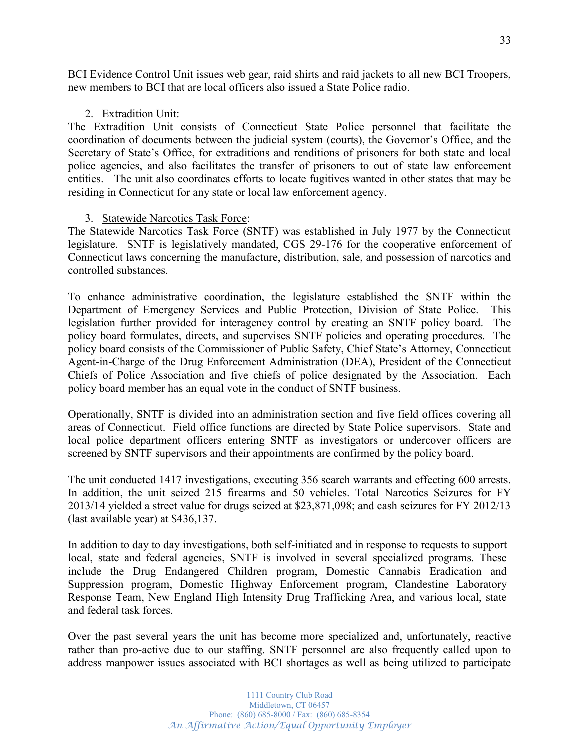BCI Evidence Control Unit issues web gear, raid shirts and raid jackets to all new BCI Troopers, new members to BCI that are local officers also issued a State Police radio.

2. Extradition Unit:

The Extradition Unit consists of Connecticut State Police personnel that facilitate the coordination of documents between the judicial system (courts), the Governor's Office, and the Secretary of State's Office, for extraditions and renditions of prisoners for both state and local police agencies, and also facilitates the transfer of prisoners to out of state law enforcement entities. The unit also coordinates efforts to locate fugitives wanted in other states that may be residing in Connecticut for any state or local law enforcement agency.

3. Statewide Narcotics Task Force:

The Statewide Narcotics Task Force (SNTF) was established in July 1977 by the Connecticut legislature. SNTF is legislatively mandated, CGS 29-176 for the cooperative enforcement of Connecticut laws concerning the manufacture, distribution, sale, and possession of narcotics and controlled substances.

To enhance administrative coordination, the legislature established the SNTF within the Department of Emergency Services and Public Protection, Division of State Police. This legislation further provided for interagency control by creating an SNTF policy board. The policy board formulates, directs, and supervises SNTF policies and operating procedures. The policy board consists of the Commissioner of Public Safety, Chief State's Attorney, Connecticut Agent-in-Charge of the Drug Enforcement Administration (DEA), President of the Connecticut Chiefs of Police Association and five chiefs of police designated by the Association. Each policy board member has an equal vote in the conduct of SNTF business.

Operationally, SNTF is divided into an administration section and five field offices covering all areas of Connecticut. Field office functions are directed by State Police supervisors. State and local police department officers entering SNTF as investigators or undercover officers are screened by SNTF supervisors and their appointments are confirmed by the policy board.

The unit conducted 1417 investigations, executing 356 search warrants and effecting 600 arrests. In addition, the unit seized 215 firearms and 50 vehicles. Total Narcotics Seizures for FY 2013/14 yielded a street value for drugs seized at $23,871,098; and cash seizures for FY 2012/13 (last available year) at $436,137.

In addition to day to day investigations, both self-initiated and in response to requests to support local, state and federal agencies, SNTF is involved in several specialized programs. These include the Drug Endangered Children program, Domestic Cannabis Eradication and Suppression program, Domestic Highway Enforcement program, Clandestine Laboratory Response Team, New England High Intensity Drug Trafficking Area, and various local, state and federal task forces.

Over the past several years the unit has become more specialized and, unfortunately, reactive rather than pro-active due to our staffing. SNTF personnel are also frequently called upon to address manpower issues associated with BCI shortages as well as being utilized to participate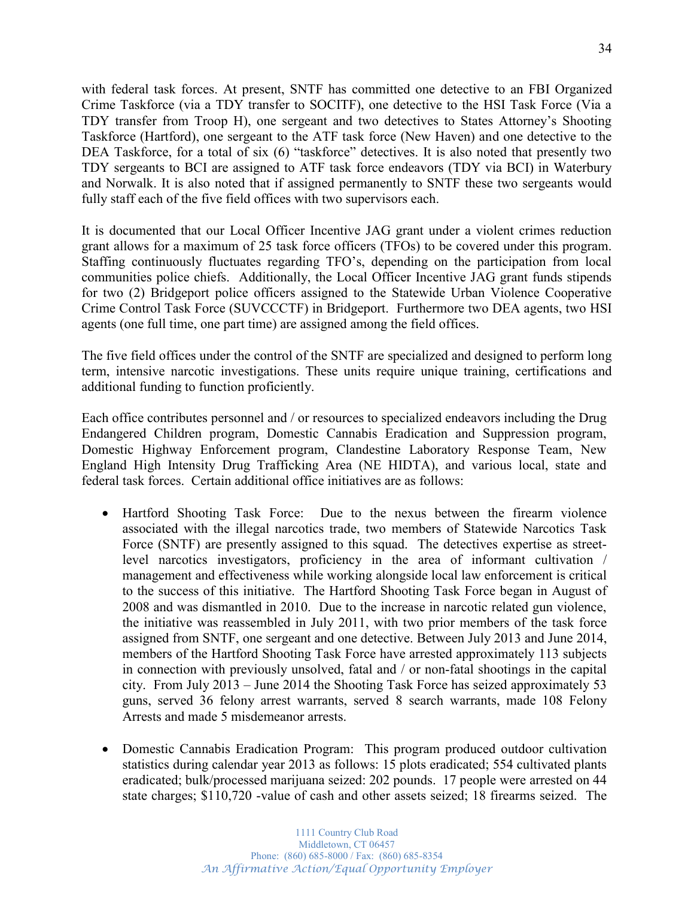with federal task forces. At present, SNTF has committed one detective to an FBI Organized Crime Taskforce (via a TDY transfer to SOCITF), one detective to the HSI Task Force (Via a TDY transfer from Troop H), one sergeant and two detectives to States Attorney's Shooting Taskforce (Hartford), one sergeant to the ATF task force (New Haven) and one detective to the DEA Taskforce, for a total of six (6) "taskforce" detectives. It is also noted that presently two TDY sergeants to BCI are assigned to ATF task force endeavors (TDY via BCI) in Waterbury and Norwalk. It is also noted that if assigned permanently to SNTF these two sergeants would fully staff each of the five field offices with two supervisors each.

It is documented that our Local Officer Incentive JAG grant under a violent crimes reduction grant allows for a maximum of 25 task force officers (TFOs) to be covered under this program. Staffing continuously fluctuates regarding TFO's, depending on the participation from local communities police chiefs. Additionally, the Local Officer Incentive JAG grant funds stipends for two (2) Bridgeport police officers assigned to the Statewide Urban Violence Cooperative Crime Control Task Force (SUVCCCTF) in Bridgeport. Furthermore two DEA agents, two HSI agents (one full time, one part time) are assigned among the field offices.

The five field offices under the control of the SNTF are specialized and designed to perform long term, intensive narcotic investigations. These units require unique training, certifications and additional funding to function proficiently.

Each office contributes personnel and / or resources to specialized endeavors including the Drug Endangered Children program, Domestic Cannabis Eradication and Suppression program, Domestic Highway Enforcement program, Clandestine Laboratory Response Team, New England High Intensity Drug Trafficking Area (NE HIDTA), and various local, state and federal task forces. Certain additional office initiatives are as follows:

- Hartford Shooting Task Force: Due to the nexus between the firearm violence associated with the illegal narcotics trade, two members of Statewide Narcotics Task Force (SNTF) are presently assigned to this squad. The detectives expertise as street-level narcotics investigators, proficiency in the area of informant cultivation / management and effectiveness while working alongside local law enforcement is critical to the success of this initiative. The Hartford Shooting Task Force began in August of 2008 and was dismantled in 2010. Due to the increase in narcotic related gun violence, the initiative was reassembled in July 2011, with two prior members of the task force assigned from SNTF, one sergeant and one detective. Between July 2013 and June 2014, members of the Hartford Shooting Task Force have arrested approximately 113 subjects in connection with previously unsolved, fatal and / or non-fatal shootings in the capital city. From July 2013 – June 2014 the Shooting Task Force has seized approximately 53 guns, served 36 felony arrest warrants, served 8 search warrants, made 108 Felony Arrests and made 5 misdemeanor arrests.

- Domestic Cannabis Eradication Program: This program produced outdoor cultivation statistics during calendar year 2013 as follows: 15 plots eradicated; 554 cultivated plants eradicated; bulk/processed marijuana seized: 202 pounds. 17 people were arrested on 44 state charges; $110,720 -value of cash and other assets seized; 18 firearms seized. The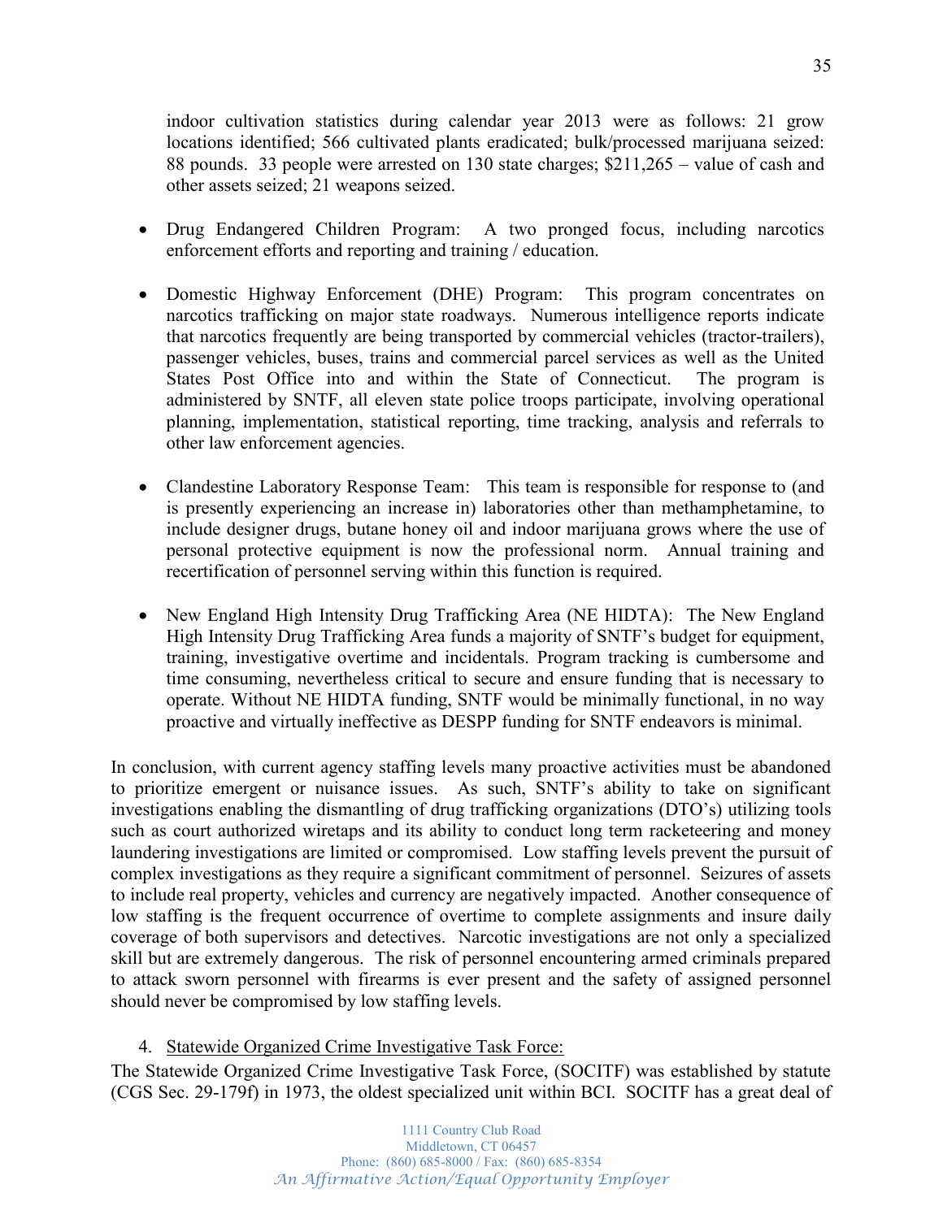indoor cultivation statistics during calendar year 2013 were as follows: 21 grow locations identified; 566 cultivated plants eradicated; bulk/processed marijuana seized: 88 pounds. 33 people were arrested on 130 state charges; $211,265 – value of cash and other assets seized; 21 weapons seized.

- Drug Endangered Children Program: A two pronged focus, including narcotics enforcement efforts and reporting and training / education.

- Domestic Highway Enforcement (DHE) Program: This program concentrates on narcotics trafficking on major state roadways. Numerous intelligence reports indicate that narcotics frequently are being transported by commercial vehicles (tractor-trailers), passenger vehicles, buses, trains and commercial parcel services as well as the United States Post Office into and within the State of Connecticut. The program is administered by SNTF, all eleven state police troops participate, involving operational planning, implementation, statistical reporting, time tracking, analysis and referrals to other law enforcement agencies.

- Clandestine Laboratory Response Team: This team is responsible for response to (and is presently experiencing an increase in) laboratories other than methamphetamine, to include designer drugs, butane honey oil and indoor marijuana grows where the use of personal protective equipment is now the professional norm. Annual training and recertification of personnel serving within this function is required.

- New England High Intensity Drug Trafficking Area (NE HIDTA): The New England High Intensity Drug Trafficking Area funds a majority of SNTF's budget for equipment, training, investigative overtime and incidentals. Program tracking is cumbersome and time consuming, nevertheless critical to secure and ensure funding that is necessary to operate. Without NE HIDTA funding, SNTF would be minimally functional, in no way proactive and virtually ineffective as DESPP funding for SNTF endeavors is minimal.

In conclusion, with current agency staffing levels many proactive activities must be abandoned to prioritize emergent or nuisance issues. As such, SNTF's ability to take on significant investigations enabling the dismantling of drug trafficking organizations (DTO's) utilizing tools such as court authorized wiretaps and its ability to conduct long term racketeering and money laundering investigations are limited or compromised. Low staffing levels prevent the pursuit of complex investigations as they require a significant commitment of personnel. Seizures of assets to include real property, vehicles and currency are negatively impacted. Another consequence of low staffing is the frequent occurrence of overtime to complete assignments and insure daily coverage of both supervisors and detectives. Narcotic investigations are not only a specialized skill but are extremely dangerous. The risk of personnel encountering armed criminals prepared to attack sworn personnel with firearms is ever present and the safety of assigned personnel should never be compromised by low staffing levels.

4. Statewide Organized Crime Investigative Task Force:

The Statewide Organized Crime Investigative Task Force, (SOCITF) was established by statute (CGS Sec. 29-179f) in 1973, the oldest specialized unit within BCI. SOCITF has a great deal of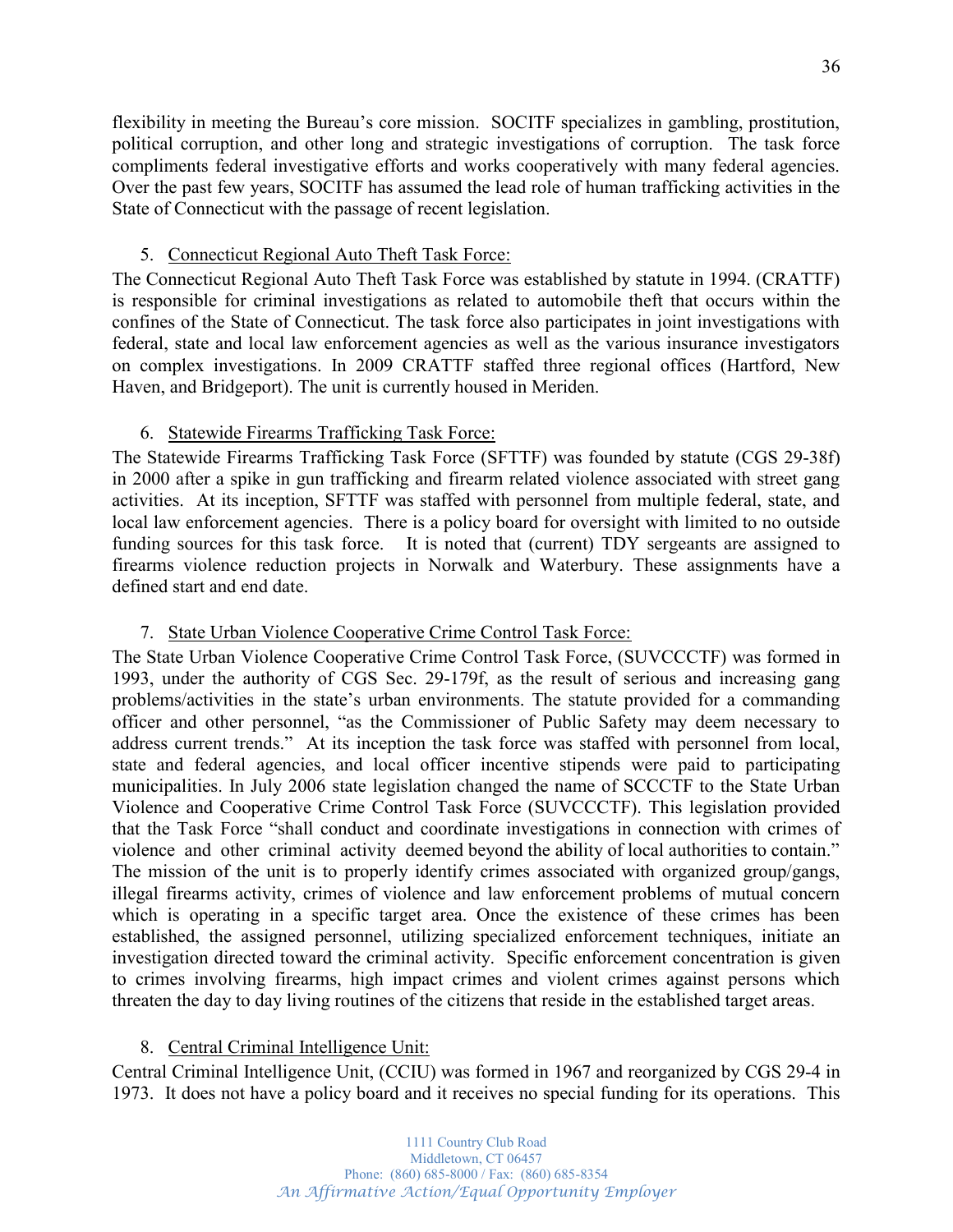flexibility in meeting the Bureau's core mission. SOCITF specializes in gambling, prostitution, political corruption, and other long and strategic investigations of corruption. The task force compliments federal investigative efforts and works cooperatively with many federal agencies. Over the past few years, SOCITF has assumed the lead role of human trafficking activities in the State of Connecticut with the passage of recent legislation.

5. <u>Connecticut Regional Auto Theft Task Force:</u>

The Connecticut Regional Auto Theft Task Force was established by statute in 1994. (CRATTF) is responsible for criminal investigations as related to automobile theft that occurs within the confines of the State of Connecticut. The task force also participates in joint investigations with federal, state and local law enforcement agencies as well as the various insurance investigators on complex investigations. In 2009 CRATTF staffed three regional offices (Hartford, New Haven, and Bridgeport). The unit is currently housed in Meriden.

6. <u>Statewide Firearms Trafficking Task Force:</u>

The Statewide Firearms Trafficking Task Force (SFTTF) was founded by statute (CGS 29-38f) in 2000 after a spike in gun trafficking and firearm related violence associated with street gang activities. At its inception, SFTTF was staffed with personnel from multiple federal, state, and local law enforcement agencies. There is a policy board for oversight with limited to no outside funding sources for this task force. It is noted that (current) TDY sergeants are assigned to firearms violence reduction projects in Norwalk and Waterbury. These assignments have a defined start and end date.

7. <u>State Urban Violence Cooperative Crime Control Task Force:</u>

The State Urban Violence Cooperative Crime Control Task Force, (SUVCCCTF) was formed in 1993, under the authority of CGS Sec. 29-179f, as the result of serious and increasing gang problems/activities in the state's urban environments. The statute provided for a commanding officer and other personnel, "as the Commissioner of Public Safety may deem necessary to address current trends." At its inception the task force was staffed with personnel from local, state and federal agencies, and local officer incentive stipends were paid to participating municipalities. In July 2006 state legislation changed the name of SCCCTF to the State Urban Violence and Cooperative Crime Control Task Force (SUVCCCTF). This legislation provided that the Task Force "shall conduct and coordinate investigations in connection with crimes of violence and other criminal activity deemed beyond the ability of local authorities to contain." The mission of the unit is to properly identify crimes associated with organized group/gangs, illegal firearms activity, crimes of violence and law enforcement problems of mutual concern which is operating in a specific target area. Once the existence of these crimes has been established, the assigned personnel, utilizing specialized enforcement techniques, initiate an investigation directed toward the criminal activity. Specific enforcement concentration is given to crimes involving firearms, high impact crimes and violent crimes against persons which threaten the day to day living routines of the citizens that reside in the established target areas.

8. <u>Central Criminal Intelligence Unit:</u>

Central Criminal Intelligence Unit, (CCIU) was formed in 1967 and reorganized by CGS 29-4 in 1973. It does not have a policy board and it receives no special funding for its operations. This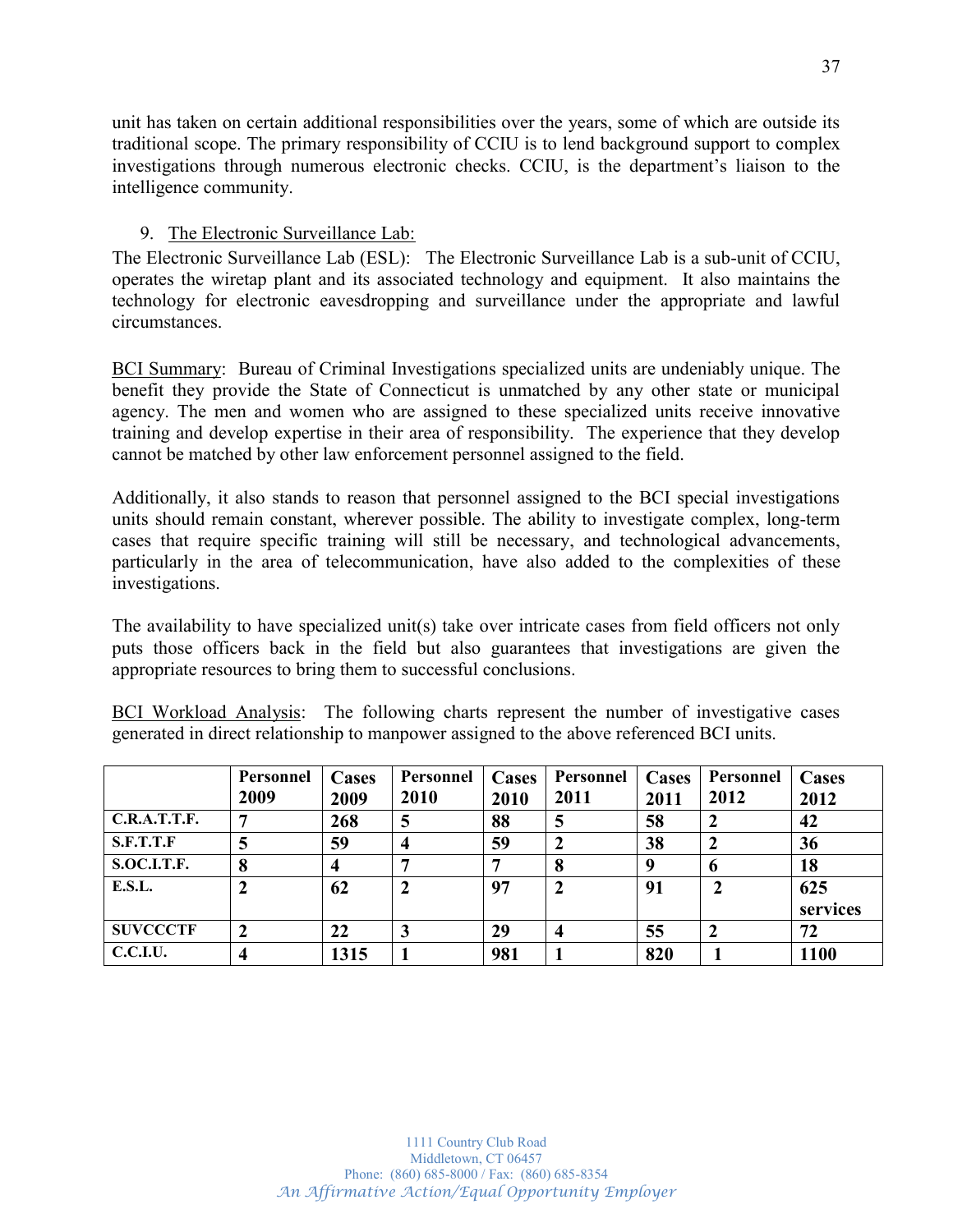unit has taken on certain additional responsibilities over the years, some of which are outside its traditional scope. The primary responsibility of CCIU is to lend background support to complex investigations through numerous electronic checks. CCIU, is the department's liaison to the intelligence community.

9. The Electronic Surveillance Lab:

The Electronic Surveillance Lab (ESL): The Electronic Surveillance Lab is a sub-unit of CCIU, operates the wiretap plant and its associated technology and equipment. It also maintains the technology for electronic eavesdropping and surveillance under the appropriate and lawful circumstances.

BCI Summary: Bureau of Criminal Investigations specialized units are undeniably unique. The benefit they provide the State of Connecticut is unmatched by any other state or municipal agency. The men and women who are assigned to these specialized units receive innovative training and develop expertise in their area of responsibility. The experience that they develop cannot be matched by other law enforcement personnel assigned to the field.

Additionally, it also stands to reason that personnel assigned to the BCI special investigations units should remain constant, wherever possible. The ability to investigate complex, long-term cases that require specific training will still be necessary, and technological advancements, particularly in the area of telecommunication, have also added to the complexities of these investigations.

The availability to have specialized unit(s) take over intricate cases from field officers not only puts those officers back in the field but also guarantees that investigations are given the appropriate resources to bring them to successful conclusions.

BCI Workload Analysis: The following charts represent the number of investigative cases generated in direct relationship to manpower assigned to the above referenced BCI units.

| | Personnel 2009 | Cases 2009 | Personnel 2010 | Cases 2010 | Personnel 2011 | Cases 2011 | Personnel 2012 | Cases 2012 |
|---|---|---|---|---|---|---|---|---|
| **C.R.A.T.T.F.** | 7 | 268 | 5 | 88 | 5 | 58 | 2 | 42 |
| **S.F.T.T.F** | 5 | 59 | 4 | 59 | 2 | 38 | 2 | 36 |
| **S.OC.I.T.F.** | 8 | 4 | 7 | 7 | 8 | 9 | 6 | 18 |
| **E.S.L.** | 2 | 62 | 2 | 97 | 2 | 91 | 2 | 625 services |
| **SUVCCCTF** | 2 | 22 | 3 | 29 | 4 | 55 | 2 | 72 |
| **C.C.I.U.** | 4 | 1315 | 1 | 981 | 1 | 820 | 1 | 1100 |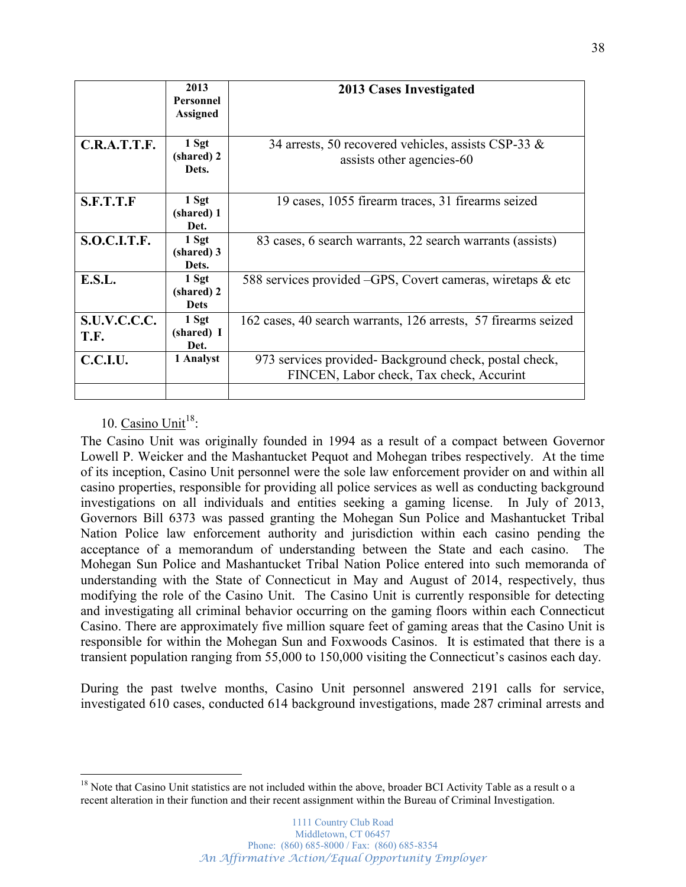| | 2013 Personnel Assigned | 2013 Cases Investigated |
|---|---|---|
| **C.R.A.T.T.F.** | 1 Sgt (shared) 2 Dets. | 34 arrests, 50 recovered vehicles, assists CSP-33 & assists other agencies-60 |
| **S.F.T.T.F** | 1 Sgt (shared) 1 Det. | 19 cases, 1055 firearm traces, 31 firearms seized |
| **S.O.C.I.T.F.** | 1 Sgt (shared) 3 Dets. | 83 cases, 6 search warrants, 22 search warrants (assists) |
| **E.S.L.** | 1 Sgt (shared) 2 Dets | 588 services provided –GPS, Covert cameras, wiretaps & etc |
| **S.U.V.C.C.C. T.F.** | 1 Sgt (shared) I Det. | 162 cases, 40 search warrants, 126 arrests, 57 firearms seized |
| **C.C.I.U.** | 1 Analyst | 973 services provided- Background check, postal check, FINCEN, Labor check, Tax check, Accurint |
| | | |

10. Casino Unit[18]:

The Casino Unit was originally founded in 1994 as a result of a compact between Governor Lowell P. Weicker and the Mashantucket Pequot and Mohegan tribes respectively. At the time of its inception, Casino Unit personnel were the sole law enforcement provider on and within all casino properties, responsible for providing all police services as well as conducting background investigations on all individuals and entities seeking a gaming license. In July of 2013, Governors Bill 6373 was passed granting the Mohegan Sun Police and Mashantucket Tribal Nation Police law enforcement authority and jurisdiction within each casino pending the acceptance of a memorandum of understanding between the State and each casino. The Mohegan Sun Police and Mashantucket Tribal Nation Police entered into such memoranda of understanding with the State of Connecticut in May and August of 2014, respectively, thus modifying the role of the Casino Unit. The Casino Unit is currently responsible for detecting and investigating all criminal behavior occurring on the gaming floors within each Connecticut Casino. There are approximately five million square feet of gaming areas that the Casino Unit is responsible for within the Mohegan Sun and Foxwoods Casinos. It is estimated that there is a transient population ranging from 55,000 to 150,000 visiting the Connecticut's casinos each day.

During the past twelve months, Casino Unit personnel answered 2191 calls for service, investigated 610 cases, conducted 614 background investigations, made 287 criminal arrests and

[18] Note that Casino Unit statistics are not included within the above, broader BCI Activity Table as a result o a recent alteration in their function and their recent assignment within the Bureau of Criminal Investigation.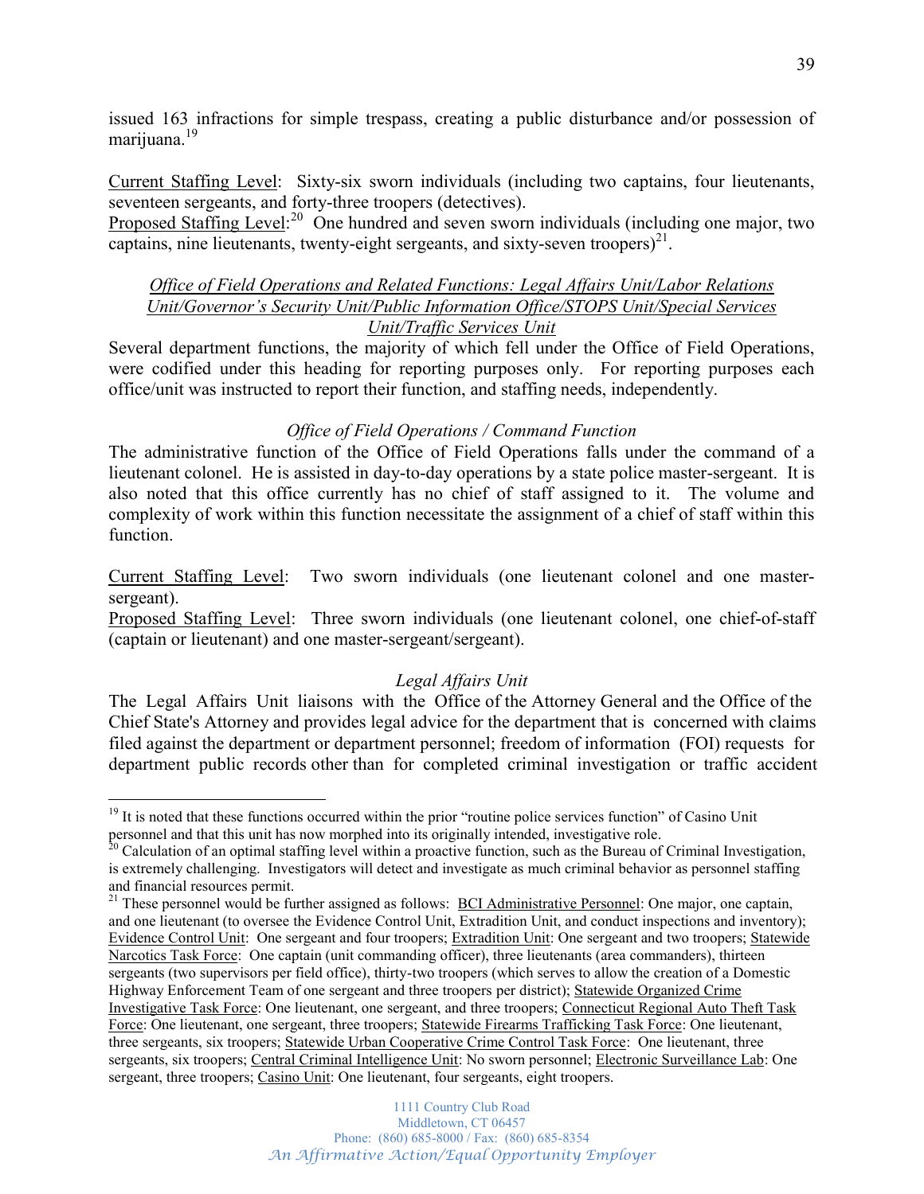issued 163 infractions for simple trespass, creating a public disturbance and/or possession of marijuana.[19]

Current Staffing Level: Sixty-six sworn individuals (including two captains, four lieutenants, seventeen sergeants, and forty-three troopers (detectives).
Proposed Staffing Level:[20] One hundred and seven sworn individuals (including one major, two captains, nine lieutenants, twenty-eight sergeants, and sixty-seven troopers)[21].

*Office of Field Operations and Related Functions: Legal Affairs Unit/Labor Relations Unit/Governor's Security Unit/Public Information Office/STOPS Unit/Special Services Unit/Traffic Services Unit*

Several department functions, the majority of which fell under the Office of Field Operations, were codified under this heading for reporting purposes only. For reporting purposes each office/unit was instructed to report their function, and staffing needs, independently.

*Office of Field Operations / Command Function*

The administrative function of the Office of Field Operations falls under the command of a lieutenant colonel. He is assisted in day-to-day operations by a state police master-sergeant. It is also noted that this office currently has no chief of staff assigned to it. The volume and complexity of work within this function necessitate the assignment of a chief of staff within this function.

Current Staffing Level: Two sworn individuals (one lieutenant colonel and one master-sergeant).
Proposed Staffing Level: Three sworn individuals (one lieutenant colonel, one chief-of-staff (captain or lieutenant) and one master-sergeant/sergeant).

*Legal Affairs Unit*

The Legal Affairs Unit liaisons with the Office of the Attorney General and the Office of the Chief State's Attorney and provides legal advice for the department that is concerned with claims filed against the department or department personnel; freedom of information (FOI) requests for department public records other than for completed criminal investigation or traffic accident

---

[19] It is noted that these functions occurred within the prior "routine police services function" of Casino Unit personnel and that this unit has now morphed into its originally intended, investigative role.

[20] Calculation of an optimal staffing level within a proactive function, such as the Bureau of Criminal Investigation, is extremely challenging. Investigators will detect and investigate as much criminal behavior as personnel staffing and financial resources permit.

[21] These personnel would be further assigned as follows: BCI Administrative Personnel: One major, one captain, and one lieutenant (to oversee the Evidence Control Unit, Extradition Unit, and conduct inspections and inventory); Evidence Control Unit: One sergeant and four troopers; Extradition Unit: One sergeant and two troopers; Statewide Narcotics Task Force: One captain (unit commanding officer), three lieutenants (area commanders), thirteen sergeants (two supervisors per field office), thirty-two troopers (which serves to allow the creation of a Domestic Highway Enforcement Team of one sergeant and three troopers per district); Statewide Organized Crime Investigative Task Force: One lieutenant, one sergeant, and three troopers; Connecticut Regional Auto Theft Task Force: One lieutenant, one sergeant, three troopers; Statewide Firearms Trafficking Task Force: One lieutenant, three sergeants, six troopers; Statewide Urban Cooperative Crime Control Task Force: One lieutenant, three sergeants, six troopers; Central Criminal Intelligence Unit: No sworn personnel; Electronic Surveillance Lab: One sergeant, three troopers; Casino Unit: One lieutenant, four sergeants, eight troopers.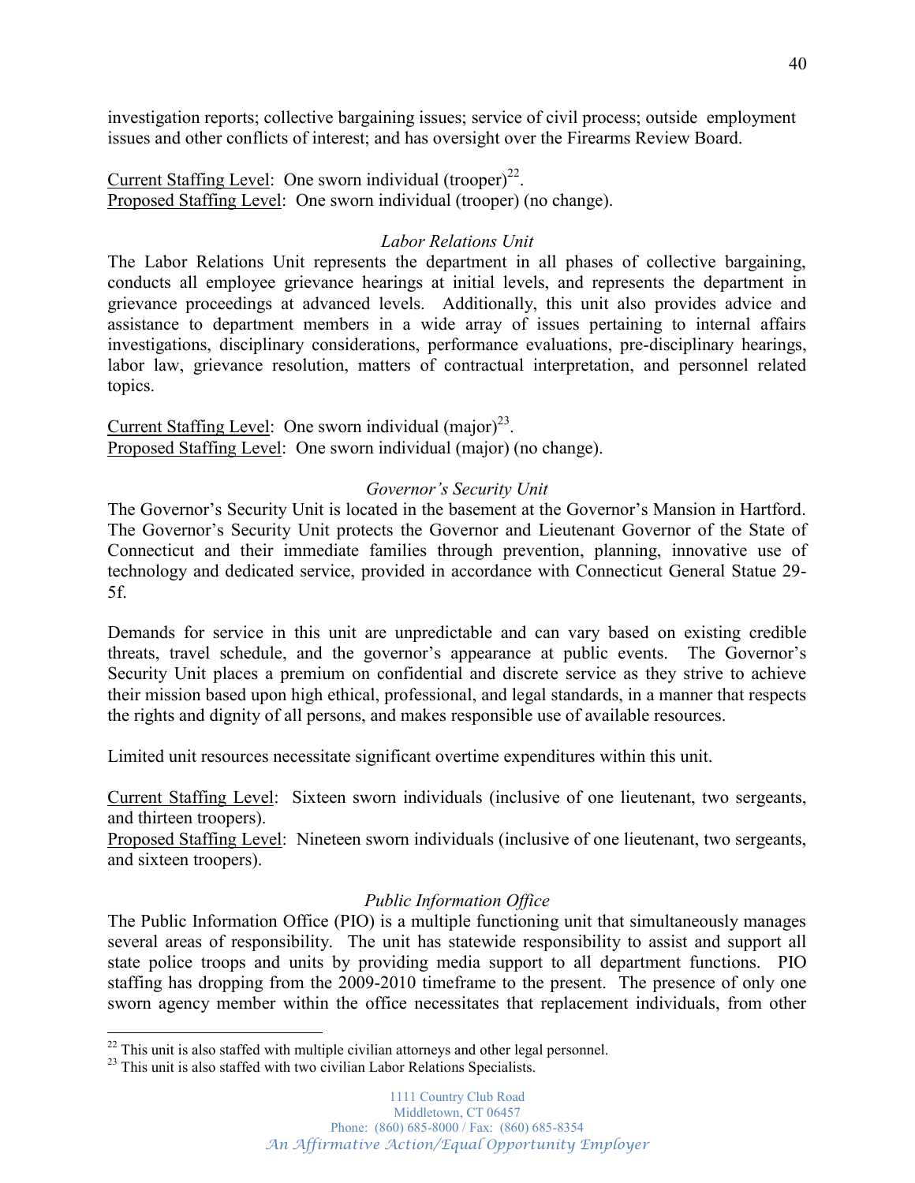investigation reports; collective bargaining issues; service of civil process; outside employment issues and other conflicts of interest; and has oversight over the Firearms Review Board.

Current Staffing Level: One sworn individual (trooper)[22].
Proposed Staffing Level: One sworn individual (trooper) (no change).

*Labor Relations Unit*

The Labor Relations Unit represents the department in all phases of collective bargaining, conducts all employee grievance hearings at initial levels, and represents the department in grievance proceedings at advanced levels. Additionally, this unit also provides advice and assistance to department members in a wide array of issues pertaining to internal affairs investigations, disciplinary considerations, performance evaluations, pre-disciplinary hearings, labor law, grievance resolution, matters of contractual interpretation, and personnel related topics.

Current Staffing Level: One sworn individual (major)[23].
Proposed Staffing Level: One sworn individual (major) (no change).

*Governor's Security Unit*

The Governor's Security Unit is located in the basement at the Governor's Mansion in Hartford. The Governor's Security Unit protects the Governor and Lieutenant Governor of the State of Connecticut and their immediate families through prevention, planning, innovative use of technology and dedicated service, provided in accordance with Connecticut General Statue 29-5f.

Demands for service in this unit are unpredictable and can vary based on existing credible threats, travel schedule, and the governor's appearance at public events. The Governor's Security Unit places a premium on confidential and discrete service as they strive to achieve their mission based upon high ethical, professional, and legal standards, in a manner that respects the rights and dignity of all persons, and makes responsible use of available resources.

Limited unit resources necessitate significant overtime expenditures within this unit.

Current Staffing Level: Sixteen sworn individuals (inclusive of one lieutenant, two sergeants, and thirteen troopers).
Proposed Staffing Level: Nineteen sworn individuals (inclusive of one lieutenant, two sergeants, and sixteen troopers).

*Public Information Office*

The Public Information Office (PIO) is a multiple functioning unit that simultaneously manages several areas of responsibility. The unit has statewide responsibility to assist and support all state police troops and units by providing media support to all department functions. PIO staffing has dropping from the 2009-2010 timeframe to the present. The presence of only one sworn agency member within the office necessitates that replacement individuals, from other

[22] This unit is also staffed with multiple civilian attorneys and other legal personnel.

[23] This unit is also staffed with two civilian Labor Relations Specialists.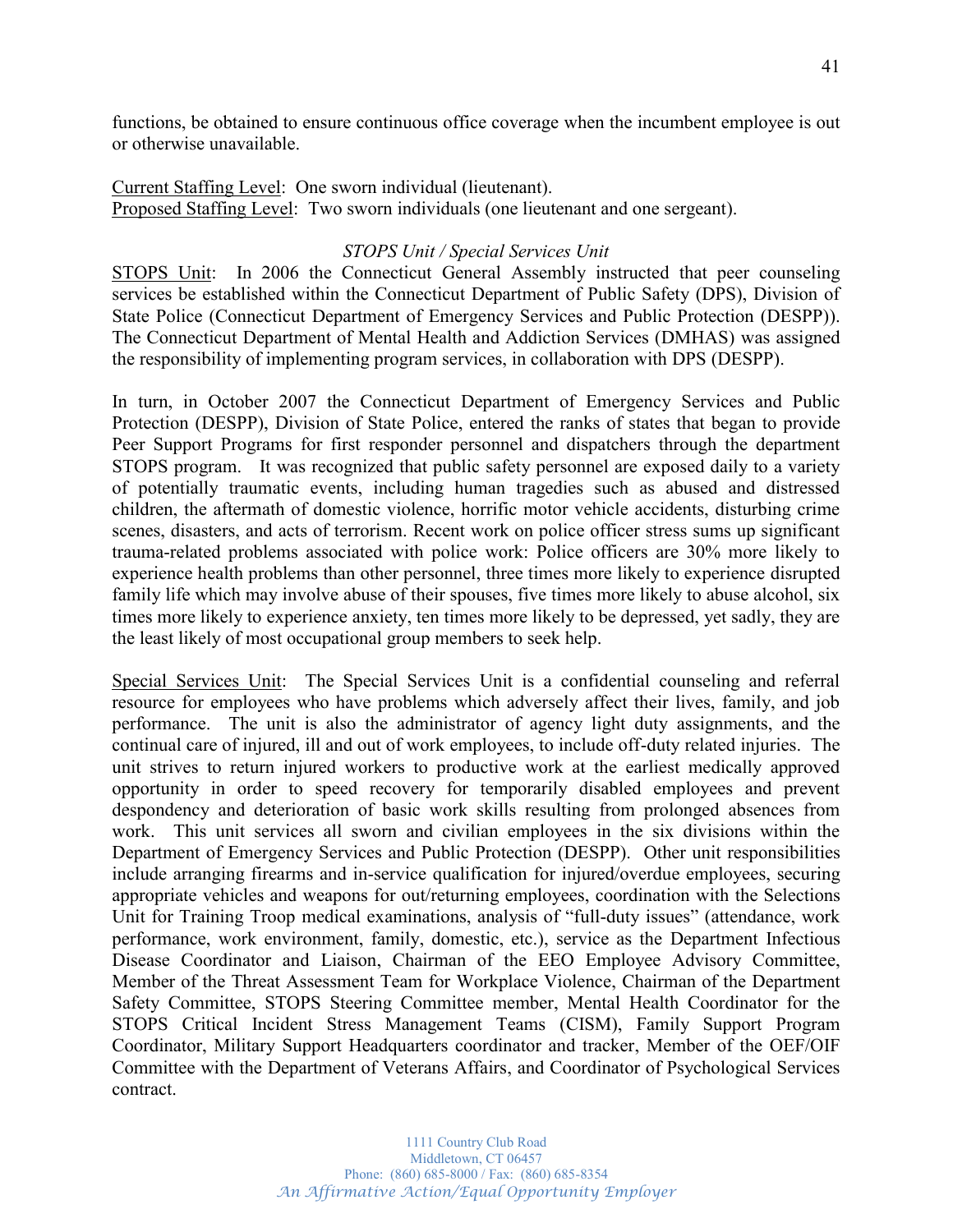functions, be obtained to ensure continuous office coverage when the incumbent employee is out or otherwise unavailable.

Current Staffing Level: One sworn individual (lieutenant).
Proposed Staffing Level: Two sworn individuals (one lieutenant and one sergeant).

*STOPS Unit / Special Services Unit*

STOPS Unit: In 2006 the Connecticut General Assembly instructed that peer counseling services be established within the Connecticut Department of Public Safety (DPS), Division of State Police (Connecticut Department of Emergency Services and Public Protection (DESPP)). The Connecticut Department of Mental Health and Addiction Services (DMHAS) was assigned the responsibility of implementing program services, in collaboration with DPS (DESPP).

In turn, in October 2007 the Connecticut Department of Emergency Services and Public Protection (DESPP), Division of State Police, entered the ranks of states that began to provide Peer Support Programs for first responder personnel and dispatchers through the department STOPS program. It was recognized that public safety personnel are exposed daily to a variety of potentially traumatic events, including human tragedies such as abused and distressed children, the aftermath of domestic violence, horrific motor vehicle accidents, disturbing crime scenes, disasters, and acts of terrorism. Recent work on police officer stress sums up significant trauma-related problems associated with police work: Police officers are 30% more likely to experience health problems than other personnel, three times more likely to experience disrupted family life which may involve abuse of their spouses, five times more likely to abuse alcohol, six times more likely to experience anxiety, ten times more likely to be depressed, yet sadly, they are the least likely of most occupational group members to seek help.

Special Services Unit: The Special Services Unit is a confidential counseling and referral resource for employees who have problems which adversely affect their lives, family, and job performance. The unit is also the administrator of agency light duty assignments, and the continual care of injured, ill and out of work employees, to include off-duty related injuries. The unit strives to return injured workers to productive work at the earliest medically approved opportunity in order to speed recovery for temporarily disabled employees and prevent despondency and deterioration of basic work skills resulting from prolonged absences from work. This unit services all sworn and civilian employees in the six divisions within the Department of Emergency Services and Public Protection (DESPP). Other unit responsibilities include arranging firearms and in-service qualification for injured/overdue employees, securing appropriate vehicles and weapons for out/returning employees, coordination with the Selections Unit for Training Troop medical examinations, analysis of "full-duty issues" (attendance, work performance, work environment, family, domestic, etc.), service as the Department Infectious Disease Coordinator and Liaison, Chairman of the EEO Employee Advisory Committee, Member of the Threat Assessment Team for Workplace Violence, Chairman of the Department Safety Committee, STOPS Steering Committee member, Mental Health Coordinator for the STOPS Critical Incident Stress Management Teams (CISM), Family Support Program Coordinator, Military Support Headquarters coordinator and tracker, Member of the OEF/OIF Committee with the Department of Veterans Affairs, and Coordinator of Psychological Services contract.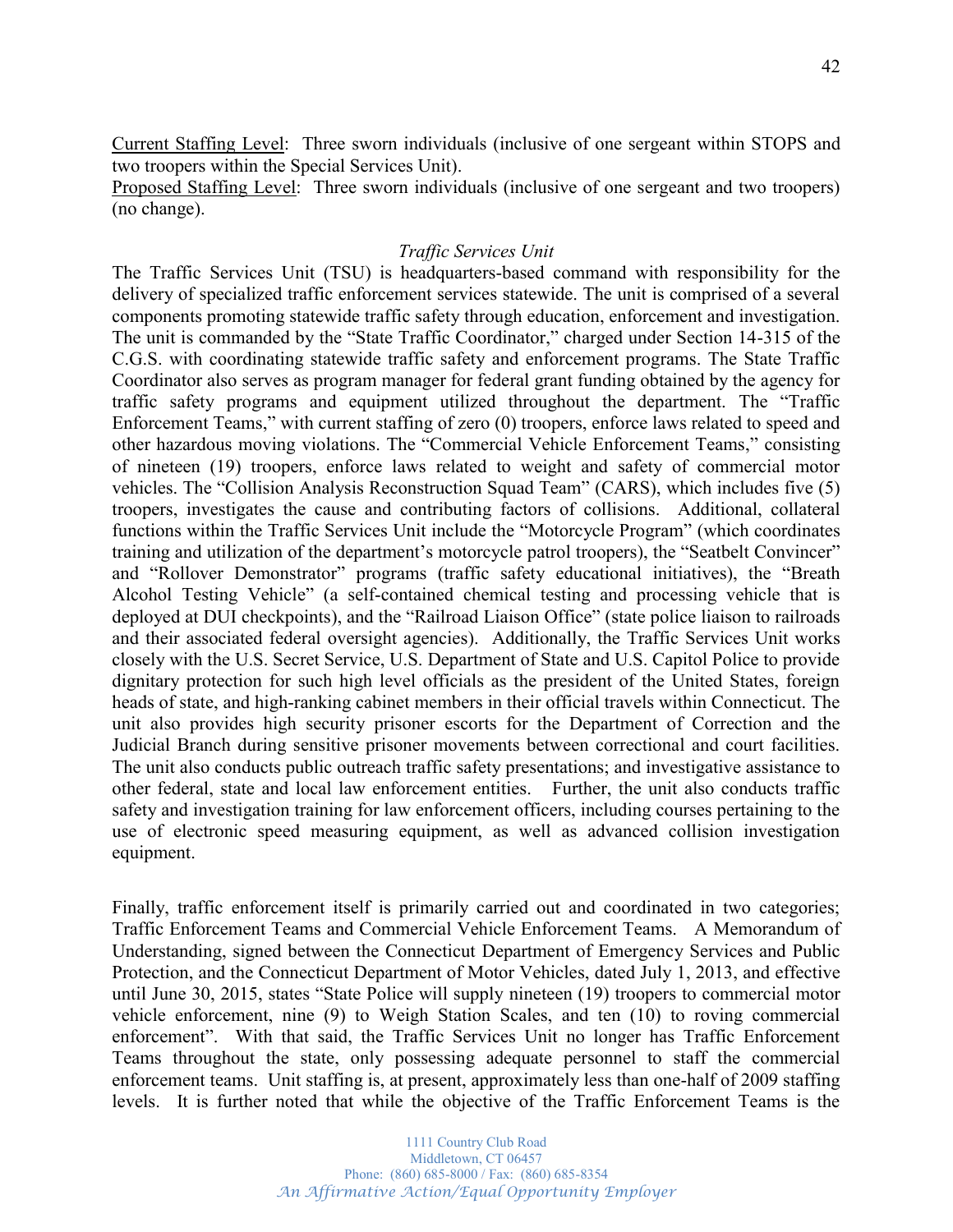Current Staffing Level: Three sworn individuals (inclusive of one sergeant within STOPS and two troopers within the Special Services Unit).
Proposed Staffing Level: Three sworn individuals (inclusive of one sergeant and two troopers) (no change).

*Traffic Services Unit*

The Traffic Services Unit (TSU) is headquarters-based command with responsibility for the delivery of specialized traffic enforcement services statewide. The unit is comprised of a several components promoting statewide traffic safety through education, enforcement and investigation. The unit is commanded by the "State Traffic Coordinator," charged under Section 14-315 of the C.G.S. with coordinating statewide traffic safety and enforcement programs. The State Traffic Coordinator also serves as program manager for federal grant funding obtained by the agency for traffic safety programs and equipment utilized throughout the department. The "Traffic Enforcement Teams," with current staffing of zero (0) troopers, enforce laws related to speed and other hazardous moving violations. The "Commercial Vehicle Enforcement Teams," consisting of nineteen (19) troopers, enforce laws related to weight and safety of commercial motor vehicles. The "Collision Analysis Reconstruction Squad Team" (CARS), which includes five (5) troopers, investigates the cause and contributing factors of collisions. Additional, collateral functions within the Traffic Services Unit include the "Motorcycle Program" (which coordinates training and utilization of the department's motorcycle patrol troopers), the "Seatbelt Convincer" and "Rollover Demonstrator" programs (traffic safety educational initiatives), the "Breath Alcohol Testing Vehicle" (a self-contained chemical testing and processing vehicle that is deployed at DUI checkpoints), and the "Railroad Liaison Office" (state police liaison to railroads and their associated federal oversight agencies). Additionally, the Traffic Services Unit works closely with the U.S. Secret Service, U.S. Department of State and U.S. Capitol Police to provide dignitary protection for such high level officials as the president of the United States, foreign heads of state, and high-ranking cabinet members in their official travels within Connecticut. The unit also provides high security prisoner escorts for the Department of Correction and the Judicial Branch during sensitive prisoner movements between correctional and court facilities. The unit also conducts public outreach traffic safety presentations; and investigative assistance to other federal, state and local law enforcement entities. Further, the unit also conducts traffic safety and investigation training for law enforcement officers, including courses pertaining to the use of electronic speed measuring equipment, as well as advanced collision investigation equipment.

Finally, traffic enforcement itself is primarily carried out and coordinated in two categories; Traffic Enforcement Teams and Commercial Vehicle Enforcement Teams. A Memorandum of Understanding, signed between the Connecticut Department of Emergency Services and Public Protection, and the Connecticut Department of Motor Vehicles, dated July 1, 2013, and effective until June 30, 2015, states "State Police will supply nineteen (19) troopers to commercial motor vehicle enforcement, nine (9) to Weigh Station Scales, and ten (10) to roving commercial enforcement". With that said, the Traffic Services Unit no longer has Traffic Enforcement Teams throughout the state, only possessing adequate personnel to staff the commercial enforcement teams. Unit staffing is, at present, approximately less than one-half of 2009 staffing levels. It is further noted that while the objective of the Traffic Enforcement Teams is the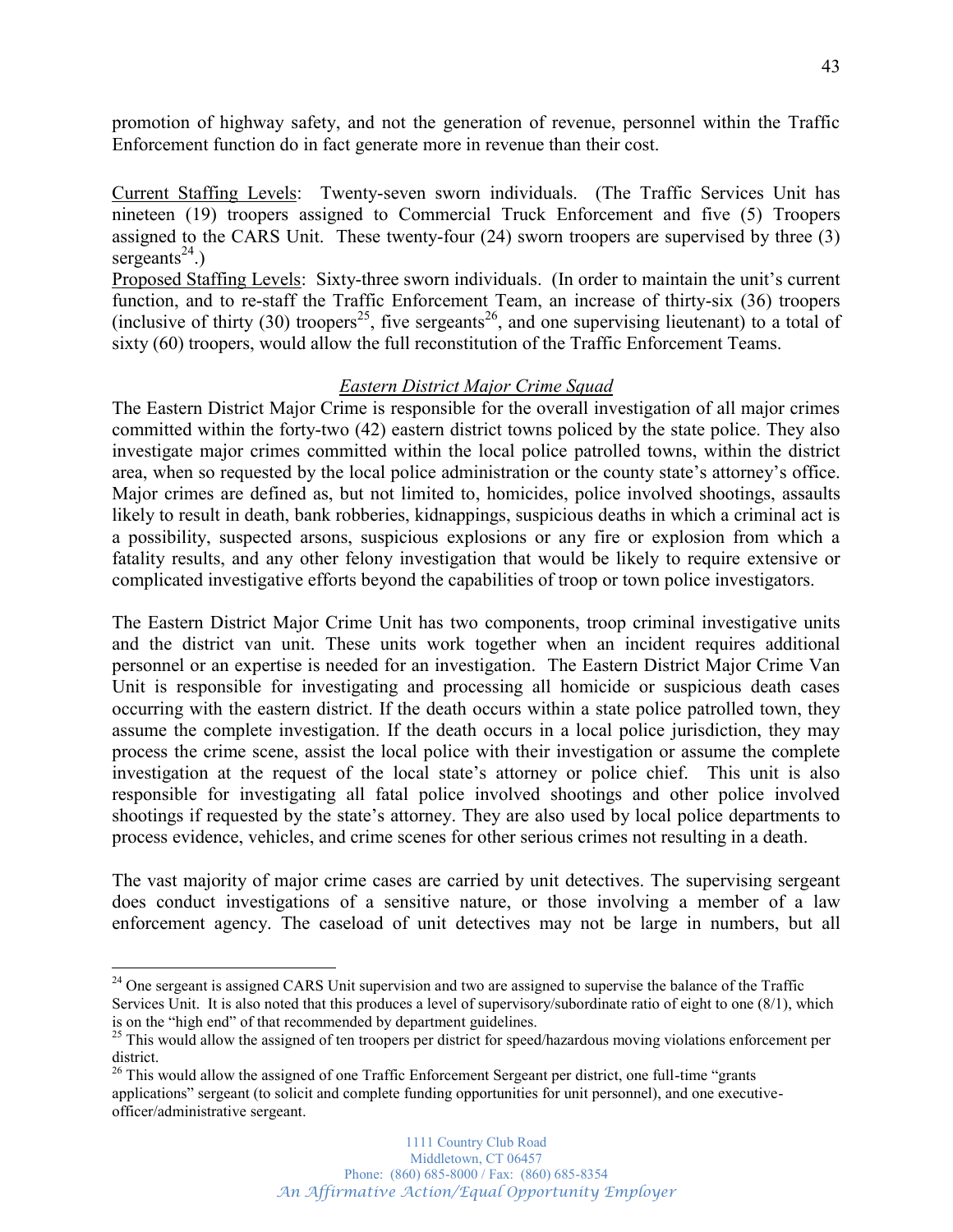promotion of highway safety, and not the generation of revenue, personnel within the Traffic Enforcement function do in fact generate more in revenue than their cost.

Current Staffing Levels: Twenty-seven sworn individuals. (The Traffic Services Unit has nineteen (19) troopers assigned to Commercial Truck Enforcement and five (5) Troopers assigned to the CARS Unit. These twenty-four (24) sworn troopers are supervised by three (3) sergeants[24].)

Proposed Staffing Levels: Sixty-three sworn individuals. (In order to maintain the unit's current function, and to re-staff the Traffic Enforcement Team, an increase of thirty-six (36) troopers (inclusive of thirty (30) troopers[25], five sergeants[26], and one supervising lieutenant) to a total of sixty (60) troopers, would allow the full reconstitution of the Traffic Enforcement Teams.

### *Eastern District Major Crime Squad*

The Eastern District Major Crime is responsible for the overall investigation of all major crimes committed within the forty-two (42) eastern district towns policed by the state police. They also investigate major crimes committed within the local police patrolled towns, within the district area, when so requested by the local police administration or the county state's attorney's office. Major crimes are defined as, but not limited to, homicides, police involved shootings, assaults likely to result in death, bank robberies, kidnappings, suspicious deaths in which a criminal act is a possibility, suspected arsons, suspicious explosions or any fire or explosion from which a fatality results, and any other felony investigation that would be likely to require extensive or complicated investigative efforts beyond the capabilities of troop or town police investigators.

The Eastern District Major Crime Unit has two components, troop criminal investigative units and the district van unit. These units work together when an incident requires additional personnel or an expertise is needed for an investigation. The Eastern District Major Crime Van Unit is responsible for investigating and processing all homicide or suspicious death cases occurring with the eastern district. If the death occurs within a state police patrolled town, they assume the complete investigation. If the death occurs in a local police jurisdiction, they may process the crime scene, assist the local police with their investigation or assume the complete investigation at the request of the local state's attorney or police chief. This unit is also responsible for investigating all fatal police involved shootings and other police involved shootings if requested by the state's attorney. They are also used by local police departments to process evidence, vehicles, and crime scenes for other serious crimes not resulting in a death.

The vast majority of major crime cases are carried by unit detectives. The supervising sergeant does conduct investigations of a sensitive nature, or those involving a member of a law enforcement agency. The caseload of unit detectives may not be large in numbers, but all

---

[24] One sergeant is assigned CARS Unit supervision and two are assigned to supervise the balance of the Traffic Services Unit. It is also noted that this produces a level of supervisory/subordinate ratio of eight to one (8/1), which is on the "high end" of that recommended by department guidelines.

[25] This would allow the assigned of ten troopers per district for speed/hazardous moving violations enforcement per district.

[26] This would allow the assigned of one Traffic Enforcement Sergeant per district, one full-time "grants applications" sergeant (to solicit and complete funding opportunities for unit personnel), and one executive-officer/administrative sergeant.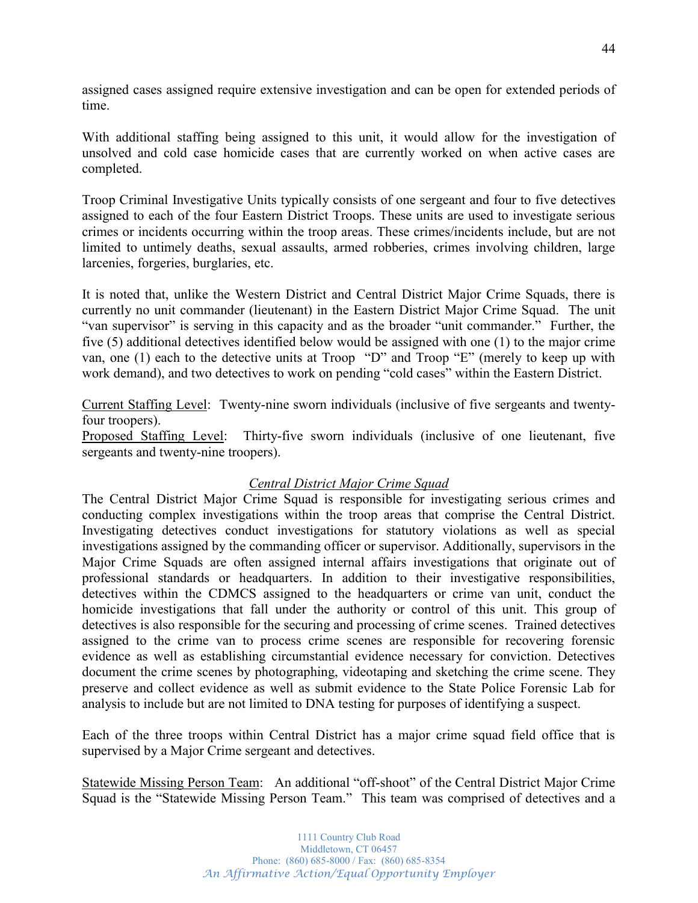assigned cases assigned require extensive investigation and can be open for extended periods of time.

With additional staffing being assigned to this unit, it would allow for the investigation of unsolved and cold case homicide cases that are currently worked on when active cases are completed.

Troop Criminal Investigative Units typically consists of one sergeant and four to five detectives assigned to each of the four Eastern District Troops. These units are used to investigate serious crimes or incidents occurring within the troop areas. These crimes/incidents include, but are not limited to untimely deaths, sexual assaults, armed robberies, crimes involving children, large larcenies, forgeries, burglaries, etc.

It is noted that, unlike the Western District and Central District Major Crime Squads, there is currently no unit commander (lieutenant) in the Eastern District Major Crime Squad. The unit "van supervisor" is serving in this capacity and as the broader "unit commander." Further, the five (5) additional detectives identified below would be assigned with one (1) to the major crime van, one (1) each to the detective units at Troop "D" and Troop "E" (merely to keep up with work demand), and two detectives to work on pending "cold cases" within the Eastern District.

<u>Current Staffing Level</u>: Twenty-nine sworn individuals (inclusive of five sergeants and twenty-four troopers).
<u>Proposed Staffing Level</u>: Thirty-five sworn individuals (inclusive of one lieutenant, five sergeants and twenty-nine troopers).

### *<u>Central District Major Crime Squad</u>*

The Central District Major Crime Squad is responsible for investigating serious crimes and conducting complex investigations within the troop areas that comprise the Central District. Investigating detectives conduct investigations for statutory violations as well as special investigations assigned by the commanding officer or supervisor. Additionally, supervisors in the Major Crime Squads are often assigned internal affairs investigations that originate out of professional standards or headquarters. In addition to their investigative responsibilities, detectives within the CDMCS assigned to the headquarters or crime van unit, conduct the homicide investigations that fall under the authority or control of this unit. This group of detectives is also responsible for the securing and processing of crime scenes. Trained detectives assigned to the crime van to process crime scenes are responsible for recovering forensic evidence as well as establishing circumstantial evidence necessary for conviction. Detectives document the crime scenes by photographing, videotaping and sketching the crime scene. They preserve and collect evidence as well as submit evidence to the State Police Forensic Lab for analysis to include but are not limited to DNA testing for purposes of identifying a suspect.

Each of the three troops within Central District has a major crime squad field office that is supervised by a Major Crime sergeant and detectives.

<u>Statewide Missing Person Team</u>: An additional "off-shoot" of the Central District Major Crime Squad is the "Statewide Missing Person Team." This team was comprised of detectives and a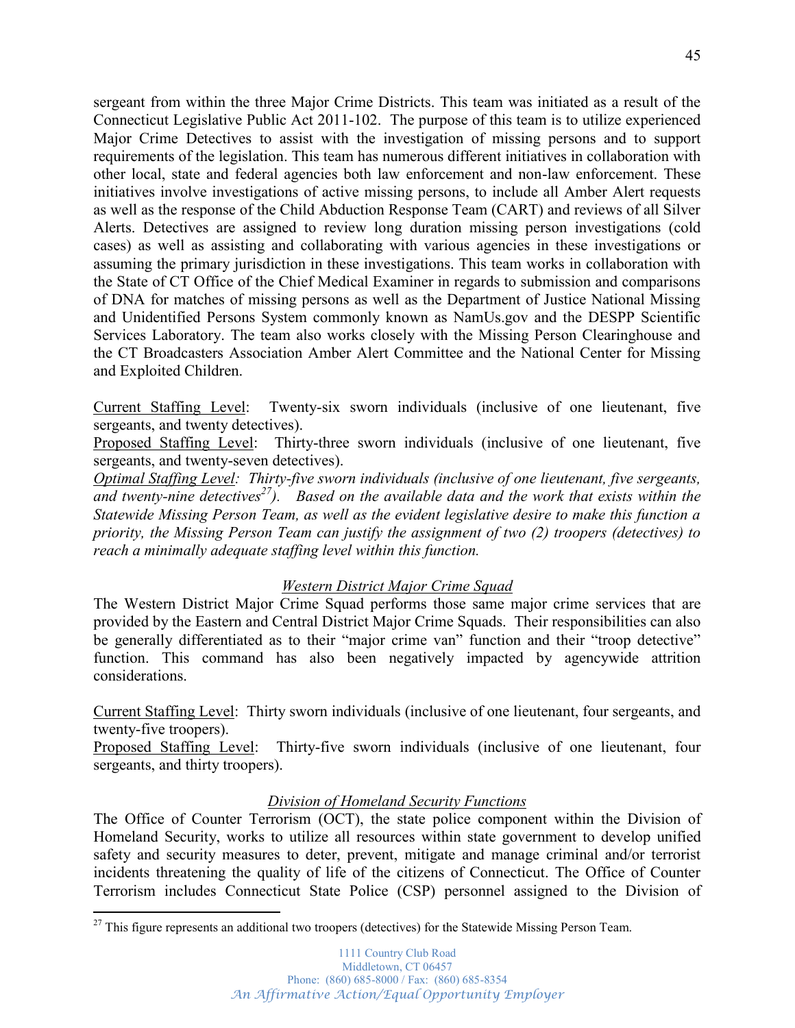sergeant from within the three Major Crime Districts. This team was initiated as a result of the Connecticut Legislative Public Act 2011-102. The purpose of this team is to utilize experienced Major Crime Detectives to assist with the investigation of missing persons and to support requirements of the legislation. This team has numerous different initiatives in collaboration with other local, state and federal agencies both law enforcement and non-law enforcement. These initiatives involve investigations of active missing persons, to include all Amber Alert requests as well as the response of the Child Abduction Response Team (CART) and reviews of all Silver Alerts. Detectives are assigned to review long duration missing person investigations (cold cases) as well as assisting and collaborating with various agencies in these investigations or assuming the primary jurisdiction in these investigations. This team works in collaboration with the State of CT Office of the Chief Medical Examiner in regards to submission and comparisons of DNA for matches of missing persons as well as the Department of Justice National Missing and Unidentified Persons System commonly known as NamUs.gov and the DESPP Scientific Services Laboratory. The team also works closely with the Missing Person Clearinghouse and the CT Broadcasters Association Amber Alert Committee and the National Center for Missing and Exploited Children.

<u>Current Staffing Level</u>: Twenty-six sworn individuals (inclusive of one lieutenant, five sergeants, and twenty detectives).
<u>Proposed Staffing Level</u>: Thirty-three sworn individuals (inclusive of one lieutenant, five sergeants, and twenty-seven detectives).
*<u>Optimal Staffing Level</u>: Thirty-five sworn individuals (inclusive of one lieutenant, five sergeants, and twenty-nine detectives[27]). Based on the available data and the work that exists within the Statewide Missing Person Team, as well as the evident legislative desire to make this function a priority, the Missing Person Team can justify the assignment of two (2) troopers (detectives) to reach a minimally adequate staffing level within this function.*

<u>Western District Major Crime Squad</u>

The Western District Major Crime Squad performs those same major crime services that are provided by the Eastern and Central District Major Crime Squads. Their responsibilities can also be generally differentiated as to their "major crime van" function and their "troop detective" function. This command has also been negatively impacted by agencywide attrition considerations.

<u>Current Staffing Level</u>: Thirty sworn individuals (inclusive of one lieutenant, four sergeants, and twenty-five troopers).
<u>Proposed Staffing Level</u>: Thirty-five sworn individuals (inclusive of one lieutenant, four sergeants, and thirty troopers).

*<u>Division of Homeland Security Functions</u>*

The Office of Counter Terrorism (OCT), the state police component within the Division of Homeland Security, works to utilize all resources within state government to develop unified safety and security measures to deter, prevent, mitigate and manage criminal and/or terrorist incidents threatening the quality of life of the citizens of Connecticut. The Office of Counter Terrorism includes Connecticut State Police (CSP) personnel assigned to the Division of

[27] This figure represents an additional two troopers (detectives) for the Statewide Missing Person Team.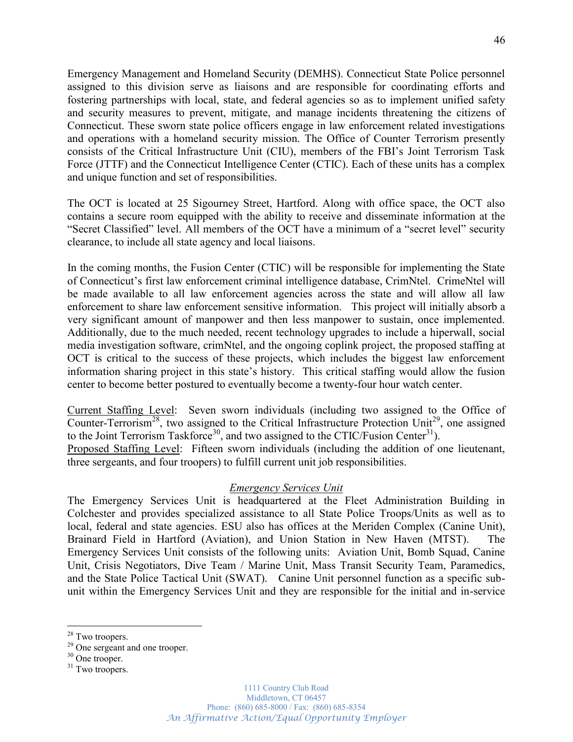Emergency Management and Homeland Security (DEMHS). Connecticut State Police personnel assigned to this division serve as liaisons and are responsible for coordinating efforts and fostering partnerships with local, state, and federal agencies so as to implement unified safety and security measures to prevent, mitigate, and manage incidents threatening the citizens of Connecticut. These sworn state police officers engage in law enforcement related investigations and operations with a homeland security mission. The Office of Counter Terrorism presently consists of the Critical Infrastructure Unit (CIU), members of the FBI's Joint Terrorism Task Force (JTTF) and the Connecticut Intelligence Center (CTIC). Each of these units has a complex and unique function and set of responsibilities.

The OCT is located at 25 Sigourney Street, Hartford. Along with office space, the OCT also contains a secure room equipped with the ability to receive and disseminate information at the "Secret Classified" level. All members of the OCT have a minimum of a "secret level" security clearance, to include all state agency and local liaisons.

In the coming months, the Fusion Center (CTIC) will be responsible for implementing the State of Connecticut's first law enforcement criminal intelligence database, CrimNtel. CrimeNtel will be made available to all law enforcement agencies across the state and will allow all law enforcement to share law enforcement sensitive information. This project will initially absorb a very significant amount of manpower and then less manpower to sustain, once implemented. Additionally, due to the much needed, recent technology upgrades to include a hiperwall, social media investigation software, crimNtel, and the ongoing coplink project, the proposed staffing at OCT is critical to the success of these projects, which includes the biggest law enforcement information sharing project in this state's history. This critical staffing would allow the fusion center to become better postured to eventually become a twenty-four hour watch center.

<u>Current Staffing Level</u>: Seven sworn individuals (including two assigned to the Office of Counter-Terrorism[28], two assigned to the Critical Infrastructure Protection Unit[29], one assigned to the Joint Terrorism Taskforce[30], and two assigned to the CTIC/Fusion Center[31]).
<u>Proposed Staffing Level</u>: Fifteen sworn individuals (including the addition of one lieutenant, three sergeants, and four troopers) to fulfill current unit job responsibilities.

*<u>Emergency Services Unit</u>*

The Emergency Services Unit is headquartered at the Fleet Administration Building in Colchester and provides specialized assistance to all State Police Troops/Units as well as to local, federal and state agencies. ESU also has offices at the Meriden Complex (Canine Unit), Brainard Field in Hartford (Aviation), and Union Station in New Haven (MTST). The Emergency Services Unit consists of the following units: Aviation Unit, Bomb Squad, Canine Unit, Crisis Negotiators, Dive Team / Marine Unit, Mass Transit Security Team, Paramedics, and the State Police Tactical Unit (SWAT). Canine Unit personnel function as a specific sub-unit within the Emergency Services Unit and they are responsible for the initial and in-service

---

[28] Two troopers.
[29] One sergeant and one trooper.
[30] One trooper.
[31] Two troopers.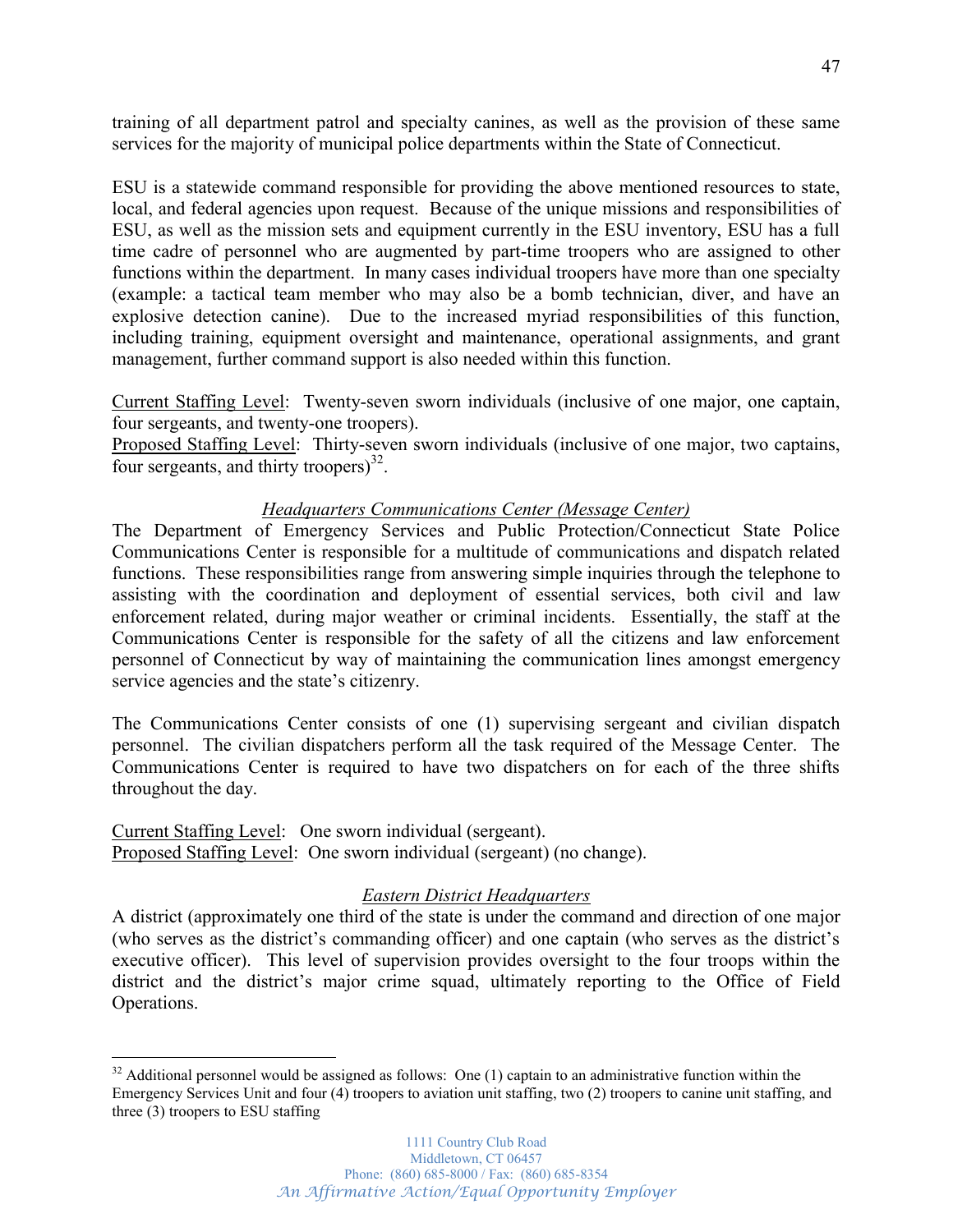training of all department patrol and specialty canines, as well as the provision of these same services for the majority of municipal police departments within the State of Connecticut.

ESU is a statewide command responsible for providing the above mentioned resources to state, local, and federal agencies upon request. Because of the unique missions and responsibilities of ESU, as well as the mission sets and equipment currently in the ESU inventory, ESU has a full time cadre of personnel who are augmented by part-time troopers who are assigned to other functions within the department. In many cases individual troopers have more than one specialty (example: a tactical team member who may also be a bomb technician, diver, and have an explosive detection canine). Due to the increased myriad responsibilities of this function, including training, equipment oversight and maintenance, operational assignments, and grant management, further command support is also needed within this function.

<u>Current Staffing Level</u>: Twenty-seven sworn individuals (inclusive of one major, one captain, four sergeants, and twenty-one troopers).
<u>Proposed Staffing Level</u>: Thirty-seven sworn individuals (inclusive of one major, two captains, four sergeants, and thirty troopers)[32].

### *Headquarters Communications Center (Message Center)*

The Department of Emergency Services and Public Protection/Connecticut State Police Communications Center is responsible for a multitude of communications and dispatch related functions. These responsibilities range from answering simple inquiries through the telephone to assisting with the coordination and deployment of essential services, both civil and law enforcement related, during major weather or criminal incidents. Essentially, the staff at the Communications Center is responsible for the safety of all the citizens and law enforcement personnel of Connecticut by way of maintaining the communication lines amongst emergency service agencies and the state's citizenry.

The Communications Center consists of one (1) supervising sergeant and civilian dispatch personnel. The civilian dispatchers perform all the task required of the Message Center. The Communications Center is required to have two dispatchers on for each of the three shifts throughout the day.

<u>Current Staffing Level</u>: One sworn individual (sergeant).
<u>Proposed Staffing Level</u>: One sworn individual (sergeant) (no change).

### *Eastern District Headquarters*

A district (approximately one third of the state is under the command and direction of one major (who serves as the district's commanding officer) and one captain (who serves as the district's executive officer). This level of supervision provides oversight to the four troops within the district and the district's major crime squad, ultimately reporting to the Office of Field Operations.

---

[32] Additional personnel would be assigned as follows: One (1) captain to an administrative function within the Emergency Services Unit and four (4) troopers to aviation unit staffing, two (2) troopers to canine unit staffing, and three (3) troopers to ESU staffing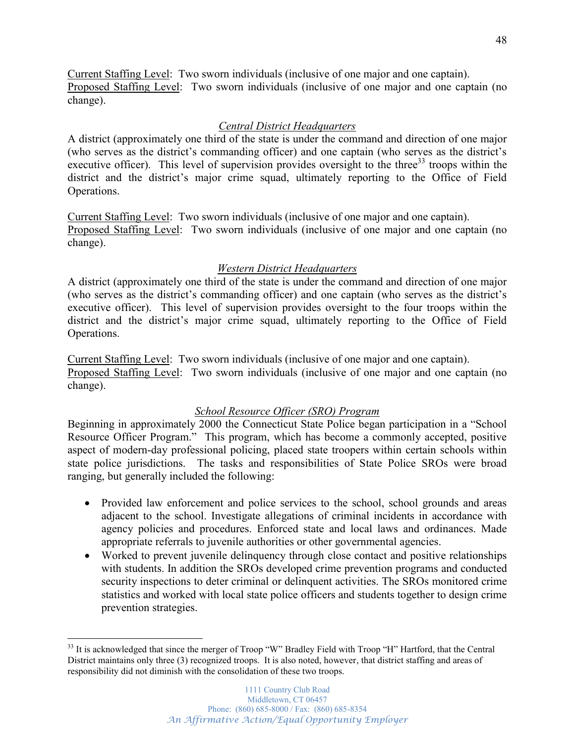Current Staffing Level: Two sworn individuals (inclusive of one major and one captain).
Proposed Staffing Level: Two sworn individuals (inclusive of one major and one captain (no change).

### *Central District Headquarters*

A district (approximately one third of the state is under the command and direction of one major (who serves as the district's commanding officer) and one captain (who serves as the district's executive officer). This level of supervision provides oversight to the three[33] troops within the district and the district's major crime squad, ultimately reporting to the Office of Field Operations.

Current Staffing Level: Two sworn individuals (inclusive of one major and one captain).
Proposed Staffing Level: Two sworn individuals (inclusive of one major and one captain (no change).

### *Western District Headquarters*

A district (approximately one third of the state is under the command and direction of one major (who serves as the district's commanding officer) and one captain (who serves as the district's executive officer). This level of supervision provides oversight to the four troops within the district and the district's major crime squad, ultimately reporting to the Office of Field Operations.

Current Staffing Level: Two sworn individuals (inclusive of one major and one captain).
Proposed Staffing Level: Two sworn individuals (inclusive of one major and one captain (no change).

### *School Resource Officer (SRO) Program*

Beginning in approximately 2000 the Connecticut State Police began participation in a "School Resource Officer Program." This program, which has become a commonly accepted, positive aspect of modern-day professional policing, placed state troopers within certain schools within state police jurisdictions. The tasks and responsibilities of State Police SROs were broad ranging, but generally included the following:

- Provided law enforcement and police services to the school, school grounds and areas adjacent to the school. Investigate allegations of criminal incidents in accordance with agency policies and procedures. Enforced state and local laws and ordinances. Made appropriate referrals to juvenile authorities or other governmental agencies.
- Worked to prevent juvenile delinquency through close contact and positive relationships with students. In addition the SROs developed crime prevention programs and conducted security inspections to deter criminal or delinquent activities. The SROs monitored crime statistics and worked with local state police officers and students together to design crime prevention strategies.

---

[33] It is acknowledged that since the merger of Troop "W" Bradley Field with Troop "H" Hartford, that the Central District maintains only three (3) recognized troops. It is also noted, however, that district staffing and areas of responsibility did not diminish with the consolidation of these two troops.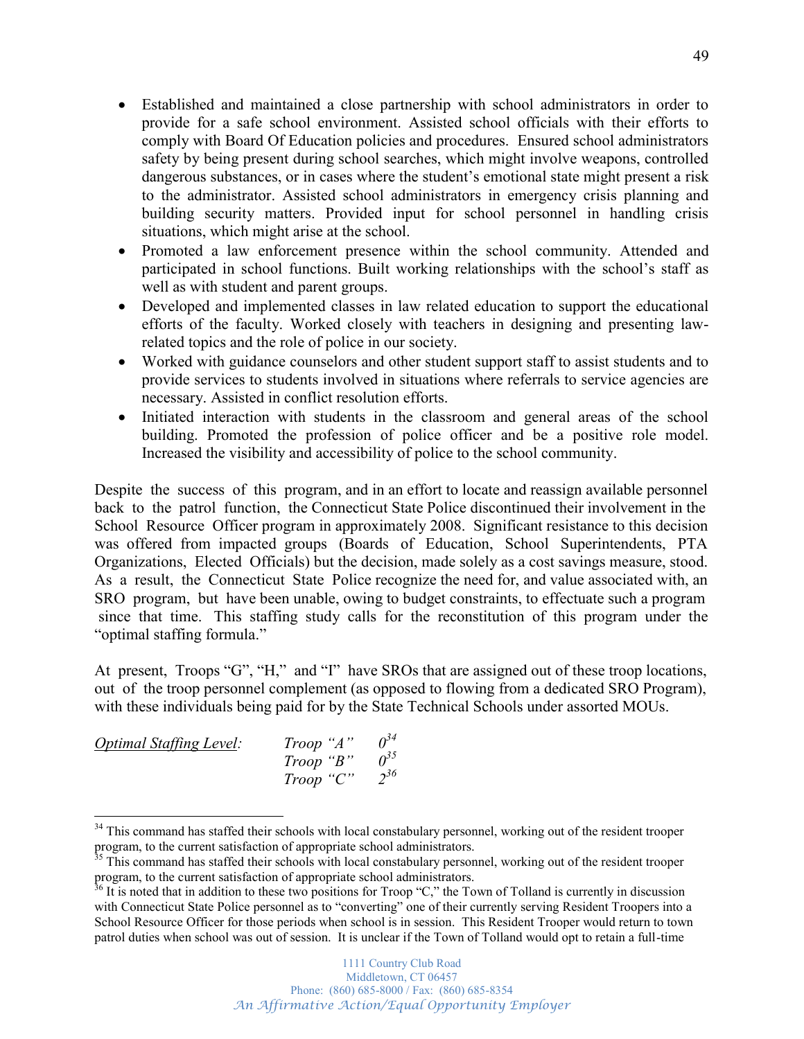- Established and maintained a close partnership with school administrators in order to provide for a safe school environment. Assisted school officials with their efforts to comply with Board Of Education policies and procedures. Ensured school administrators safety by being present during school searches, which might involve weapons, controlled dangerous substances, or in cases where the student's emotional state might present a risk to the administrator. Assisted school administrators in emergency crisis planning and building security matters. Provided input for school personnel in handling crisis situations, which might arise at the school.
- Promoted a law enforcement presence within the school community. Attended and participated in school functions. Built working relationships with the school's staff as well as with student and parent groups.
- Developed and implemented classes in law related education to support the educational efforts of the faculty. Worked closely with teachers in designing and presenting law-related topics and the role of police in our society.
- Worked with guidance counselors and other student support staff to assist students and to provide services to students involved in situations where referrals to service agencies are necessary. Assisted in conflict resolution efforts.
- Initiated interaction with students in the classroom and general areas of the school building. Promoted the profession of police officer and be a positive role model. Increased the visibility and accessibility of police to the school community.

Despite the success of this program, and in an effort to locate and reassign available personnel back to the patrol function, the Connecticut State Police discontinued their involvement in the School Resource Officer program in approximately 2008. Significant resistance to this decision was offered from impacted groups (Boards of Education, School Superintendents, PTA Organizations, Elected Officials) but the decision, made solely as a cost savings measure, stood. As a result, the Connecticut State Police recognize the need for, and value associated with, an SRO program, but have been unable, owing to budget constraints, to effectuate such a program since that time. This staffing study calls for the reconstitution of this program under the "optimal staffing formula."

At present, Troops "G", "H," and "I" have SROs that are assigned out of these troop locations, out of the troop personnel complement (as opposed to flowing from a dedicated SRO Program), with these individuals being paid for by the State Technical Schools under assorted MOUs.

<u>*Optimal Staffing Level*</u>: *Troop "A"* *0*[34]
*Troop "B"* *0*[35]
*Troop "C"* *2*[36]

---

[34] This command has staffed their schools with local constabulary personnel, working out of the resident trooper program, to the current satisfaction of appropriate school administrators.

[35] This command has staffed their schools with local constabulary personnel, working out of the resident trooper program, to the current satisfaction of appropriate school administrators.

[36] It is noted that in addition to these two positions for Troop "C," the Town of Tolland is currently in discussion with Connecticut State Police personnel as to "converting" one of their currently serving Resident Troopers into a School Resource Officer for those periods when school is in session. This Resident Trooper would return to town patrol duties when school was out of session. It is unclear if the Town of Tolland would opt to retain a full-time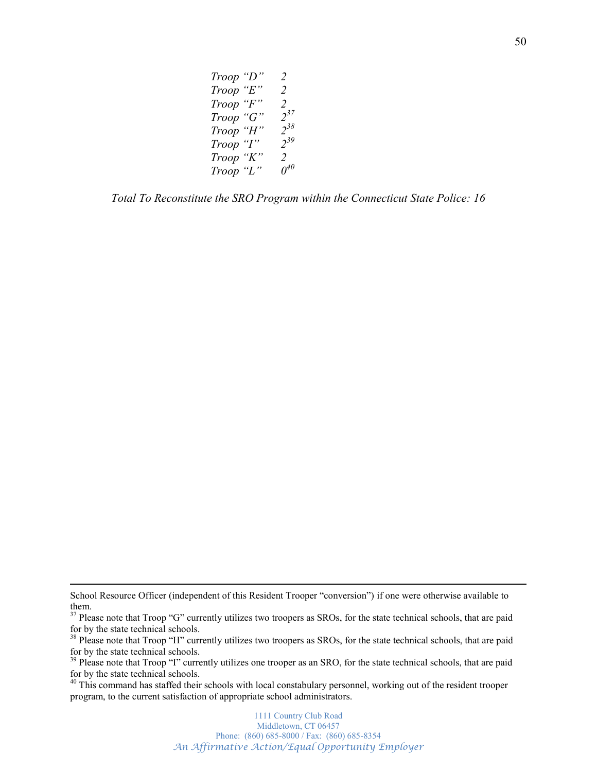*Troop "D"* 2
*Troop "E"* 2
*Troop "F"* 2
*Troop "G"* 2[37]
*Troop "H"* 2[38]
*Troop "I"* 2[39]
*Troop "K"* 2
*Troop "L"* 0[40]

*Total To Reconstitute the SRO Program within the Connecticut State Police: 16*

---

School Resource Officer (independent of this Resident Trooper "conversion") if one were otherwise available to them.

[37] Please note that Troop "G" currently utilizes two troopers as SROs, for the state technical schools, that are paid for by the state technical schools.

[38] Please note that Troop "H" currently utilizes two troopers as SROs, for the state technical schools, that are paid for by the state technical schools.

[39] Please note that Troop "I" currently utilizes one trooper as an SRO, for the state technical schools, that are paid for by the state technical schools.

[40] This command has staffed their schools with local constabulary personnel, working out of the resident trooper program, to the current satisfaction of appropriate school administrators.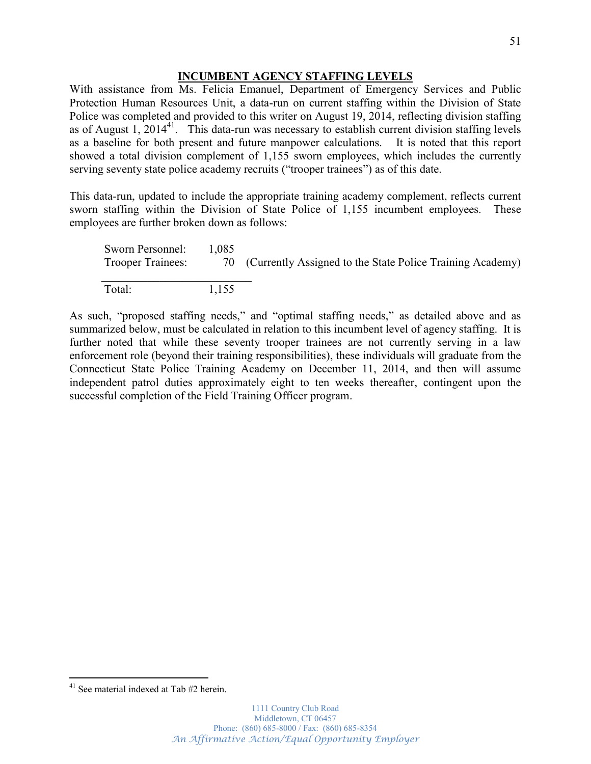## INCUMBENT AGENCY STAFFING LEVELS

With assistance from Ms. Felicia Emanuel, Department of Emergency Services and Public Protection Human Resources Unit, a data-run on current staffing within the Division of State Police was completed and provided to this writer on August 19, 2014, reflecting division staffing as of August 1, 2014[41]. This data-run was necessary to establish current division staffing levels as a baseline for both present and future manpower calculations. It is noted that this report showed a total division complement of 1,155 sworn employees, which includes the currently serving seventy state police academy recruits ("trooper trainees") as of this date.

This data-run, updated to include the appropriate training academy complement, reflects current sworn staffing within the Division of State Police of 1,155 incumbent employees. These employees are further broken down as follows:

| | | |
|---|---|---|
| Sworn Personnel: | 1,085 | |
| Trooper Trainees: | 70 | (Currently Assigned to the State Police Training Academy) |
| Total: | 1,155 | |

As such, "proposed staffing needs," and "optimal staffing needs," as detailed above and as summarized below, must be calculated in relation to this incumbent level of agency staffing. It is further noted that while these seventy trooper trainees are not currently serving in a law enforcement role (beyond their training responsibilities), these individuals will graduate from the Connecticut State Police Training Academy on December 11, 2014, and then will assume independent patrol duties approximately eight to ten weeks thereafter, contingent upon the successful completion of the Field Training Officer program.

---

[41] See material indexed at Tab #2 herein.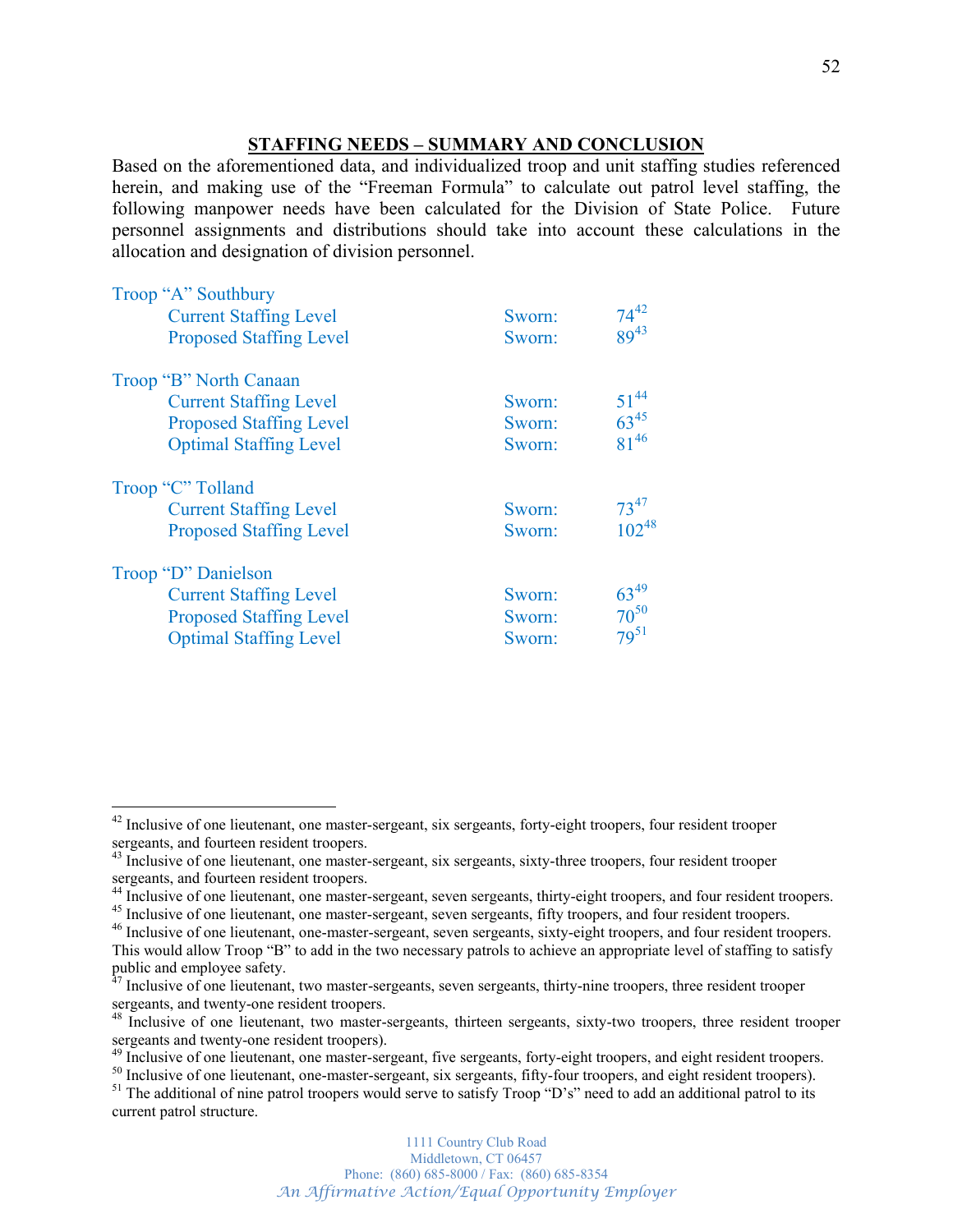## STAFFING NEEDS – SUMMARY AND CONCLUSION

Based on the aforementioned data, and individualized troop and unit staffing studies referenced herein, and making use of the "Freeman Formula" to calculate out patrol level staffing, the following manpower needs have been calculated for the Division of State Police. Future personnel assignments and distributions should take into account these calculations in the allocation and designation of division personnel.

| | | |
|---|---|---|
| **Troop "A" Southbury** | | |
| Current Staffing Level | Sworn: | 74[42] |
| Proposed Staffing Level | Sworn: | 89[43] |
| **Troop "B" North Canaan** | | |
| Current Staffing Level | Sworn: | 51[44] |
| Proposed Staffing Level | Sworn: | 63[45] |
| Optimal Staffing Level | Sworn: | 81[46] |
| **Troop "C" Tolland** | | |
| Current Staffing Level | Sworn: | 73[47] |
| Proposed Staffing Level | Sworn: | 102[48] |
| **Troop "D" Danielson** | | |
| Current Staffing Level | Sworn: | 63[49] |
| Proposed Staffing Level | Sworn: | 70[50] |
| Optimal Staffing Level | Sworn: | 79[51] |

---

[42] Inclusive of one lieutenant, one master-sergeant, six sergeants, forty-eight troopers, four resident trooper sergeants, and fourteen resident troopers.

[43] Inclusive of one lieutenant, one master-sergeant, six sergeants, sixty-three troopers, four resident trooper sergeants, and fourteen resident troopers.

[44] Inclusive of one lieutenant, one master-sergeant, seven sergeants, thirty-eight troopers, and four resident troopers.

[45] Inclusive of one lieutenant, one master-sergeant, seven sergeants, fifty troopers, and four resident troopers.

[46] Inclusive of one lieutenant, one-master-sergeant, seven sergeants, sixty-eight troopers, and four resident troopers. This would allow Troop "B" to add in the two necessary patrols to achieve an appropriate level of staffing to satisfy public and employee safety.

[47] Inclusive of one lieutenant, two master-sergeants, seven sergeants, thirty-nine troopers, three resident trooper sergeants, and twenty-one resident troopers.

[48] Inclusive of one lieutenant, two master-sergeants, thirteen sergeants, sixty-two troopers, three resident trooper sergeants and twenty-one resident troopers).

[49] Inclusive of one lieutenant, one master-sergeant, five sergeants, forty-eight troopers, and eight resident troopers.

[50] Inclusive of one lieutenant, one-master-sergeant, six sergeants, fifty-four troopers, and eight resident troopers).

[51] The additional of nine patrol troopers would serve to satisfy Troop "D's" need to add an additional patrol to its current patrol structure.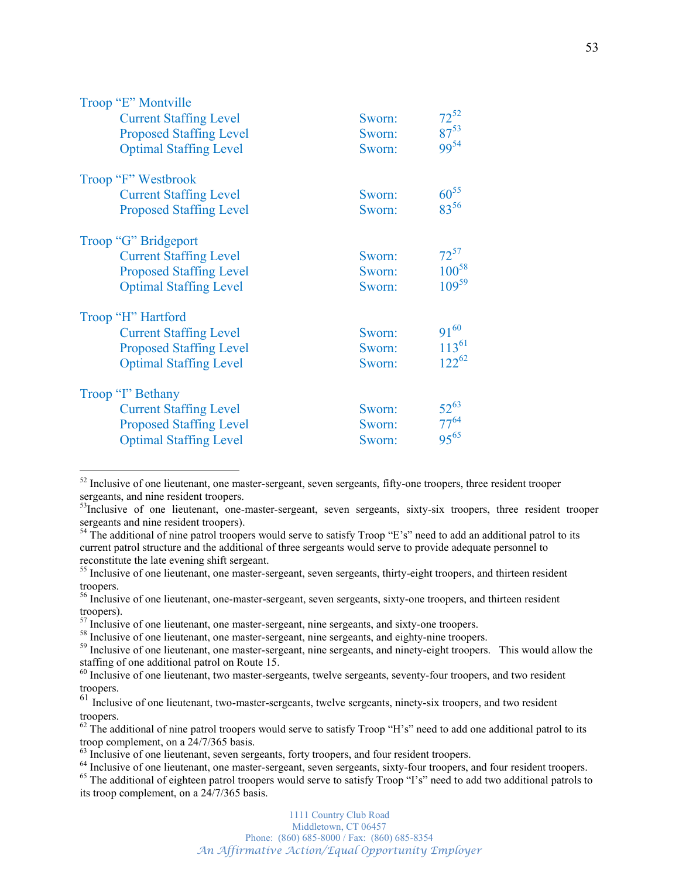Troop "E" Montville

| | | |
|---|---|---|
| Current Staffing Level | Sworn: | 72[52] |
| Proposed Staffing Level | Sworn: | 87[53] |
| Optimal Staffing Level | Sworn: | 99[54] |

Troop "F" Westbrook

| | | |
|---|---|---|
| Current Staffing Level | Sworn: | 60[55] |
| Proposed Staffing Level | Sworn: | 83[56] |

Troop "G" Bridgeport

| | | |
|---|---|---|
| Current Staffing Level | Sworn: | 72[57] |
| Proposed Staffing Level | Sworn: | 100[58] |
| Optimal Staffing Level | Sworn: | 109[59] |

Troop "H" Hartford

| | | |
|---|---|---|
| Current Staffing Level | Sworn: | 91[60] |
| Proposed Staffing Level | Sworn: | 113[61] |
| Optimal Staffing Level | Sworn: | 122[62] |

Troop "I" Bethany

| | | |
|---|---|---|
| Current Staffing Level | Sworn: | 52[63] |
| Proposed Staffing Level | Sworn: | 77[64] |
| Optimal Staffing Level | Sworn: | 95[65] |

---

[52] Inclusive of one lieutenant, one master-sergeant, seven sergeants, fifty-one troopers, three resident trooper sergeants, and nine resident troopers.

[53] Inclusive of one lieutenant, one-master-sergeant, seven sergeants, sixty-six troopers, three resident trooper sergeants and nine resident troopers).

[54] The additional of nine patrol troopers would serve to satisfy Troop "E's" need to add an additional patrol to its current patrol structure and the additional of three sergeants would serve to provide adequate personnel to reconstitute the late evening shift sergeant.

[55] Inclusive of one lieutenant, one master-sergeant, seven sergeants, thirty-eight troopers, and thirteen resident troopers.

[56] Inclusive of one lieutenant, one-master-sergeant, seven sergeants, sixty-one troopers, and thirteen resident troopers).

[57] Inclusive of one lieutenant, one master-sergeant, nine sergeants, and sixty-one troopers.

[58] Inclusive of one lieutenant, one master-sergeant, nine sergeants, and eighty-nine troopers.

[59] Inclusive of one lieutenant, one master-sergeant, nine sergeants, and ninety-eight troopers. This would allow the staffing of one additional patrol on Route 15.

[60] Inclusive of one lieutenant, two master-sergeants, twelve sergeants, seventy-four troopers, and two resident troopers.

[61] Inclusive of one lieutenant, two-master-sergeants, twelve sergeants, ninety-six troopers, and two resident troopers.

[62] The additional of nine patrol troopers would serve to satisfy Troop "H's" need to add one additional patrol to its troop complement, on a 24/7/365 basis.

[63] Inclusive of one lieutenant, seven sergeants, forty troopers, and four resident troopers.

[64] Inclusive of one lieutenant, one master-sergeant, seven sergeants, sixty-four troopers, and four resident troopers.

[65] The additional of eighteen patrol troopers would serve to satisfy Troop "I's" need to add two additional patrols to its troop complement, on a 24/7/365 basis.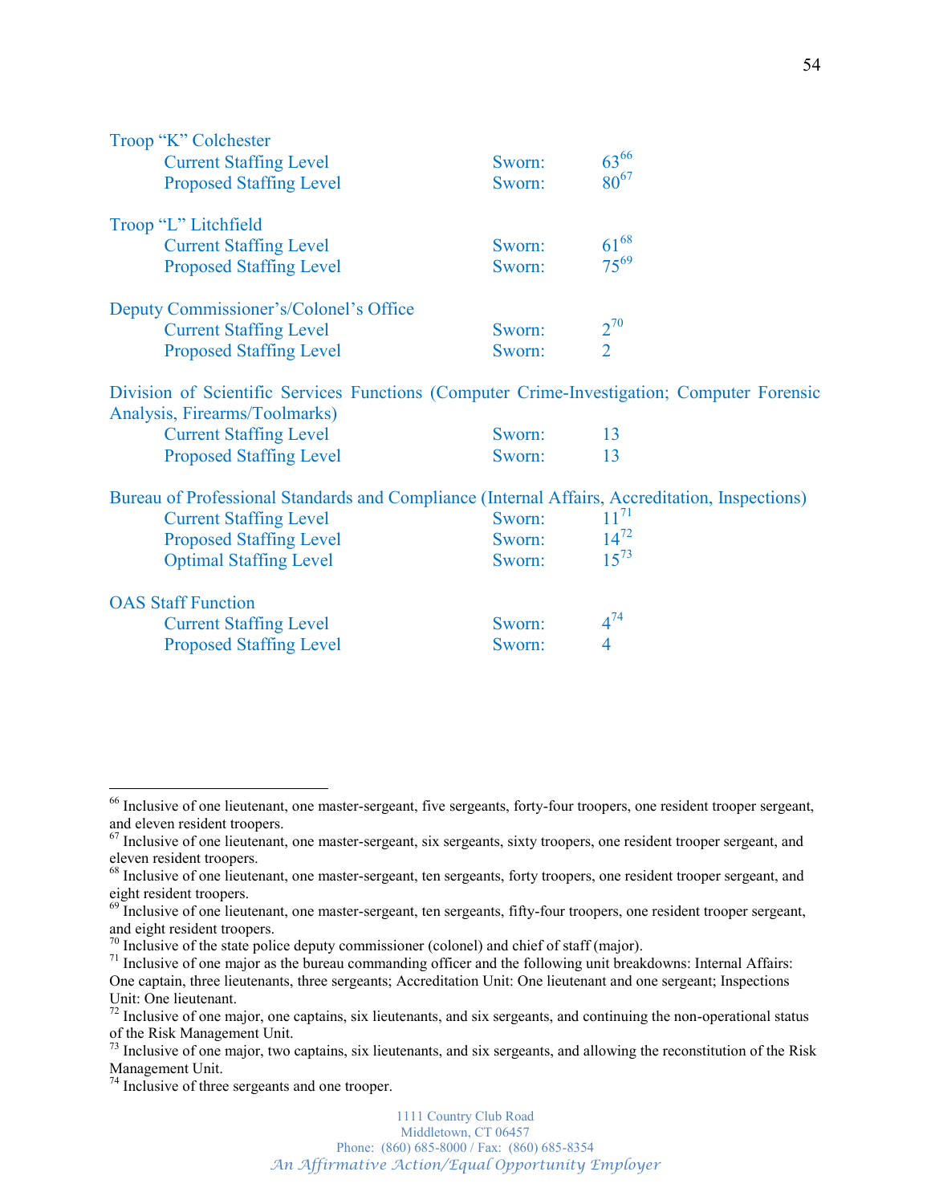Troop "K" Colchester

| | | |
|---|---|---|
| Current Staffing Level | Sworn: | 63[66] |
| Proposed Staffing Level | Sworn: | 80[67] |

Troop "L" Litchfield

| | | |
|---|---|---|
| Current Staffing Level | Sworn: | 61[68] |
| Proposed Staffing Level | Sworn: | 75[69] |

Deputy Commissioner's/Colonel's Office

| | | |
|---|---|---|
| Current Staffing Level | Sworn: | 2[70] |
| Proposed Staffing Level | Sworn: | 2 |

Division of Scientific Services Functions (Computer Crime-Investigation; Computer Forensic Analysis, Firearms/Toolmarks)

| | | |
|---|---|---|
| Current Staffing Level | Sworn: | 13 |
| Proposed Staffing Level | Sworn: | 13 |

Bureau of Professional Standards and Compliance (Internal Affairs, Accreditation, Inspections)

| | | |
|---|---|---|
| Current Staffing Level | Sworn: | 11[71] |
| Proposed Staffing Level | Sworn: | 14[72] |
| Optimal Staffing Level | Sworn: | 15[73] |

OAS Staff Function

| | | |
|---|---|---|
| Current Staffing Level | Sworn: | 4[74] |
| Proposed Staffing Level | Sworn: | 4 |

---

[66] Inclusive of one lieutenant, one master-sergeant, five sergeants, forty-four troopers, one resident trooper sergeant, and eleven resident troopers.

[67] Inclusive of one lieutenant, one master-sergeant, six sergeants, sixty troopers, one resident trooper sergeant, and eleven resident troopers.

[68] Inclusive of one lieutenant, one master-sergeant, ten sergeants, forty troopers, one resident trooper sergeant, and eight resident troopers.

[69] Inclusive of one lieutenant, one master-sergeant, ten sergeants, fifty-four troopers, one resident trooper sergeant, and eight resident troopers.

[70] Inclusive of the state police deputy commissioner (colonel) and chief of staff (major).

[71] Inclusive of one major as the bureau commanding officer and the following unit breakdowns: Internal Affairs: One captain, three lieutenants, three sergeants; Accreditation Unit: One lieutenant and one sergeant; Inspections Unit: One lieutenant.

[72] Inclusive of one major, one captains, six lieutenants, and six sergeants, and continuing the non-operational status of the Risk Management Unit.

[73] Inclusive of one major, two captains, six lieutenants, and six sergeants, and allowing the reconstitution of the Risk Management Unit.

[74] Inclusive of three sergeants and one trooper.

1111 Country Club Road
Middletown, CT 06457
Phone: (860) 685-8000 / Fax: (860) 685-8354
*An Affirmative Action/Equal Opportunity Employer*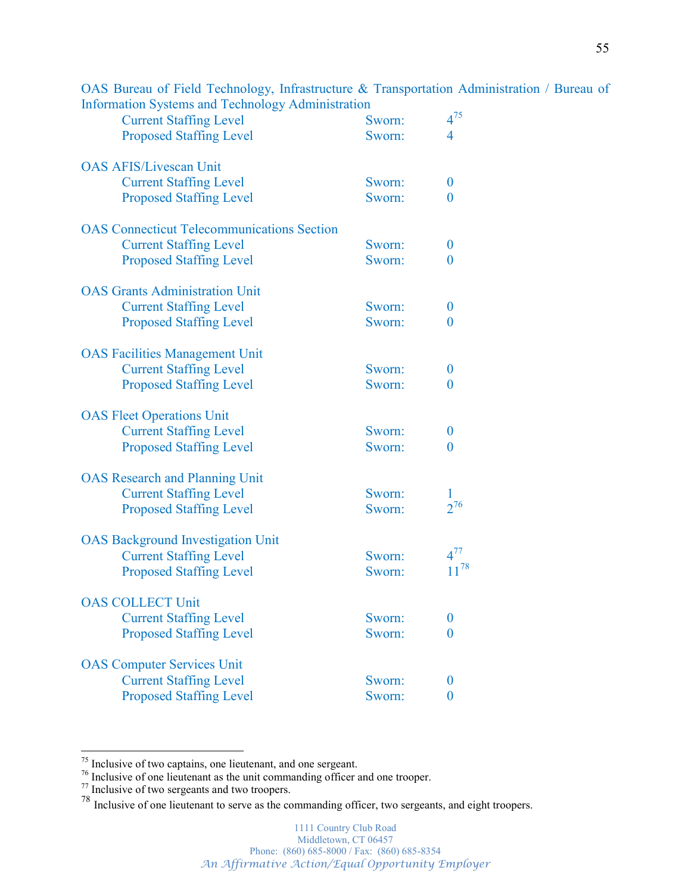OAS Bureau of Field Technology, Infrastructure & Transportation Administration / Bureau of Information Systems and Technology Administration

| | | |
|---|---|---|
| Current Staffing Level | Sworn: | 4[75] |
| Proposed Staffing Level | Sworn: | 4 |

OAS AFIS/Livescan Unit

| | | |
|---|---|---|
| Current Staffing Level | Sworn: | 0 |
| Proposed Staffing Level | Sworn: | 0 |

OAS Connecticut Telecommunications Section

| | | |
|---|---|---|
| Current Staffing Level | Sworn: | 0 |
| Proposed Staffing Level | Sworn: | 0 |

OAS Grants Administration Unit

| | | |
|---|---|---|
| Current Staffing Level | Sworn: | 0 |
| Proposed Staffing Level | Sworn: | 0 |

OAS Facilities Management Unit

| | | |
|---|---|---|
| Current Staffing Level | Sworn: | 0 |
| Proposed Staffing Level | Sworn: | 0 |

OAS Fleet Operations Unit

| | | |
|---|---|---|
| Current Staffing Level | Sworn: | 0 |
| Proposed Staffing Level | Sworn: | 0 |

OAS Research and Planning Unit

| | | |
|---|---|---|
| Current Staffing Level | Sworn: | 1 |
| Proposed Staffing Level | Sworn: | 2[76] |

OAS Background Investigation Unit

| | | |
|---|---|---|
| Current Staffing Level | Sworn: | 4[77] |
| Proposed Staffing Level | Sworn: | 11[78] |

OAS COLLECT Unit

| | | |
|---|---|---|
| Current Staffing Level | Sworn: | 0 |
| Proposed Staffing Level | Sworn: | 0 |

OAS Computer Services Unit

| | | |
|---|---|---|
| Current Staffing Level | Sworn: | 0 |
| Proposed Staffing Level | Sworn: | 0 |

---

[75] Inclusive of two captains, one lieutenant, and one sergeant.
[76] Inclusive of one lieutenant as the unit commanding officer and one trooper.
[77] Inclusive of two sergeants and two troopers.
[78] Inclusive of one lieutenant to serve as the commanding officer, two sergeants, and eight troopers.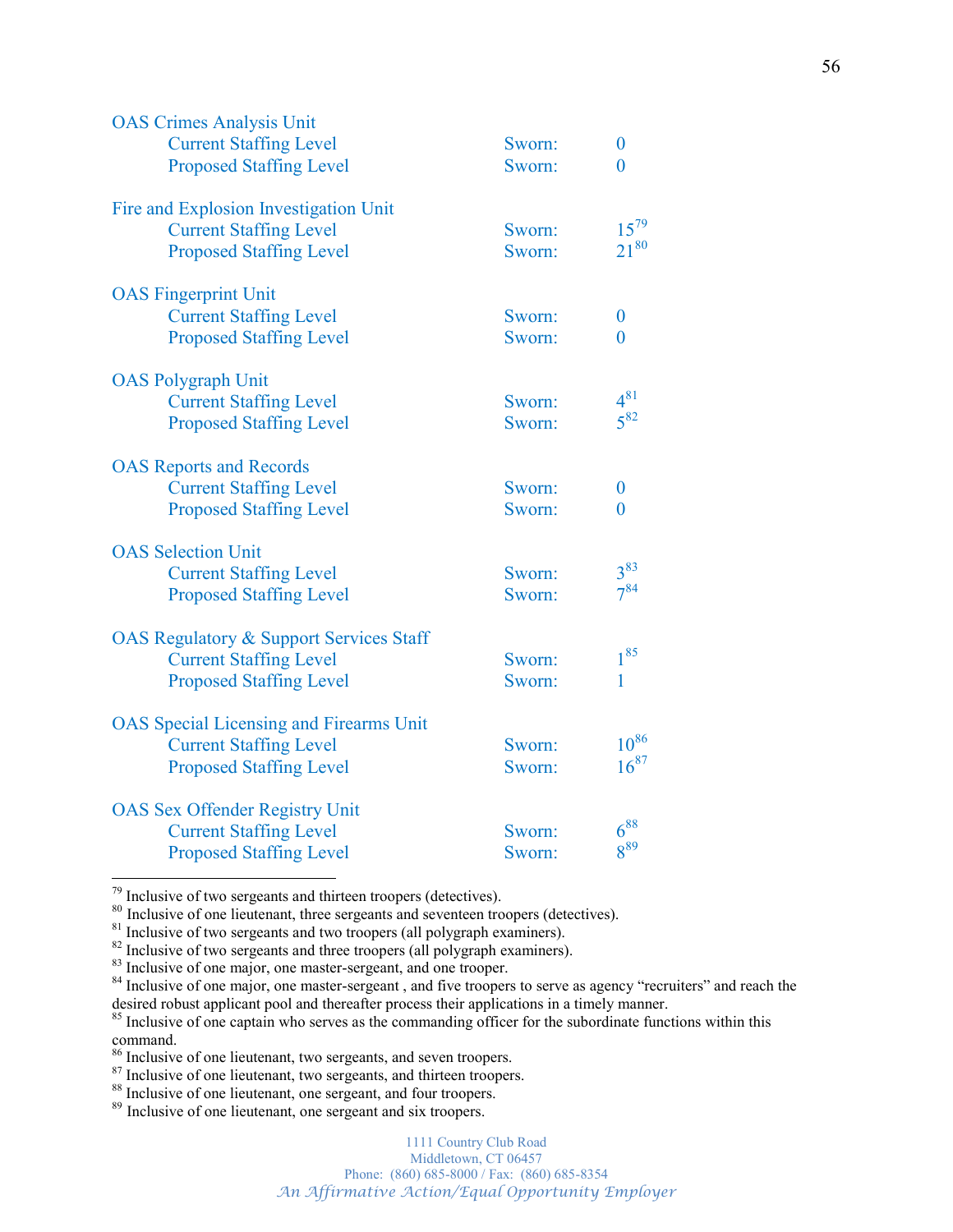OAS Crimes Analysis Unit

| | | |
|---|---|---|
| Current Staffing Level | Sworn: | 0 |
| Proposed Staffing Level | Sworn: | 0 |

Fire and Explosion Investigation Unit

| | | |
|---|---|---|
| Current Staffing Level | Sworn: | 15[79] |
| Proposed Staffing Level | Sworn: | 21[80] |

OAS Fingerprint Unit

| | | |
|---|---|---|
| Current Staffing Level | Sworn: | 0 |
| Proposed Staffing Level | Sworn: | 0 |

OAS Polygraph Unit

| | | |
|---|---|---|
| Current Staffing Level | Sworn: | 4[81] |
| Proposed Staffing Level | Sworn: | 5[82] |

OAS Reports and Records

| | | |
|---|---|---|
| Current Staffing Level | Sworn: | 0 |
| Proposed Staffing Level | Sworn: | 0 |

OAS Selection Unit

| | | |
|---|---|---|
| Current Staffing Level | Sworn: | 3[83] |
| Proposed Staffing Level | Sworn: | 7[84] |

OAS Regulatory & Support Services Staff

| | | |
|---|---|---|
| Current Staffing Level | Sworn: | 1[85] |
| Proposed Staffing Level | Sworn: | 1 |

OAS Special Licensing and Firearms Unit

| | | |
|---|---|---|
| Current Staffing Level | Sworn: | 10[86] |
| Proposed Staffing Level | Sworn: | 16[87] |

OAS Sex Offender Registry Unit

| | | |
|---|---|---|
| Current Staffing Level | Sworn: | 6[88] |
| Proposed Staffing Level | Sworn: | 8[89] |

---

[79] Inclusive of two sergeants and thirteen troopers (detectives).
[80] Inclusive of one lieutenant, three sergeants and seventeen troopers (detectives).
[81] Inclusive of two sergeants and two troopers (all polygraph examiners).
[82] Inclusive of two sergeants and three troopers (all polygraph examiners).
[83] Inclusive of one major, one master-sergeant, and one trooper.
[84] Inclusive of one major, one master-sergeant , and five troopers to serve as agency "recruiters" and reach the desired robust applicant pool and thereafter process their applications in a timely manner.
[85] Inclusive of one captain who serves as the commanding officer for the subordinate functions within this command.
[86] Inclusive of one lieutenant, two sergeants, and seven troopers.
[87] Inclusive of one lieutenant, two sergeants, and thirteen troopers.
[88] Inclusive of one lieutenant, one sergeant, and four troopers.
[89] Inclusive of one lieutenant, one sergeant and six troopers.

1111 Country Club Road
Middletown, CT 06457
Phone: (860) 685-8000 / Fax: (860) 685-8354
*An Affirmative Action/Equal Opportunity Employer*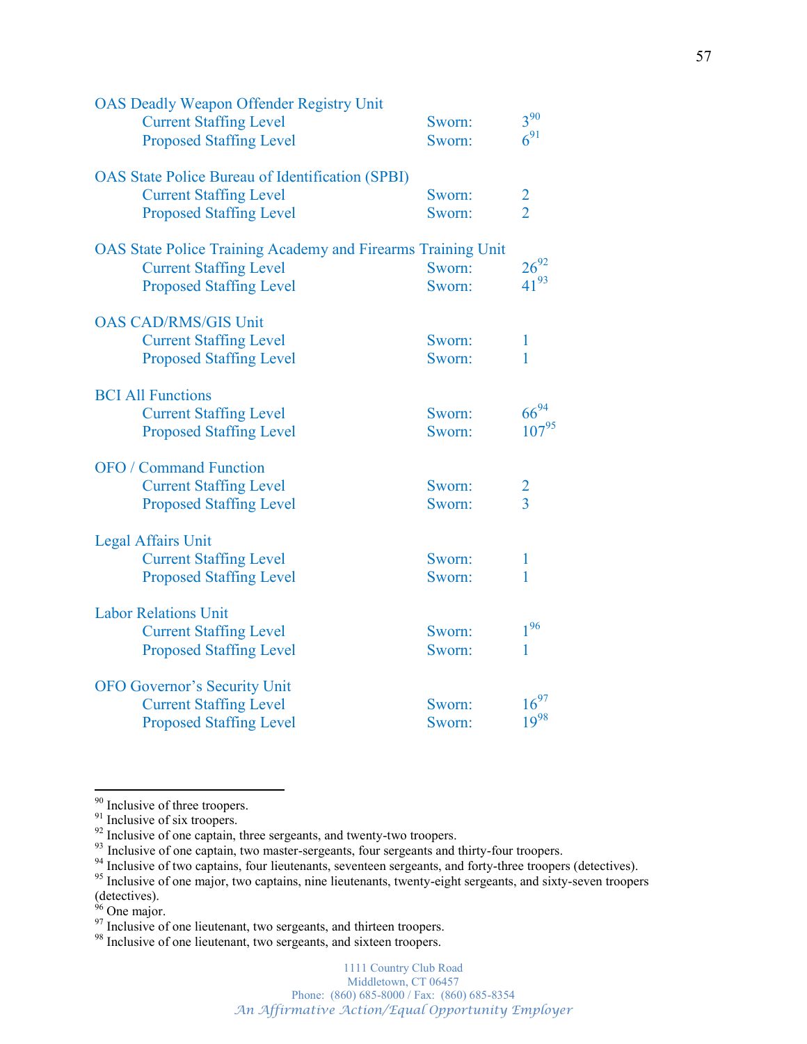OAS Deadly Weapon Offender Registry Unit

| | | |
|---|---|---|
| Current Staffing Level | Sworn: | 3[90] |
| Proposed Staffing Level | Sworn: | 6[91] |

OAS State Police Bureau of Identification (SPBI)

| | | |
|---|---|---|
| Current Staffing Level | Sworn: | 2 |
| Proposed Staffing Level | Sworn: | 2 |

OAS State Police Training Academy and Firearms Training Unit

| | | |
|---|---|---|
| Current Staffing Level | Sworn: | 26[92] |
| Proposed Staffing Level | Sworn: | 41[93] |

OAS CAD/RMS/GIS Unit

| | | |
|---|---|---|
| Current Staffing Level | Sworn: | 1 |
| Proposed Staffing Level | Sworn: | 1 |

BCI All Functions

| | | |
|---|---|---|
| Current Staffing Level | Sworn: | 66[94] |
| Proposed Staffing Level | Sworn: | 107[95] |

OFO / Command Function

| | | |
|---|---|---|
| Current Staffing Level | Sworn: | 2 |
| Proposed Staffing Level | Sworn: | 3 |

Legal Affairs Unit

| | | |
|---|---|---|
| Current Staffing Level | Sworn: | 1 |
| Proposed Staffing Level | Sworn: | 1 |

Labor Relations Unit

| | | |
|---|---|---|
| Current Staffing Level | Sworn: | 1[96] |
| Proposed Staffing Level | Sworn: | 1 |

OFO Governor's Security Unit

| | | |
|---|---|---|
| Current Staffing Level | Sworn: | 16[97] |
| Proposed Staffing Level | Sworn: | 19[98] |

---

[90] Inclusive of three troopers.
[91] Inclusive of six troopers.
[92] Inclusive of one captain, three sergeants, and twenty-two troopers.
[93] Inclusive of one captain, two master-sergeants, four sergeants and thirty-four troopers.
[94] Inclusive of two captains, four lieutenants, seventeen sergeants, and forty-three troopers (detectives).
[95] Inclusive of one major, two captains, nine lieutenants, twenty-eight sergeants, and sixty-seven troopers (detectives).
[96] One major.
[97] Inclusive of one lieutenant, two sergeants, and thirteen troopers.
[98] Inclusive of one lieutenant, two sergeants, and sixteen troopers.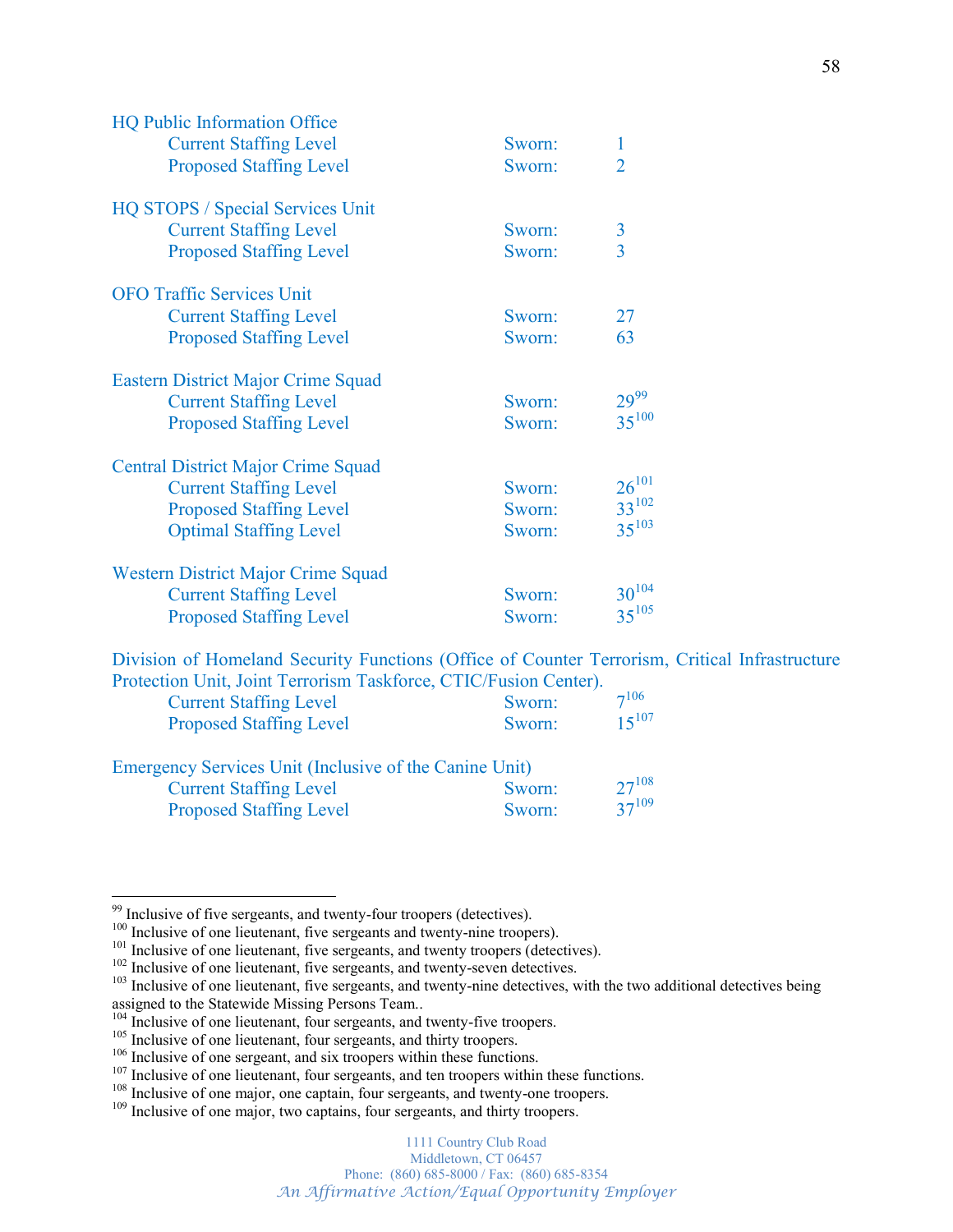HQ Public Information Office

| | | |
|---|---|---|
| Current Staffing Level | Sworn: | 1 |
| Proposed Staffing Level | Sworn: | 2 |

HQ STOPS / Special Services Unit

| | | |
|---|---|---|
| Current Staffing Level | Sworn: | 3 |
| Proposed Staffing Level | Sworn: | 3 |

OFO Traffic Services Unit

| | | |
|---|---|---|
| Current Staffing Level | Sworn: | 27 |
| Proposed Staffing Level | Sworn: | 63 |

Eastern District Major Crime Squad

| | | |
|---|---|---|
| Current Staffing Level | Sworn: | 29[99] |
| Proposed Staffing Level | Sworn: | 35[100] |

Central District Major Crime Squad

| | | |
|---|---|---|
| Current Staffing Level | Sworn: | 26[101] |
| Proposed Staffing Level | Sworn: | 33[102] |
| Optimal Staffing Level | Sworn: | 35[103] |

Western District Major Crime Squad

| | | |
|---|---|---|
| Current Staffing Level | Sworn: | 30[104] |
| Proposed Staffing Level | Sworn: | 35[105] |

Division of Homeland Security Functions (Office of Counter Terrorism, Critical Infrastructure Protection Unit, Joint Terrorism Taskforce, CTIC/Fusion Center).

| | | |
|---|---|---|
| Current Staffing Level | Sworn: | 7[106] |
| Proposed Staffing Level | Sworn: | 15[107] |

Emergency Services Unit (Inclusive of the Canine Unit)

| | | |
|---|---|---|
| Current Staffing Level | Sworn: | 27[108] |
| Proposed Staffing Level | Sworn: | 37[109] |

---

[99] Inclusive of five sergeants, and twenty-four troopers (detectives).
[100] Inclusive of one lieutenant, five sergeants and twenty-nine troopers).
[101] Inclusive of one lieutenant, five sergeants, and twenty troopers (detectives).
[102] Inclusive of one lieutenant, five sergeants, and twenty-seven detectives.
[103] Inclusive of one lieutenant, five sergeants, and twenty-nine detectives, with the two additional detectives being assigned to the Statewide Missing Persons Team..
[104] Inclusive of one lieutenant, four sergeants, and twenty-five troopers.
[105] Inclusive of one lieutenant, four sergeants, and thirty troopers.
[106] Inclusive of one sergeant, and six troopers within these functions.
[107] Inclusive of one lieutenant, four sergeants, and ten troopers within these functions.
[108] Inclusive of one major, one captain, four sergeants, and twenty-one troopers.
[109] Inclusive of one major, two captains, four sergeants, and thirty troopers.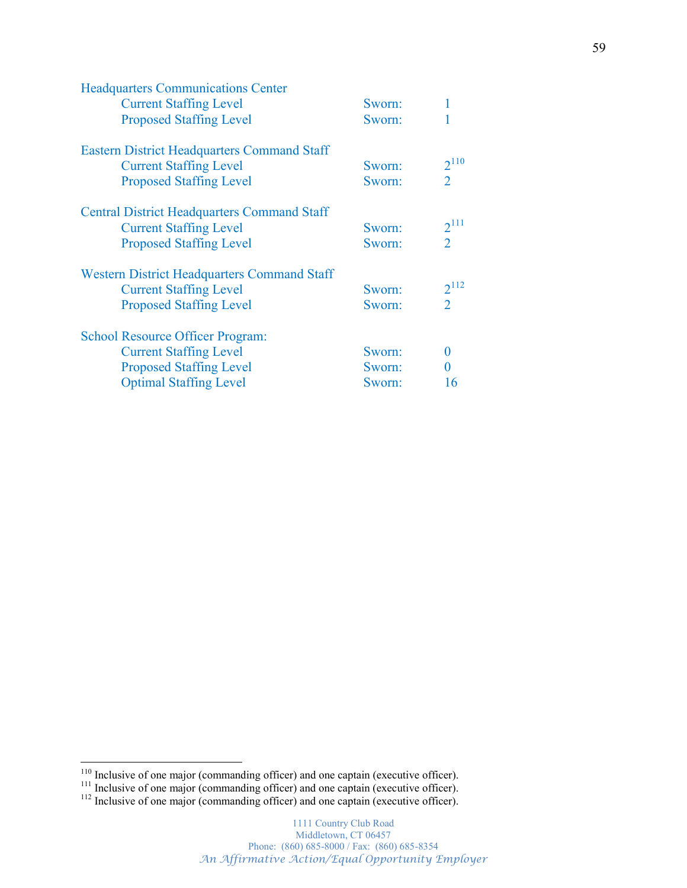Headquarters Communications Center

| | | |
|---|---|---|
| Current Staffing Level | Sworn: | 1 |
| Proposed Staffing Level | Sworn: | 1 |

Eastern District Headquarters Command Staff

| | | |
|---|---|---|
| Current Staffing Level | Sworn: | 2[110] |
| Proposed Staffing Level | Sworn: | 2 |

Central District Headquarters Command Staff

| | | |
|---|---|---|
| Current Staffing Level | Sworn: | 2[111] |
| Proposed Staffing Level | Sworn: | 2 |

Western District Headquarters Command Staff

| | | |
|---|---|---|
| Current Staffing Level | Sworn: | 2[112] |
| Proposed Staffing Level | Sworn: | 2 |

School Resource Officer Program:

| | | |
|---|---|---|
| Current Staffing Level | Sworn: | 0 |
| Proposed Staffing Level | Sworn: | 0 |
| Optimal Staffing Level | Sworn: | 16 |

---

[110] Inclusive of one major (commanding officer) and one captain (executive officer).
[111] Inclusive of one major (commanding officer) and one captain (executive officer).
[112] Inclusive of one major (commanding officer) and one captain (executive officer).

1111 Country Club Road
Middletown, CT 06457
Phone: (860) 685-8000 / Fax: (860) 685-8354
*An Affirmative Action/Equal Opportunity Employer*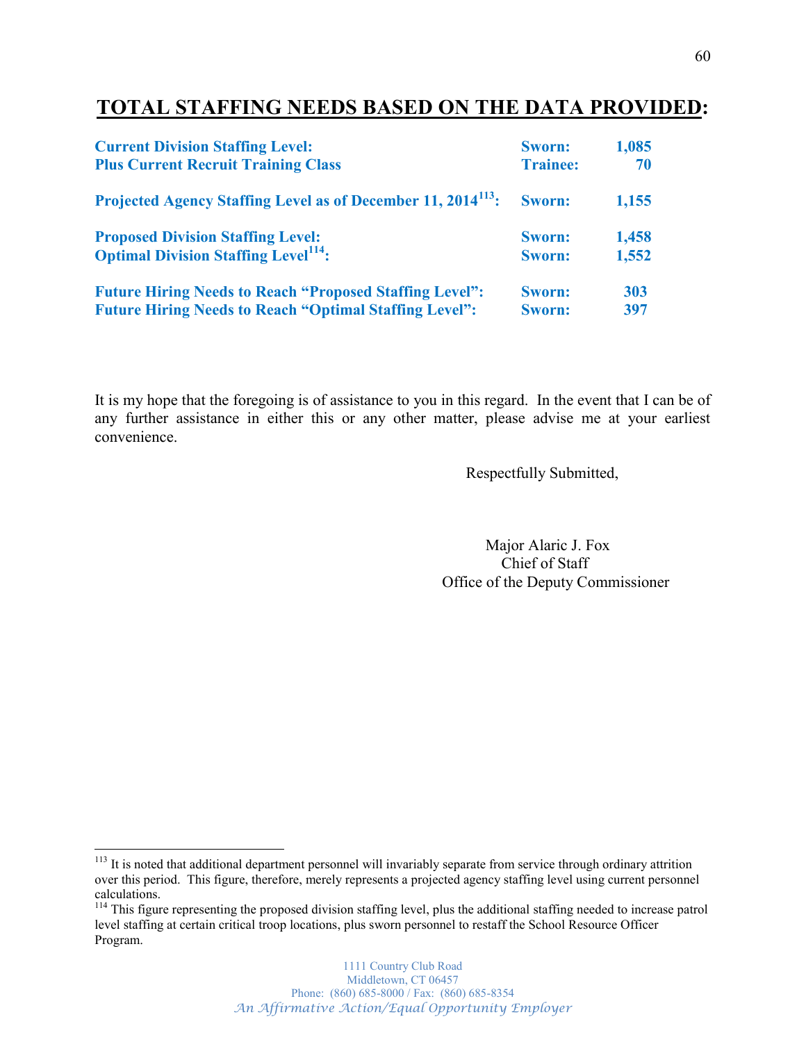## TOTAL STAFFING NEEDS BASED ON THE DATA PROVIDED:

| | | |
|---|---|---|
| **Current Division Staffing Level:** | **Sworn:** | **1,085** |
| **Plus Current Recruit Training Class** | **Trainee:** | **70** |
| **Projected Agency Staffing Level as of December 11, 2014[113]:** | **Sworn:** | **1,155** |
| **Proposed Division Staffing Level:** | **Sworn:** | **1,458** |
| **Optimal Division Staffing Level[114]:** | **Sworn:** | **1,552** |
| **Future Hiring Needs to Reach "Proposed Staffing Level":** | **Sworn:** | **303** |
| **Future Hiring Needs to Reach "Optimal Staffing Level":** | **Sworn:** | **397** |

It is my hope that the foregoing is of assistance to you in this regard. In the event that I can be of any further assistance in either this or any other matter, please advise me at your earliest convenience.

Respectfully Submitted,

Major Alaric J. Fox
Chief of Staff
Office of the Deputy Commissioner

[113] It is noted that additional department personnel will invariably separate from service through ordinary attrition over this period. This figure, therefore, merely represents a projected agency staffing level using current personnel calculations.

[114] This figure representing the proposed division staffing level, plus the additional staffing needed to increase patrol level staffing at certain critical troop locations, plus sworn personnel to restaff the School Resource Officer Program.

1111 Country Club Road
Middletown, CT 06457
Phone: (860) 685-8000 / Fax: (860) 685-8354
*An Affirmative Action/Equal Opportunity Employer*